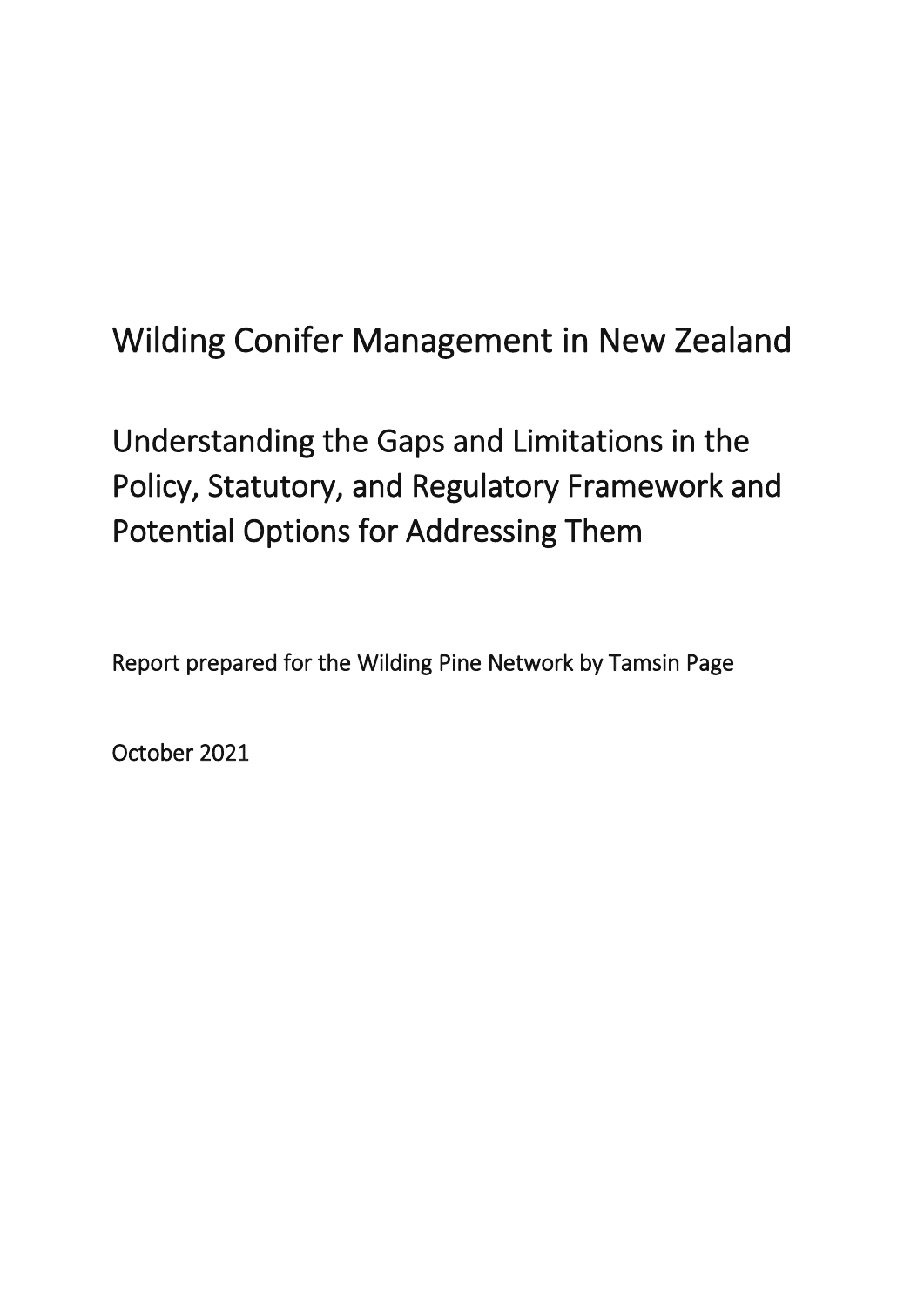# Wilding Conifer Management in New Zealand

## Understanding the Gaps and Limitations in the Policy, Statutory, and Regulatory Framework and Potential Options for Addressing Them

Report prepared for the Wilding Pine Network by Tamsin Page

October 2021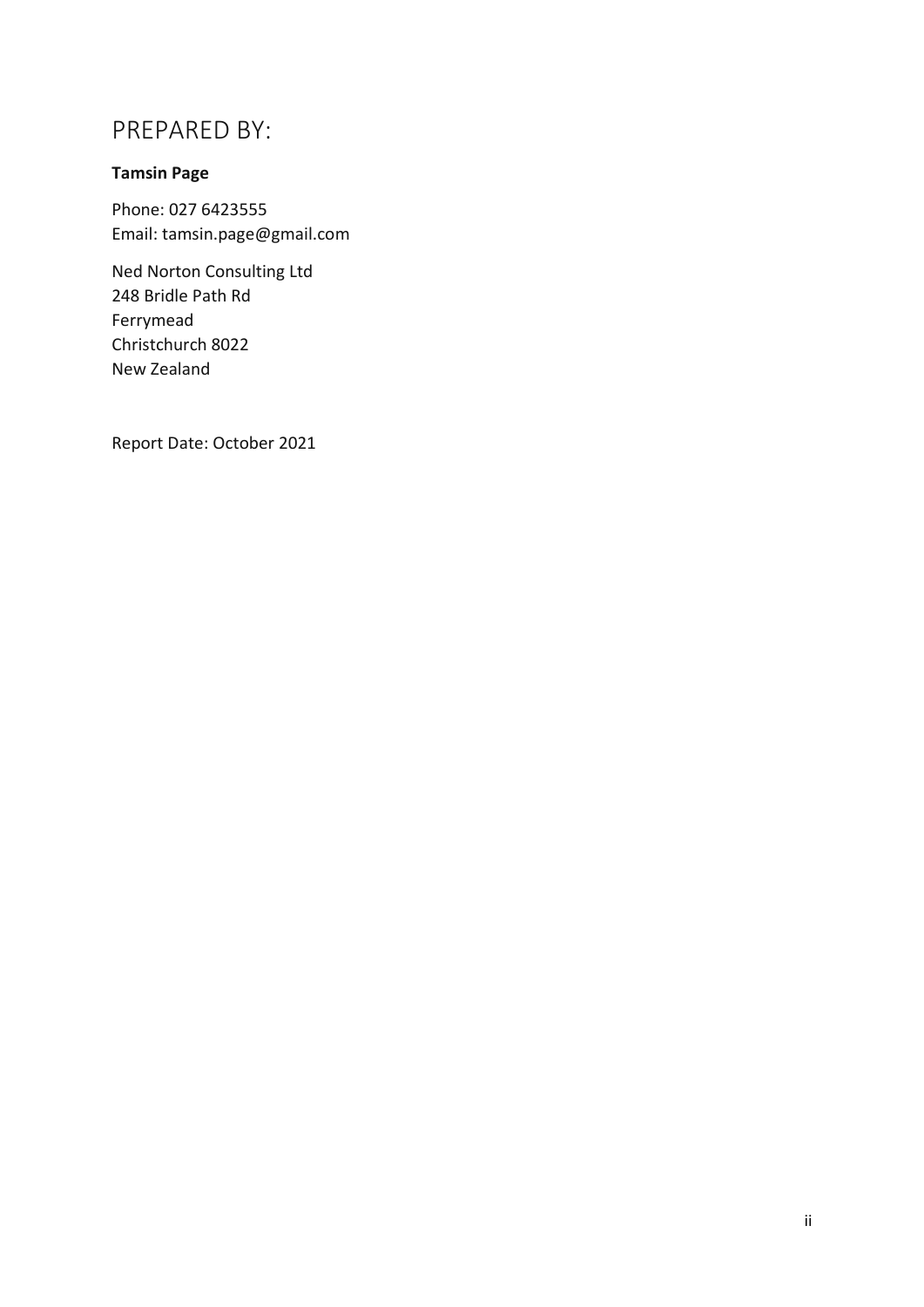# PREPARED BY:

**Tamsin Page**

Phone: 027 6423555
Email: tamsin.page@gmail.com

Ned Norton Consulting Ltd
248 Bridle Path Rd
Ferrymead
Christchurch 8022
New Zealand

Report Date: October 2021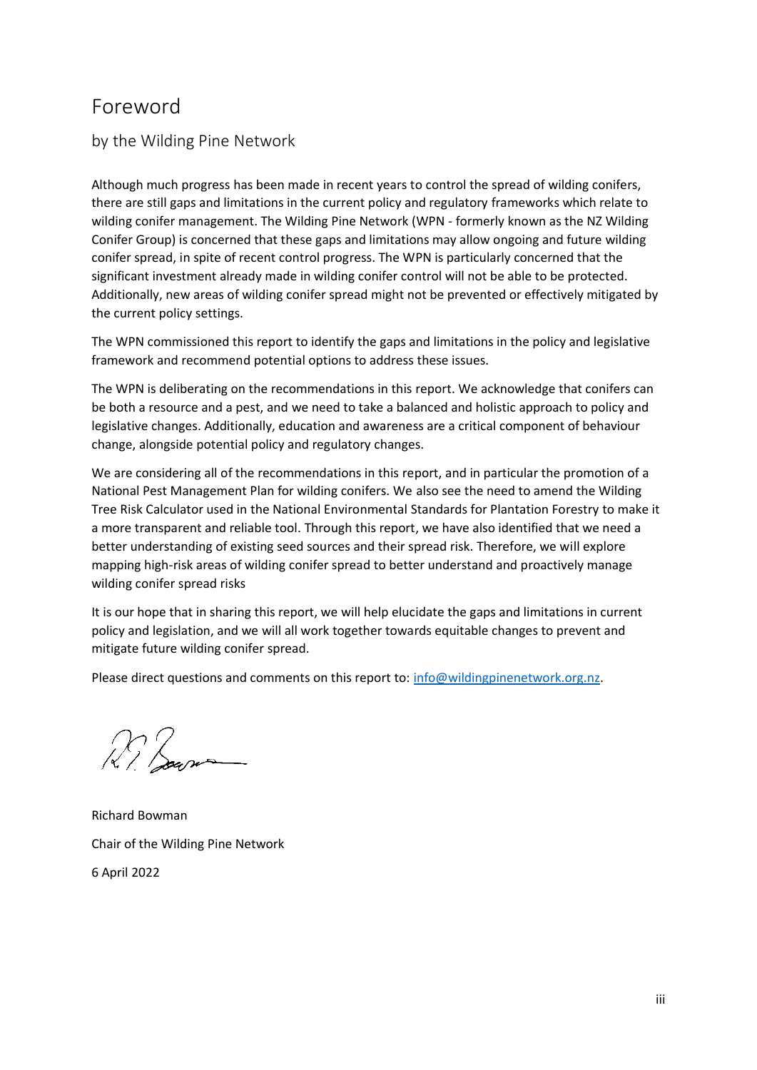# Foreword

## by the Wilding Pine Network

Although much progress has been made in recent years to control the spread of wilding conifers, there are still gaps and limitations in the current policy and regulatory frameworks which relate to wilding conifer management. The Wilding Pine Network (WPN - formerly known as the NZ Wilding Conifer Group) is concerned that these gaps and limitations may allow ongoing and future wilding conifer spread, in spite of recent control progress. The WPN is particularly concerned that the significant investment already made in wilding conifer control will not be able to be protected. Additionally, new areas of wilding conifer spread might not be prevented or effectively mitigated by the current policy settings.

The WPN commissioned this report to identify the gaps and limitations in the policy and legislative framework and recommend potential options to address these issues.

The WPN is deliberating on the recommendations in this report. We acknowledge that conifers can be both a resource and a pest, and we need to take a balanced and holistic approach to policy and legislative changes. Additionally, education and awareness are a critical component of behaviour change, alongside potential policy and regulatory changes.

We are considering all of the recommendations in this report, and in particular the promotion of a National Pest Management Plan for wilding conifers. We also see the need to amend the Wilding Tree Risk Calculator used in the National Environmental Standards for Plantation Forestry to make it a more transparent and reliable tool. Through this report, we have also identified that we need a better understanding of existing seed sources and their spread risk. Therefore, we will explore mapping high-risk areas of wilding conifer spread to better understand and proactively manage wilding conifer spread risks

It is our hope that in sharing this report, we will help elucidate the gaps and limitations in current policy and legislation, and we will all work together towards equitable changes to prevent and mitigate future wilding conifer spread.

Please direct questions and comments on this report to: info@wildingpinenetwork.org.nz.

Richard Bowman

Chair of the Wilding Pine Network

6 April 2022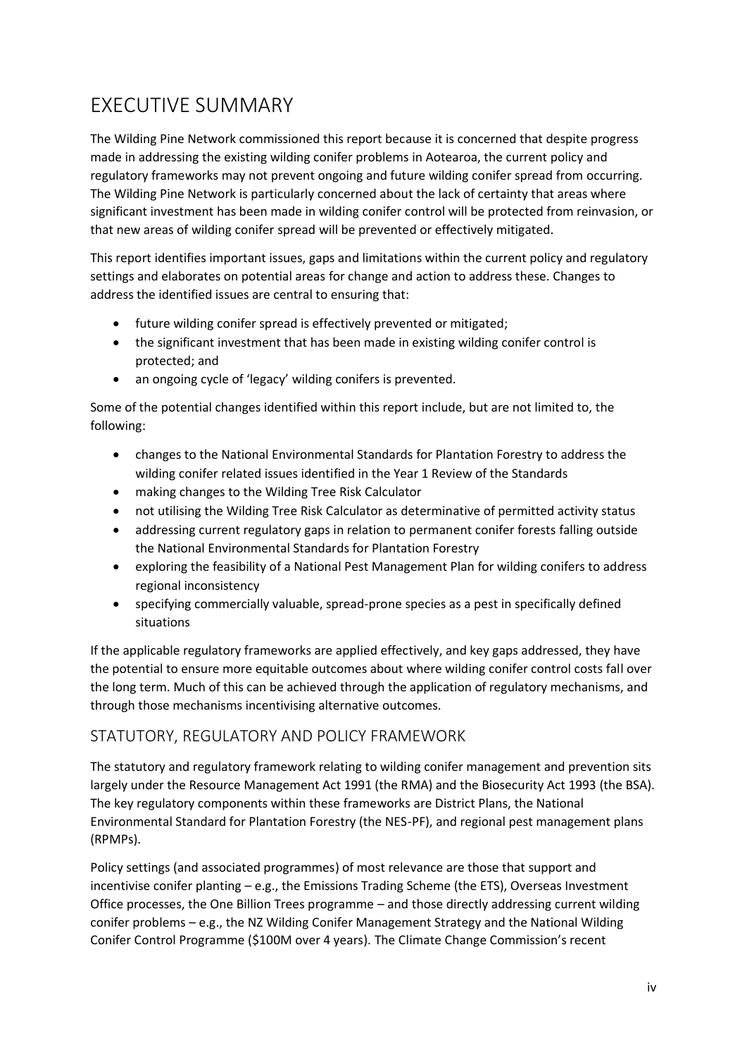# EXECUTIVE SUMMARY

The Wilding Pine Network commissioned this report because it is concerned that despite progress made in addressing the existing wilding conifer problems in Aotearoa, the current policy and regulatory frameworks may not prevent ongoing and future wilding conifer spread from occurring. The Wilding Pine Network is particularly concerned about the lack of certainty that areas where significant investment has been made in wilding conifer control will be protected from reinvasion, or that new areas of wilding conifer spread will be prevented or effectively mitigated.

This report identifies important issues, gaps and limitations within the current policy and regulatory settings and elaborates on potential areas for change and action to address these. Changes to address the identified issues are central to ensuring that:

- future wilding conifer spread is effectively prevented or mitigated;
- the significant investment that has been made in existing wilding conifer control is protected; and
- an ongoing cycle of 'legacy' wilding conifers is prevented.

Some of the potential changes identified within this report include, but are not limited to, the following:

- changes to the National Environmental Standards for Plantation Forestry to address the wilding conifer related issues identified in the Year 1 Review of the Standards
- making changes to the Wilding Tree Risk Calculator
- not utilising the Wilding Tree Risk Calculator as determinative of permitted activity status
- addressing current regulatory gaps in relation to permanent conifer forests falling outside the National Environmental Standards for Plantation Forestry
- exploring the feasibility of a National Pest Management Plan for wilding conifers to address regional inconsistency
- specifying commercially valuable, spread-prone species as a pest in specifically defined situations

If the applicable regulatory frameworks are applied effectively, and key gaps addressed, they have the potential to ensure more equitable outcomes about where wilding conifer control costs fall over the long term. Much of this can be achieved through the application of regulatory mechanisms, and through those mechanisms incentivising alternative outcomes.

## STATUTORY, REGULATORY AND POLICY FRAMEWORK

The statutory and regulatory framework relating to wilding conifer management and prevention sits largely under the Resource Management Act 1991 (the RMA) and the Biosecurity Act 1993 (the BSA). The key regulatory components within these frameworks are District Plans, the National Environmental Standard for Plantation Forestry (the NES-PF), and regional pest management plans (RPMPs).

Policy settings (and associated programmes) of most relevance are those that support and incentivise conifer planting – e.g., the Emissions Trading Scheme (the ETS), Overseas Investment Office processes, the One Billion Trees programme – and those directly addressing current wilding conifer problems – e.g., the NZ Wilding Conifer Management Strategy and the National Wilding Conifer Control Programme ($100M over 4 years). The Climate Change Commission's recent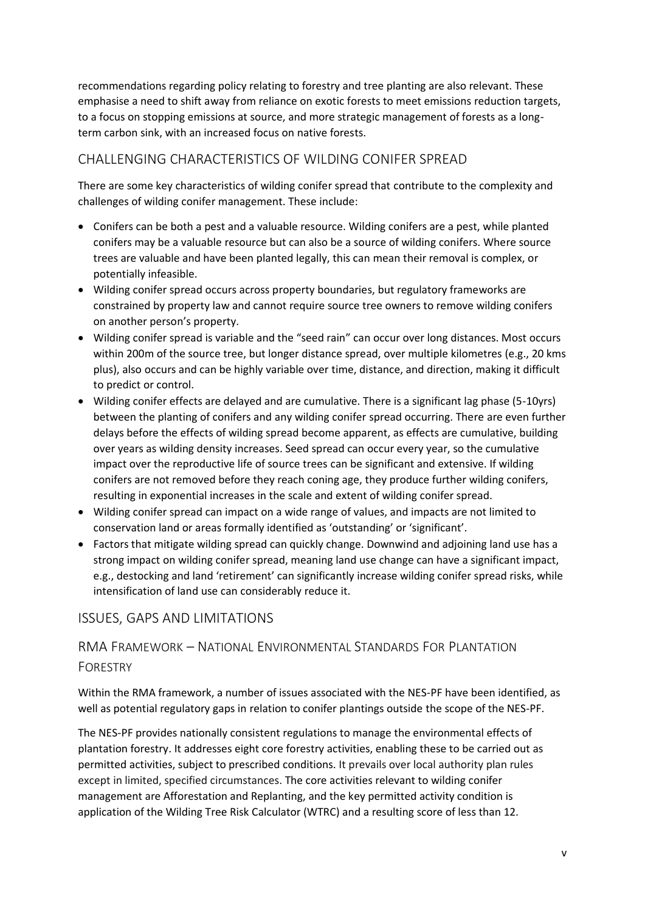recommendations regarding policy relating to forestry and tree planting are also relevant. These emphasise a need to shift away from reliance on exotic forests to meet emissions reduction targets, to a focus on stopping emissions at source, and more strategic management of forests as a long-term carbon sink, with an increased focus on native forests.

## CHALLENGING CHARACTERISTICS OF WILDING CONIFER SPREAD

There are some key characteristics of wilding conifer spread that contribute to the complexity and challenges of wilding conifer management. These include:

- Conifers can be both a pest and a valuable resource. Wilding conifers are a pest, while planted conifers may be a valuable resource but can also be a source of wilding conifers. Where source trees are valuable and have been planted legally, this can mean their removal is complex, or potentially infeasible.
- Wilding conifer spread occurs across property boundaries, but regulatory frameworks are constrained by property law and cannot require source tree owners to remove wilding conifers on another person's property.
- Wilding conifer spread is variable and the "seed rain" can occur over long distances. Most occurs within 200m of the source tree, but longer distance spread, over multiple kilometres (e.g., 20 kms plus), also occurs and can be highly variable over time, distance, and direction, making it difficult to predict or control.
- Wilding conifer effects are delayed and are cumulative. There is a significant lag phase (5-10yrs) between the planting of conifers and any wilding conifer spread occurring. There are even further delays before the effects of wilding spread become apparent, as effects are cumulative, building over years as wilding density increases. Seed spread can occur every year, so the cumulative impact over the reproductive life of source trees can be significant and extensive. If wilding conifers are not removed before they reach coning age, they produce further wilding conifers, resulting in exponential increases in the scale and extent of wilding conifer spread.
- Wilding conifer spread can impact on a wide range of values, and impacts are not limited to conservation land or areas formally identified as 'outstanding' or 'significant'.
- Factors that mitigate wilding spread can quickly change. Downwind and adjoining land use has a strong impact on wilding conifer spread, meaning land use change can have a significant impact, e.g., destocking and land 'retirement' can significantly increase wilding conifer spread risks, while intensification of land use can considerably reduce it.

## ISSUES, GAPS AND LIMITATIONS

### RMA FRAMEWORK – NATIONAL ENVIRONMENTAL STANDARDS FOR PLANTATION FORESTRY

Within the RMA framework, a number of issues associated with the NES-PF have been identified, as well as potential regulatory gaps in relation to conifer plantings outside the scope of the NES-PF.

The NES-PF provides nationally consistent regulations to manage the environmental effects of plantation forestry. It addresses eight core forestry activities, enabling these to be carried out as permitted activities, subject to prescribed conditions. It prevails over local authority plan rules except in limited, specified circumstances. The core activities relevant to wilding conifer management are Afforestation and Replanting, and the key permitted activity condition is application of the Wilding Tree Risk Calculator (WTRC) and a resulting score of less than 12.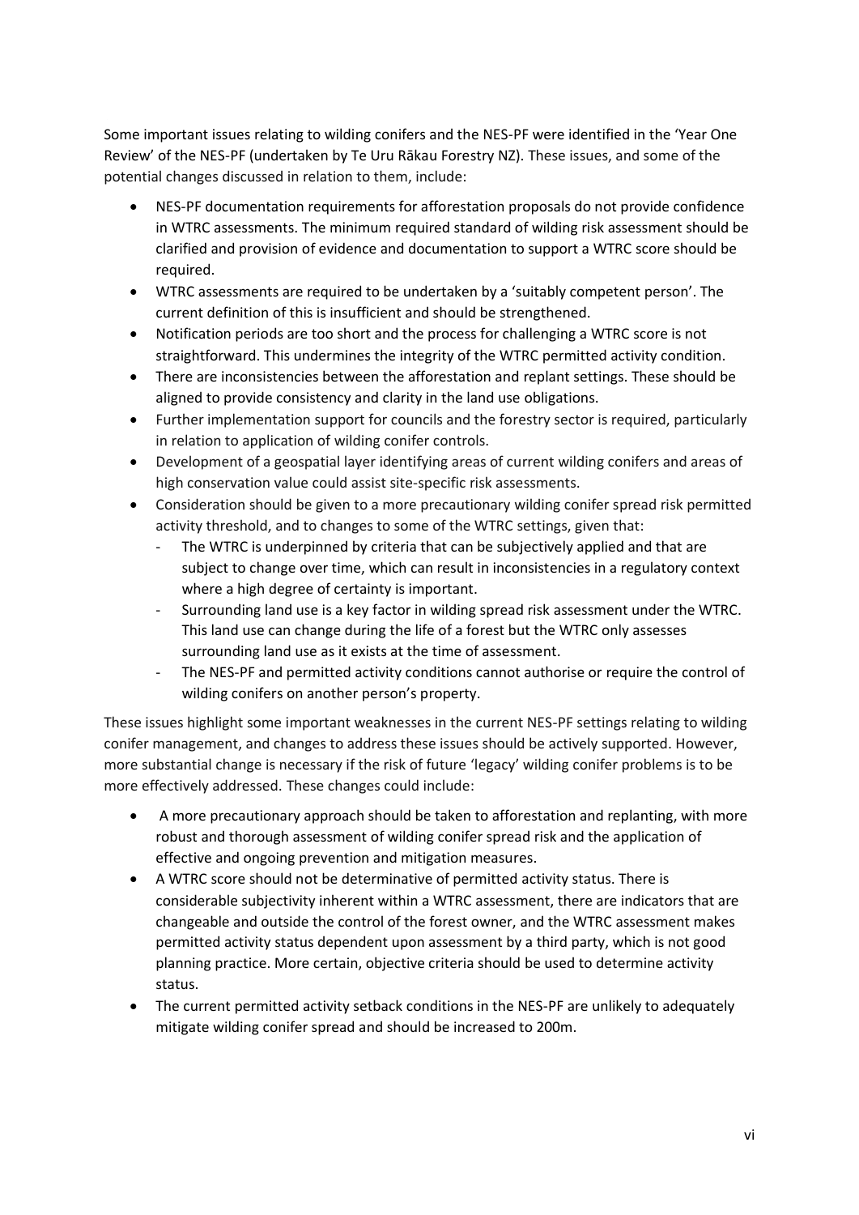Some important issues relating to wilding conifers and the NES-PF were identified in the 'Year One Review' of the NES-PF (undertaken by Te Uru Rākau Forestry NZ). These issues, and some of the potential changes discussed in relation to them, include:

- NES-PF documentation requirements for afforestation proposals do not provide confidence in WTRC assessments. The minimum required standard of wilding risk assessment should be clarified and provision of evidence and documentation to support a WTRC score should be required.
- WTRC assessments are required to be undertaken by a 'suitably competent person'. The current definition of this is insufficient and should be strengthened.
- Notification periods are too short and the process for challenging a WTRC score is not straightforward. This undermines the integrity of the WTRC permitted activity condition.
- There are inconsistencies between the afforestation and replant settings. These should be aligned to provide consistency and clarity in the land use obligations.
- Further implementation support for councils and the forestry sector is required, particularly in relation to application of wilding conifer controls.
- Development of a geospatial layer identifying areas of current wilding conifers and areas of high conservation value could assist site-specific risk assessments.
- Consideration should be given to a more precautionary wilding conifer spread risk permitted activity threshold, and to changes to some of the WTRC settings, given that:
  - The WTRC is underpinned by criteria that can be subjectively applied and that are subject to change over time, which can result in inconsistencies in a regulatory context where a high degree of certainty is important.
  - Surrounding land use is a key factor in wilding spread risk assessment under the WTRC. This land use can change during the life of a forest but the WTRC only assesses surrounding land use as it exists at the time of assessment.
  - The NES-PF and permitted activity conditions cannot authorise or require the control of wilding conifers on another person's property.

These issues highlight some important weaknesses in the current NES-PF settings relating to wilding conifer management, and changes to address these issues should be actively supported. However, more substantial change is necessary if the risk of future 'legacy' wilding conifer problems is to be more effectively addressed. These changes could include:

- A more precautionary approach should be taken to afforestation and replanting, with more robust and thorough assessment of wilding conifer spread risk and the application of effective and ongoing prevention and mitigation measures.
- A WTRC score should not be determinative of permitted activity status. There is considerable subjectivity inherent within a WTRC assessment, there are indicators that are changeable and outside the control of the forest owner, and the WTRC assessment makes permitted activity status dependent upon assessment by a third party, which is not good planning practice. More certain, objective criteria should be used to determine activity status.
- The current permitted activity setback conditions in the NES-PF are unlikely to adequately mitigate wilding conifer spread and should be increased to 200m.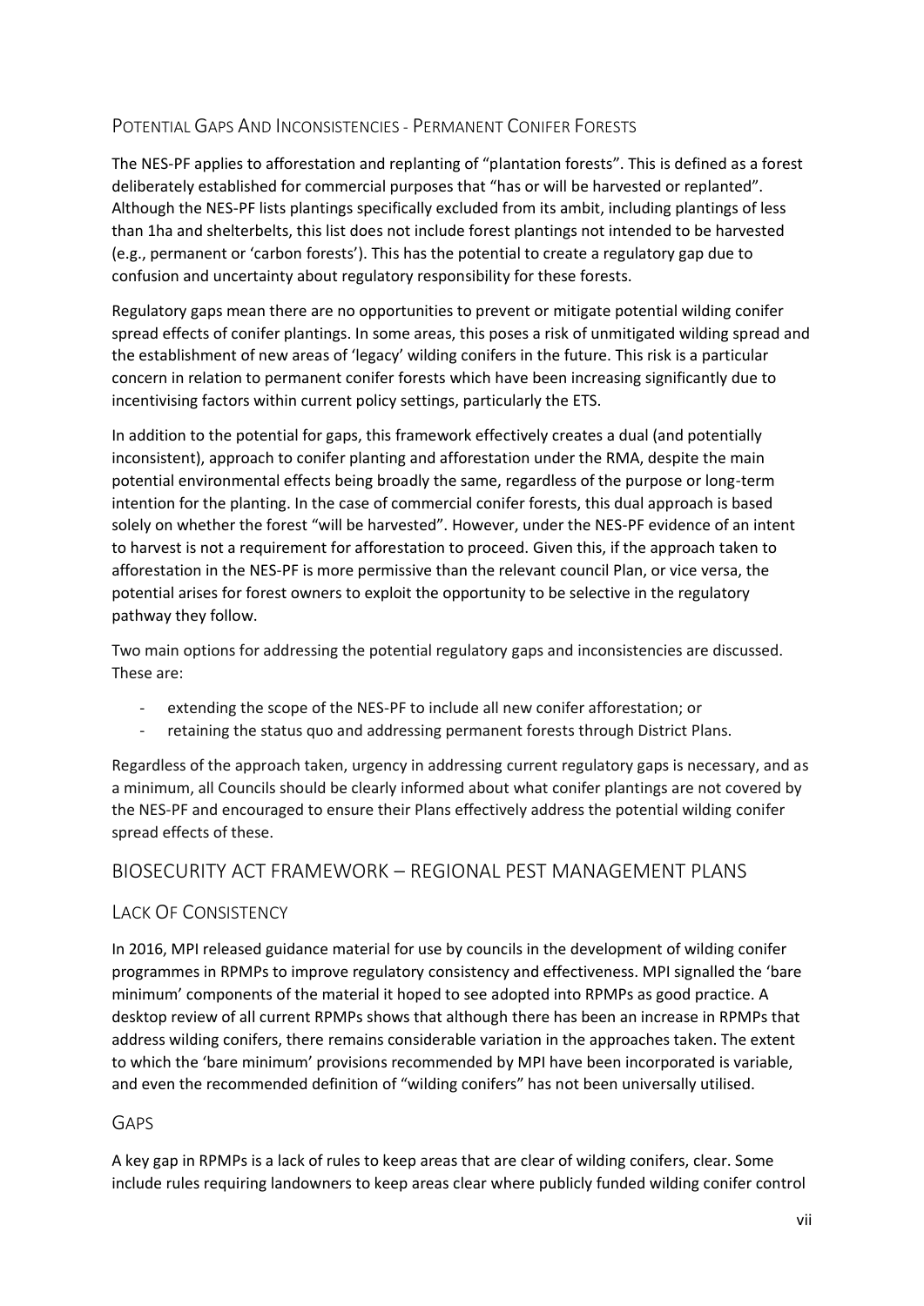### Potential Gaps And Inconsistencies - Permanent Conifer Forests

The NES-PF applies to afforestation and replanting of "plantation forests". This is defined as a forest deliberately established for commercial purposes that "has or will be harvested or replanted". Although the NES-PF lists plantings specifically excluded from its ambit, including plantings of less than 1ha and shelterbelts, this list does not include forest plantings not intended to be harvested (e.g., permanent or 'carbon forests'). This has the potential to create a regulatory gap due to confusion and uncertainty about regulatory responsibility for these forests.

Regulatory gaps mean there are no opportunities to prevent or mitigate potential wilding conifer spread effects of conifer plantings. In some areas, this poses a risk of unmitigated wilding spread and the establishment of new areas of 'legacy' wilding conifers in the future. This risk is a particular concern in relation to permanent conifer forests which have been increasing significantly due to incentivising factors within current policy settings, particularly the ETS.

In addition to the potential for gaps, this framework effectively creates a dual (and potentially inconsistent), approach to conifer planting and afforestation under the RMA, despite the main potential environmental effects being broadly the same, regardless of the purpose or long-term intention for the planting. In the case of commercial conifer forests, this dual approach is based solely on whether the forest "will be harvested". However, under the NES-PF evidence of an intent to harvest is not a requirement for afforestation to proceed. Given this, if the approach taken to afforestation in the NES-PF is more permissive than the relevant council Plan, or vice versa, the potential arises for forest owners to exploit the opportunity to be selective in the regulatory pathway they follow.

Two main options for addressing the potential regulatory gaps and inconsistencies are discussed. These are:

- extending the scope of the NES-PF to include all new conifer afforestation; or
- retaining the status quo and addressing permanent forests through District Plans.

Regardless of the approach taken, urgency in addressing current regulatory gaps is necessary, and as a minimum, all Councils should be clearly informed about what conifer plantings are not covered by the NES-PF and encouraged to ensure their Plans effectively address the potential wilding conifer spread effects of these.

## Biosecurity Act Framework – Regional Pest Management Plans

### Lack Of Consistency

In 2016, MPI released guidance material for use by councils in the development of wilding conifer programmes in RPMPs to improve regulatory consistency and effectiveness. MPI signalled the 'bare minimum' components of the material it hoped to see adopted into RPMPs as good practice. A desktop review of all current RPMPs shows that although there has been an increase in RPMPs that address wilding conifers, there remains considerable variation in the approaches taken. The extent to which the 'bare minimum' provisions recommended by MPI have been incorporated is variable, and even the recommended definition of "wilding conifers" has not been universally utilised.

### Gaps

A key gap in RPMPs is a lack of rules to keep areas that are clear of wilding conifers, clear. Some include rules requiring landowners to keep areas clear where publicly funded wilding conifer control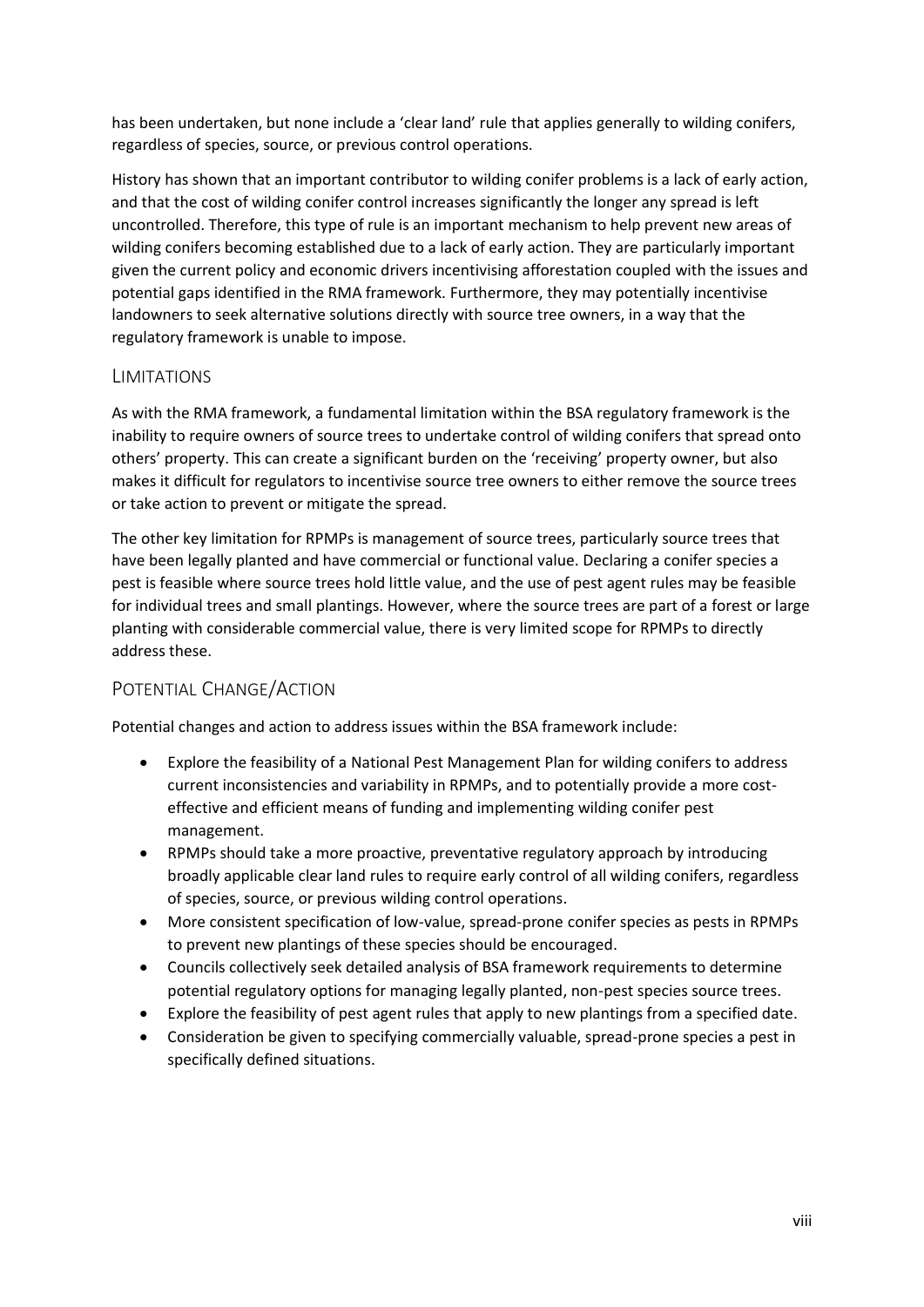has been undertaken, but none include a 'clear land' rule that applies generally to wilding conifers, regardless of species, source, or previous control operations.

History has shown that an important contributor to wilding conifer problems is a lack of early action, and that the cost of wilding conifer control increases significantly the longer any spread is left uncontrolled. Therefore, this type of rule is an important mechanism to help prevent new areas of wilding conifers becoming established due to a lack of early action. They are particularly important given the current policy and economic drivers incentivising afforestation coupled with the issues and potential gaps identified in the RMA framework. Furthermore, they may potentially incentivise landowners to seek alternative solutions directly with source tree owners, in a way that the regulatory framework is unable to impose.

### Limitations

As with the RMA framework, a fundamental limitation within the BSA regulatory framework is the inability to require owners of source trees to undertake control of wilding conifers that spread onto others' property. This can create a significant burden on the 'receiving' property owner, but also makes it difficult for regulators to incentivise source tree owners to either remove the source trees or take action to prevent or mitigate the spread.

The other key limitation for RPMPs is management of source trees, particularly source trees that have been legally planted and have commercial or functional value. Declaring a conifer species a pest is feasible where source trees hold little value, and the use of pest agent rules may be feasible for individual trees and small plantings. However, where the source trees are part of a forest or large planting with considerable commercial value, there is very limited scope for RPMPs to directly address these.

### Potential Change/Action

Potential changes and action to address issues within the BSA framework include:

- Explore the feasibility of a National Pest Management Plan for wilding conifers to address current inconsistencies and variability in RPMPs, and to potentially provide a more cost-effective and efficient means of funding and implementing wilding conifer pest management.
- RPMPs should take a more proactive, preventative regulatory approach by introducing broadly applicable clear land rules to require early control of all wilding conifers, regardless of species, source, or previous wilding control operations.
- More consistent specification of low-value, spread-prone conifer species as pests in RPMPs to prevent new plantings of these species should be encouraged.
- Councils collectively seek detailed analysis of BSA framework requirements to determine potential regulatory options for managing legally planted, non-pest species source trees.
- Explore the feasibility of pest agent rules that apply to new plantings from a specified date.
- Consideration be given to specifying commercially valuable, spread-prone species a pest in specifically defined situations.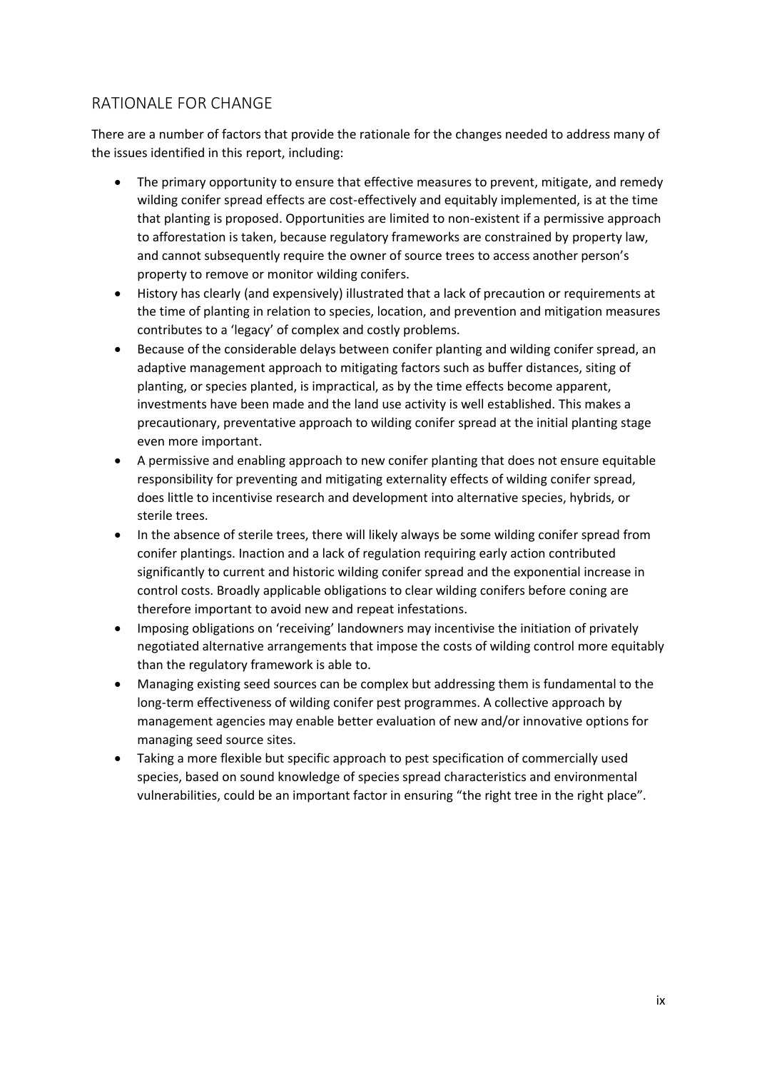## RATIONALE FOR CHANGE

There are a number of factors that provide the rationale for the changes needed to address many of the issues identified in this report, including:

- The primary opportunity to ensure that effective measures to prevent, mitigate, and remedy wilding conifer spread effects are cost-effectively and equitably implemented, is at the time that planting is proposed. Opportunities are limited to non-existent if a permissive approach to afforestation is taken, because regulatory frameworks are constrained by property law, and cannot subsequently require the owner of source trees to access another person's property to remove or monitor wilding conifers.
- History has clearly (and expensively) illustrated that a lack of precaution or requirements at the time of planting in relation to species, location, and prevention and mitigation measures contributes to a 'legacy' of complex and costly problems.
- Because of the considerable delays between conifer planting and wilding conifer spread, an adaptive management approach to mitigating factors such as buffer distances, siting of planting, or species planted, is impractical, as by the time effects become apparent, investments have been made and the land use activity is well established. This makes a precautionary, preventative approach to wilding conifer spread at the initial planting stage even more important.
- A permissive and enabling approach to new conifer planting that does not ensure equitable responsibility for preventing and mitigating externality effects of wilding conifer spread, does little to incentivise research and development into alternative species, hybrids, or sterile trees.
- In the absence of sterile trees, there will likely always be some wilding conifer spread from conifer plantings. Inaction and a lack of regulation requiring early action contributed significantly to current and historic wilding conifer spread and the exponential increase in control costs. Broadly applicable obligations to clear wilding conifers before coning are therefore important to avoid new and repeat infestations.
- Imposing obligations on 'receiving' landowners may incentivise the initiation of privately negotiated alternative arrangements that impose the costs of wilding control more equitably than the regulatory framework is able to.
- Managing existing seed sources can be complex but addressing them is fundamental to the long-term effectiveness of wilding conifer pest programmes. A collective approach by management agencies may enable better evaluation of new and/or innovative options for managing seed source sites.
- Taking a more flexible but specific approach to pest specification of commercially used species, based on sound knowledge of species spread characteristics and environmental vulnerabilities, could be an important factor in ensuring "the right tree in the right place".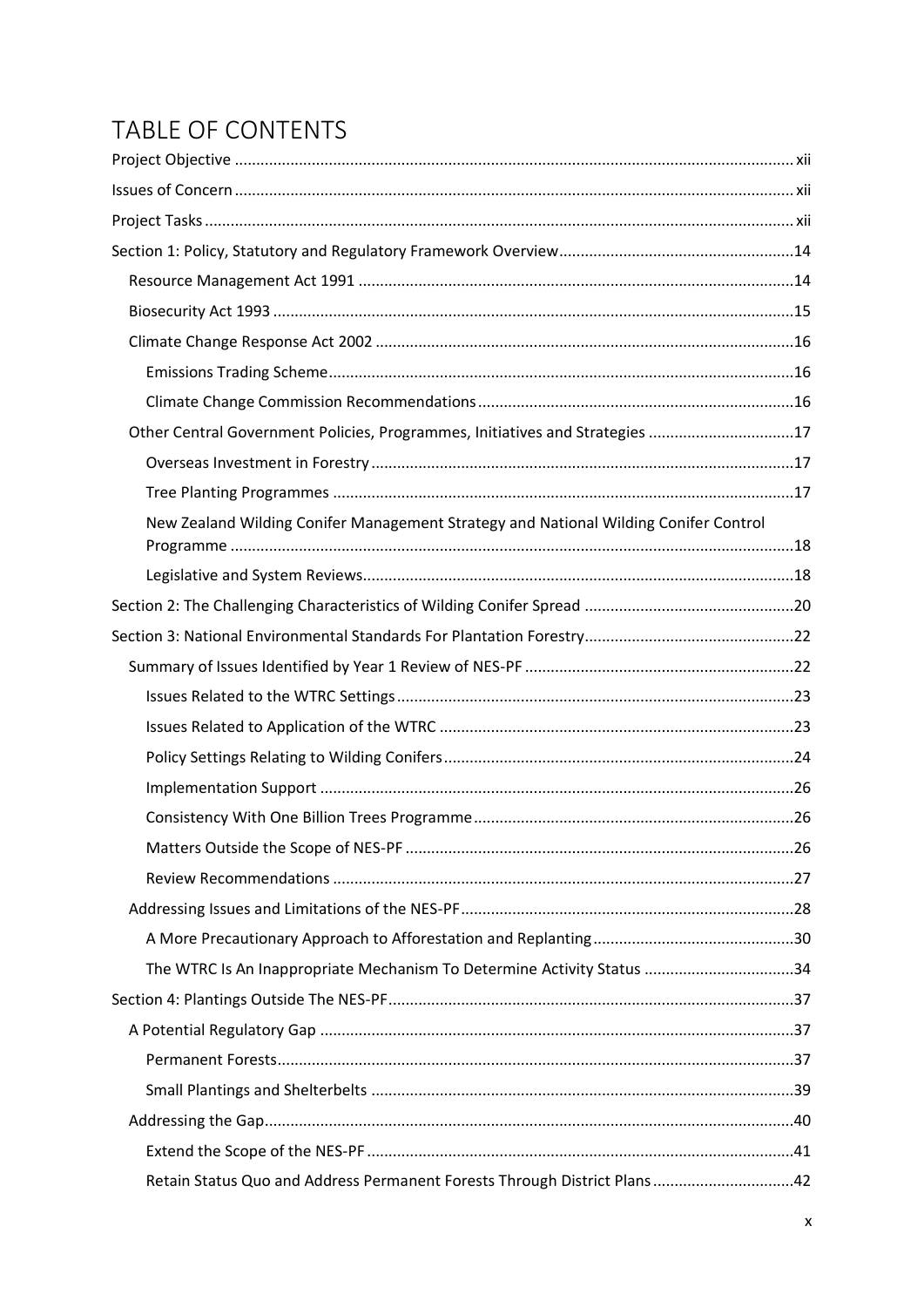# TABLE OF CONTENTS

Project Objective ..... xii

Issues of Concern ..... xii

Project Tasks ..... xii

Section 1: Policy, Statutory and Regulatory Framework Overview ..... 14

- Resource Management Act 1991 ..... 14
- Biosecurity Act 1993 ..... 15
- Climate Change Response Act 2002 ..... 16
  - Emissions Trading Scheme ..... 16
  - Climate Change Commission Recommendations ..... 16
- Other Central Government Policies, Programmes, Initiatives and Strategies ..... 17
  - Overseas Investment in Forestry ..... 17
  - Tree Planting Programmes ..... 17
  - New Zealand Wilding Conifer Management Strategy and National Wilding Conifer Control Programme ..... 18
  - Legislative and System Reviews ..... 18

Section 2: The Challenging Characteristics of Wilding Conifer Spread ..... 20

Section 3: National Environmental Standards For Plantation Forestry ..... 22

- Summary of Issues Identified by Year 1 Review of NES-PF ..... 22
  - Issues Related to the WTRC Settings ..... 23
  - Issues Related to Application of the WTRC ..... 23
  - Policy Settings Relating to Wilding Conifers ..... 24
  - Implementation Support ..... 26
  - Consistency With One Billion Trees Programme ..... 26
  - Matters Outside the Scope of NES-PF ..... 26
  - Review Recommendations ..... 27
- Addressing Issues and Limitations of the NES-PF ..... 28
  - A More Precautionary Approach to Afforestation and Replanting ..... 30
  - The WTRC Is An Inappropriate Mechanism To Determine Activity Status ..... 34

Section 4: Plantings Outside The NES-PF ..... 37

- A Potential Regulatory Gap ..... 37
  - Permanent Forests ..... 37
  - Small Plantings and Shelterbelts ..... 39
- Addressing the Gap ..... 40
  - Extend the Scope of the NES-PF ..... 41
  - Retain Status Quo and Address Permanent Forests Through District Plans ..... 42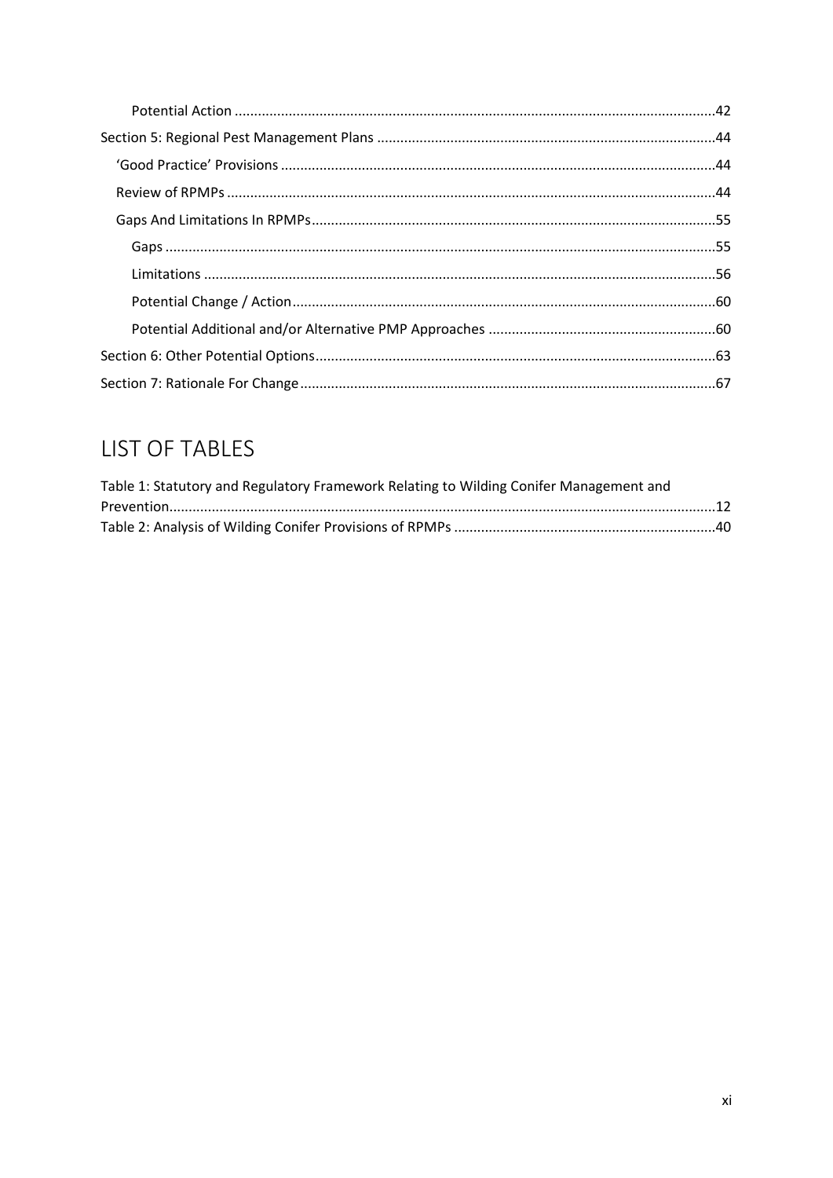Potential Action ....................................................................................................................42

Section 5: Regional Pest Management Plans ......................................................................................44

'Good Practice' Provisions ....................................................................................................................44

Review of RPMPs ..................................................................................................................................44

Gaps And Limitations In RPMPs ...........................................................................................................55

Gaps .....................................................................................................................................................55

Limitations ...........................................................................................................................................56

Potential Change / Action ....................................................................................................................60

Potential Additional and/or Alternative PMP Approaches ..................................................................60

Section 6: Other Potential Options .......................................................................................................63

Section 7: Rationale For Change ...........................................................................................................67

# LIST OF TABLES

Table 1: Statutory and Regulatory Framework Relating to Wilding Conifer Management and Prevention.............................................................................................................................................12

Table 2: Analysis of Wilding Conifer Provisions of RPMPs ...................................................................40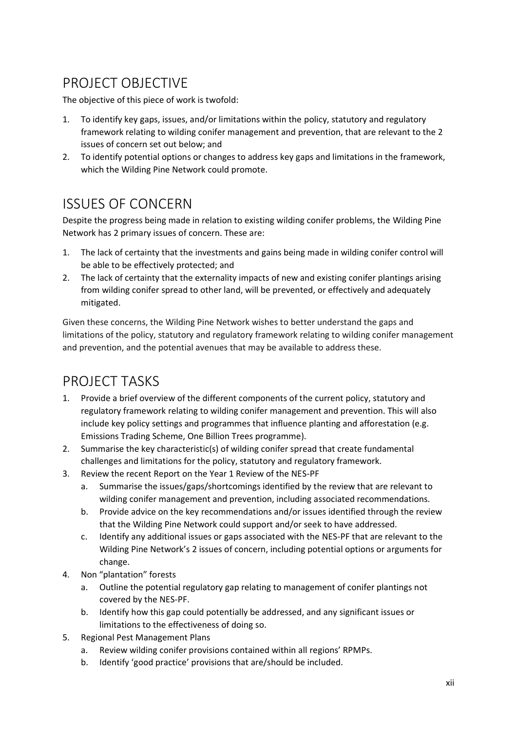## PROJECT OBJECTIVE

The objective of this piece of work is twofold:

1. To identify key gaps, issues, and/or limitations within the policy, statutory and regulatory framework relating to wilding conifer management and prevention, that are relevant to the 2 issues of concern set out below; and
2. To identify potential options or changes to address key gaps and limitations in the framework, which the Wilding Pine Network could promote.

## ISSUES OF CONCERN

Despite the progress being made in relation to existing wilding conifer problems, the Wilding Pine Network has 2 primary issues of concern. These are:

1. The lack of certainty that the investments and gains being made in wilding conifer control will be able to be effectively protected; and
2. The lack of certainty that the externality impacts of new and existing conifer plantings arising from wilding conifer spread to other land, will be prevented, or effectively and adequately mitigated.

Given these concerns, the Wilding Pine Network wishes to better understand the gaps and limitations of the policy, statutory and regulatory framework relating to wilding conifer management and prevention, and the potential avenues that may be available to address these.

## PROJECT TASKS

1. Provide a brief overview of the different components of the current policy, statutory and regulatory framework relating to wilding conifer management and prevention. This will also include key policy settings and programmes that influence planting and afforestation (e.g. Emissions Trading Scheme, One Billion Trees programme).
2. Summarise the key characteristic(s) of wilding conifer spread that create fundamental challenges and limitations for the policy, statutory and regulatory framework.
3. Review the recent Report on the Year 1 Review of the NES-PF
   a. Summarise the issues/gaps/shortcomings identified by the review that are relevant to wilding conifer management and prevention, including associated recommendations.
   b. Provide advice on the key recommendations and/or issues identified through the review that the Wilding Pine Network could support and/or seek to have addressed.
   c. Identify any additional issues or gaps associated with the NES-PF that are relevant to the Wilding Pine Network's 2 issues of concern, including potential options or arguments for change.
4. Non "plantation" forests
   a. Outline the potential regulatory gap relating to management of conifer plantings not covered by the NES-PF.
   b. Identify how this gap could potentially be addressed, and any significant issues or limitations to the effectiveness of doing so.
5. Regional Pest Management Plans
   a. Review wilding conifer provisions contained within all regions' RPMPs.
   b. Identify 'good practice' provisions that are/should be included.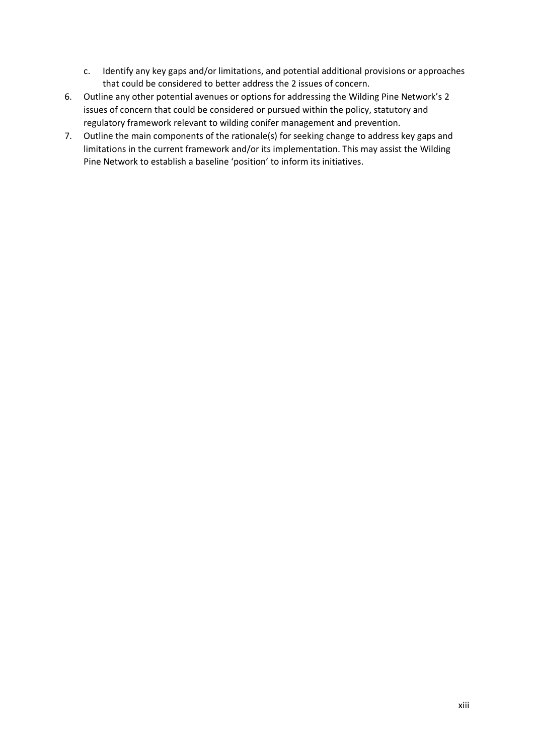c. Identify any key gaps and/or limitations, and potential additional provisions or approaches that could be considered to better address the 2 issues of concern.

6. Outline any other potential avenues or options for addressing the Wilding Pine Network's 2 issues of concern that could be considered or pursued within the policy, statutory and regulatory framework relevant to wilding conifer management and prevention.
7. Outline the main components of the rationale(s) for seeking change to address key gaps and limitations in the current framework and/or its implementation. This may assist the Wilding Pine Network to establish a baseline 'position' to inform its initiatives.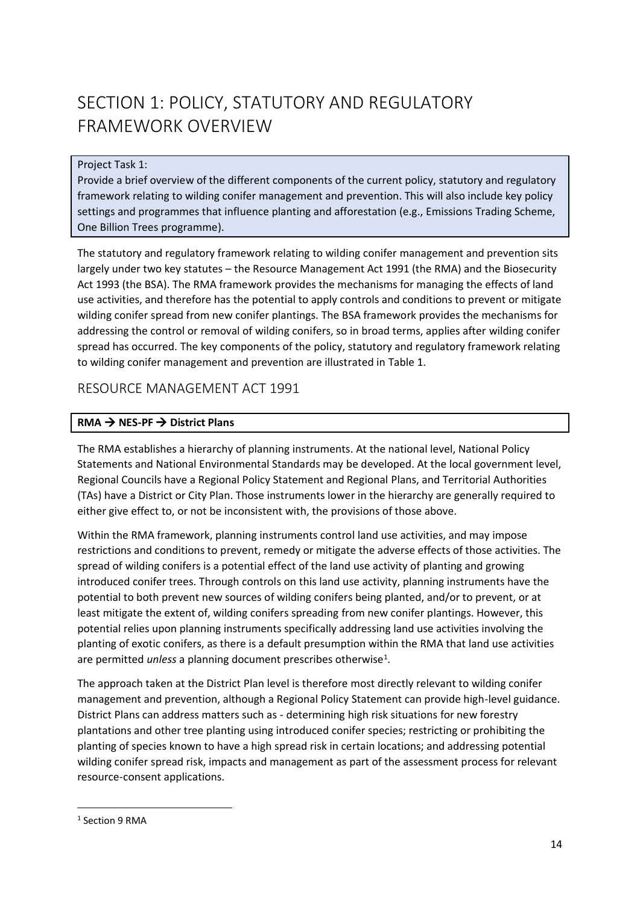# SECTION 1: POLICY, STATUTORY AND REGULATORY FRAMEWORK OVERVIEW

Project Task 1:
Provide a brief overview of the different components of the current policy, statutory and regulatory framework relating to wilding conifer management and prevention. This will also include key policy settings and programmes that influence planting and afforestation (e.g., Emissions Trading Scheme, One Billion Trees programme).

The statutory and regulatory framework relating to wilding conifer management and prevention sits largely under two key statutes – the Resource Management Act 1991 (the RMA) and the Biosecurity Act 1993 (the BSA). The RMA framework provides the mechanisms for managing the effects of land use activities, and therefore has the potential to apply controls and conditions to prevent or mitigate wilding conifer spread from new conifer plantings. The BSA framework provides the mechanisms for addressing the control or removal of wilding conifers, so in broad terms, applies after wilding conifer spread has occurred. The key components of the policy, statutory and regulatory framework relating to wilding conifer management and prevention are illustrated in Table 1.

## RESOURCE MANAGEMENT ACT 1991

**RMA → NES-PF → District Plans**

The RMA establishes a hierarchy of planning instruments. At the national level, National Policy Statements and National Environmental Standards may be developed. At the local government level, Regional Councils have a Regional Policy Statement and Regional Plans, and Territorial Authorities (TAs) have a District or City Plan. Those instruments lower in the hierarchy are generally required to either give effect to, or not be inconsistent with, the provisions of those above.

Within the RMA framework, planning instruments control land use activities, and may impose restrictions and conditions to prevent, remedy or mitigate the adverse effects of those activities. The spread of wilding conifers is a potential effect of the land use activity of planting and growing introduced conifer trees. Through controls on this land use activity, planning instruments have the potential to both prevent new sources of wilding conifers being planted, and/or to prevent, or at least mitigate the extent of, wilding conifers spreading from new conifer plantings. However, this potential relies upon planning instruments specifically addressing land use activities involving the planting of exotic conifers, as there is a default presumption within the RMA that land use activities are permitted *unless* a planning document prescribes otherwise[1].

The approach taken at the District Plan level is therefore most directly relevant to wilding conifer management and prevention, although a Regional Policy Statement can provide high-level guidance. District Plans can address matters such as - determining high risk situations for new forestry plantations and other tree planting using introduced conifer species; restricting or prohibiting the planting of species known to have a high spread risk in certain locations; and addressing potential wilding conifer spread risk, impacts and management as part of the assessment process for relevant resource-consent applications.

---

[1] Section 9 RMA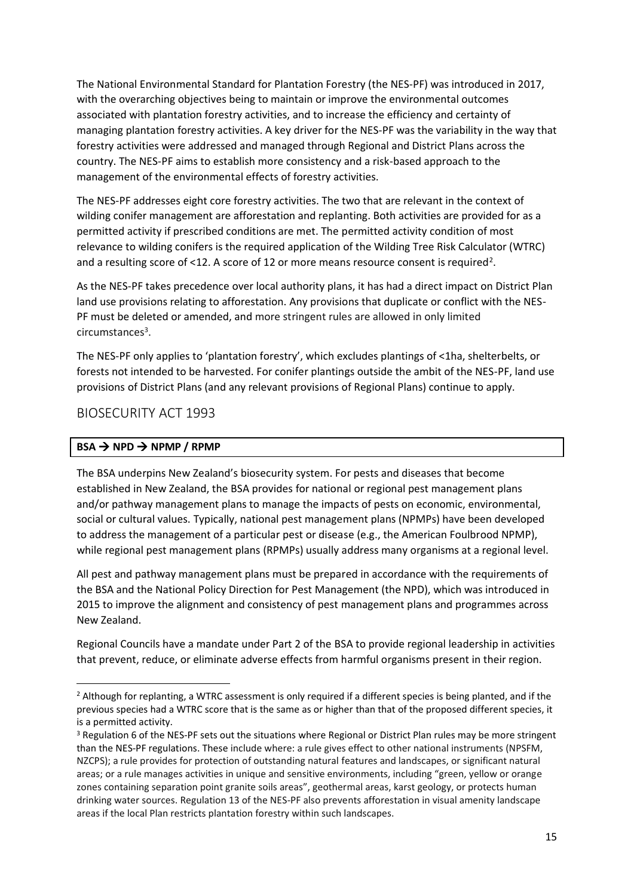The National Environmental Standard for Plantation Forestry (the NES-PF) was introduced in 2017, with the overarching objectives being to maintain or improve the environmental outcomes associated with plantation forestry activities, and to increase the efficiency and certainty of managing plantation forestry activities. A key driver for the NES-PF was the variability in the way that forestry activities were addressed and managed through Regional and District Plans across the country. The NES-PF aims to establish more consistency and a risk-based approach to the management of the environmental effects of forestry activities.

The NES-PF addresses eight core forestry activities. The two that are relevant in the context of wilding conifer management are afforestation and replanting. Both activities are provided for as a permitted activity if prescribed conditions are met. The permitted activity condition of most relevance to wilding conifers is the required application of the Wilding Tree Risk Calculator (WTRC) and a resulting score of <12. A score of 12 or more means resource consent is required[2].

As the NES-PF takes precedence over local authority plans, it has had a direct impact on District Plan land use provisions relating to afforestation. Any provisions that duplicate or conflict with the NES-PF must be deleted or amended, and more stringent rules are allowed in only limited circumstances[3].

The NES-PF only applies to 'plantation forestry', which excludes plantings of <1ha, shelterbelts, or forests not intended to be harvested. For conifer plantings outside the ambit of the NES-PF, land use provisions of District Plans (and any relevant provisions of Regional Plans) continue to apply.

## BIOSECURITY ACT 1993

| **BSA → NPD → NPMP / RPMP** |
|---|

The BSA underpins New Zealand's biosecurity system. For pests and diseases that become established in New Zealand, the BSA provides for national or regional pest management plans and/or pathway management plans to manage the impacts of pests on economic, environmental, social or cultural values. Typically, national pest management plans (NPMPs) have been developed to address the management of a particular pest or disease (e.g., the American Foulbrood NPMP), while regional pest management plans (RPMPs) usually address many organisms at a regional level.

All pest and pathway management plans must be prepared in accordance with the requirements of the BSA and the National Policy Direction for Pest Management (the NPD), which was introduced in 2015 to improve the alignment and consistency of pest management plans and programmes across New Zealand.

Regional Councils have a mandate under Part 2 of the BSA to provide regional leadership in activities that prevent, reduce, or eliminate adverse effects from harmful organisms present in their region.

---

[2] Although for replanting, a WTRC assessment is only required if a different species is being planted, and if the previous species had a WTRC score that is the same as or higher than that of the proposed different species, it is a permitted activity.

[3] Regulation 6 of the NES-PF sets out the situations where Regional or District Plan rules may be more stringent than the NES-PF regulations. These include where: a rule gives effect to other national instruments (NPSFM, NZCPS); a rule provides for protection of outstanding natural features and landscapes, or significant natural areas; or a rule manages activities in unique and sensitive environments, including "green, yellow or orange zones containing separation point granite soils areas", geothermal areas, karst geology, or protects human drinking water sources. Regulation 13 of the NES-PF also prevents afforestation in visual amenity landscape areas if the local Plan restricts plantation forestry within such landscapes.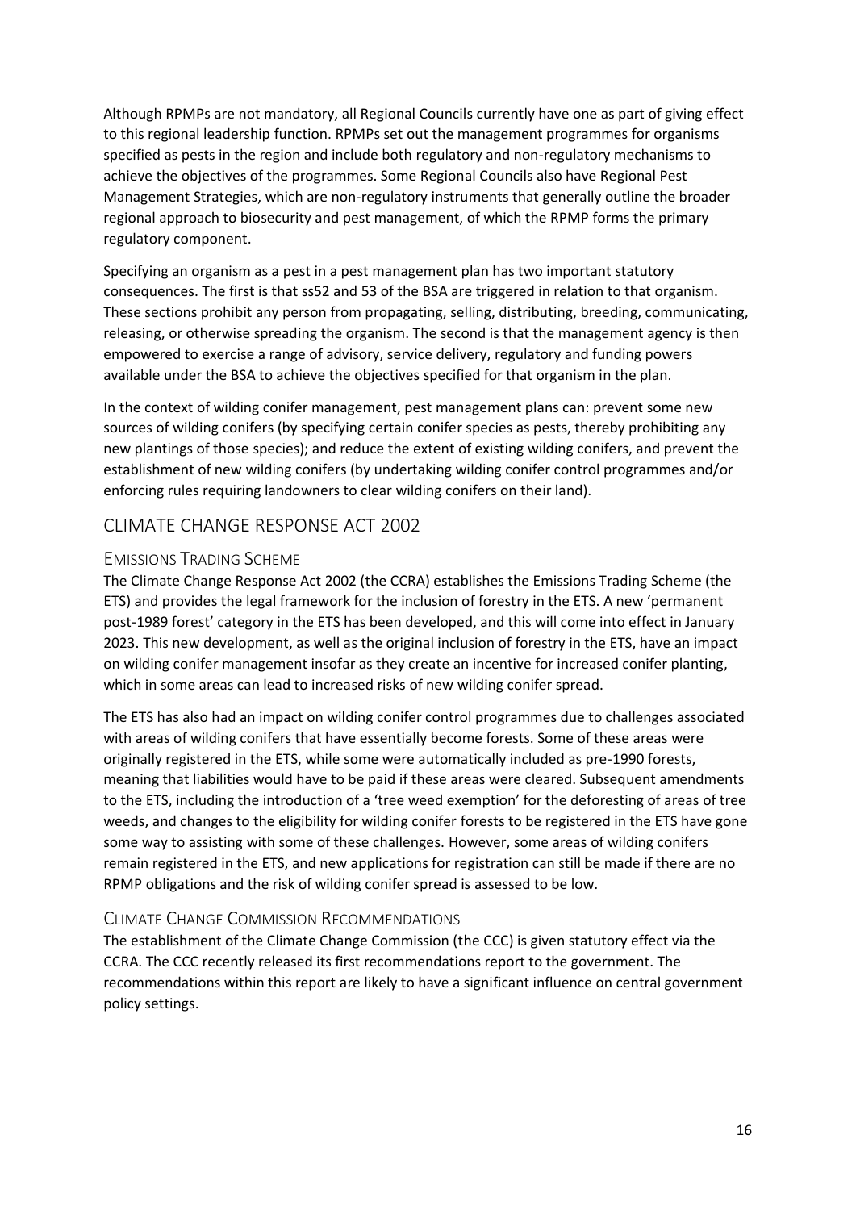Although RPMPs are not mandatory, all Regional Councils currently have one as part of giving effect to this regional leadership function. RPMPs set out the management programmes for organisms specified as pests in the region and include both regulatory and non-regulatory mechanisms to achieve the objectives of the programmes. Some Regional Councils also have Regional Pest Management Strategies, which are non-regulatory instruments that generally outline the broader regional approach to biosecurity and pest management, of which the RPMP forms the primary regulatory component.

Specifying an organism as a pest in a pest management plan has two important statutory consequences. The first is that ss52 and 53 of the BSA are triggered in relation to that organism. These sections prohibit any person from propagating, selling, distributing, breeding, communicating, releasing, or otherwise spreading the organism. The second is that the management agency is then empowered to exercise a range of advisory, service delivery, regulatory and funding powers available under the BSA to achieve the objectives specified for that organism in the plan.

In the context of wilding conifer management, pest management plans can: prevent some new sources of wilding conifers (by specifying certain conifer species as pests, thereby prohibiting any new plantings of those species); and reduce the extent of existing wilding conifers, and prevent the establishment of new wilding conifers (by undertaking wilding conifer control programmes and/or enforcing rules requiring landowners to clear wilding conifers on their land).

## CLIMATE CHANGE RESPONSE ACT 2002

### EMISSIONS TRADING SCHEME

The Climate Change Response Act 2002 (the CCRA) establishes the Emissions Trading Scheme (the ETS) and provides the legal framework for the inclusion of forestry in the ETS. A new 'permanent post-1989 forest' category in the ETS has been developed, and this will come into effect in January 2023. This new development, as well as the original inclusion of forestry in the ETS, have an impact on wilding conifer management insofar as they create an incentive for increased conifer planting, which in some areas can lead to increased risks of new wilding conifer spread.

The ETS has also had an impact on wilding conifer control programmes due to challenges associated with areas of wilding conifers that have essentially become forests. Some of these areas were originally registered in the ETS, while some were automatically included as pre-1990 forests, meaning that liabilities would have to be paid if these areas were cleared. Subsequent amendments to the ETS, including the introduction of a 'tree weed exemption' for the deforesting of areas of tree weeds, and changes to the eligibility for wilding conifer forests to be registered in the ETS have gone some way to assisting with some of these challenges. However, some areas of wilding conifers remain registered in the ETS, and new applications for registration can still be made if there are no RPMP obligations and the risk of wilding conifer spread is assessed to be low.

### CLIMATE CHANGE COMMISSION RECOMMENDATIONS

The establishment of the Climate Change Commission (the CCC) is given statutory effect via the CCRA. The CCC recently released its first recommendations report to the government. The recommendations within this report are likely to have a significant influence on central government policy settings.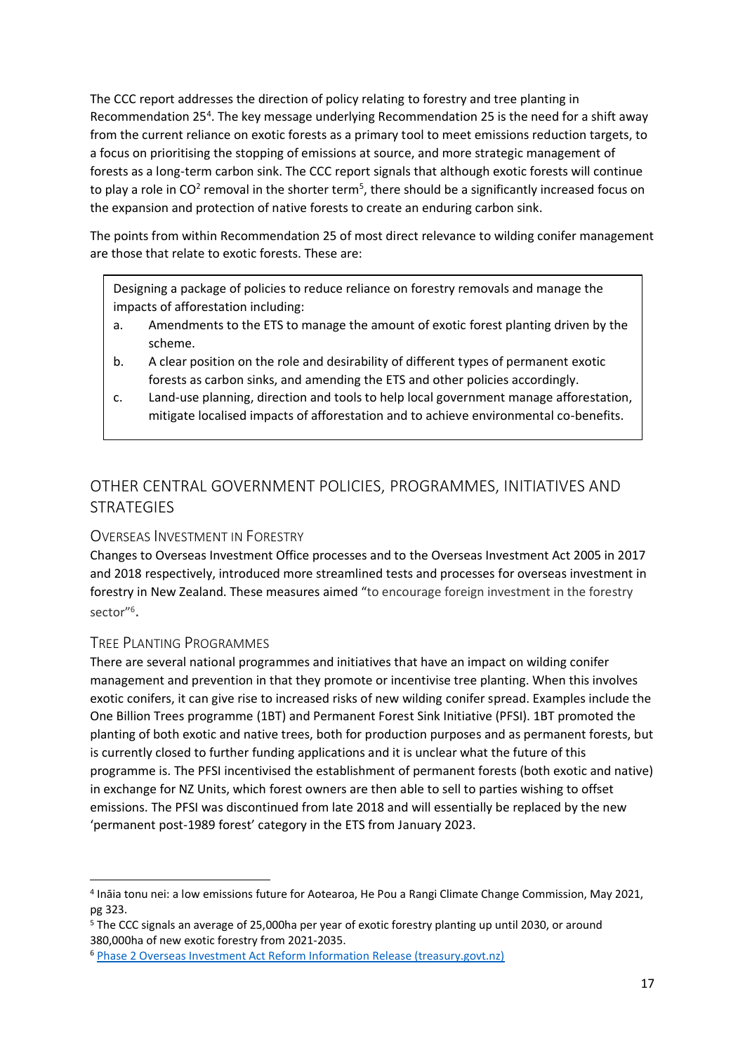The CCC report addresses the direction of policy relating to forestry and tree planting in Recommendation 25[4]. The key message underlying Recommendation 25 is the need for a shift away from the current reliance on exotic forests as a primary tool to meet emissions reduction targets, to a focus on prioritising the stopping of emissions at source, and more strategic management of forests as a long-term carbon sink. The CCC report signals that although exotic forests will continue to play a role in $CO^2$ removal in the shorter term[5], there should be a significantly increased focus on the expansion and protection of native forests to create an enduring carbon sink.

The points from within Recommendation 25 of most direct relevance to wilding conifer management are those that relate to exotic forests. These are:

> Designing a package of policies to reduce reliance on forestry removals and manage the impacts of afforestation including:
>
> a. Amendments to the ETS to manage the amount of exotic forest planting driven by the scheme.
>
> b. A clear position on the role and desirability of different types of permanent exotic forests as carbon sinks, and amending the ETS and other policies accordingly.
>
> c. Land-use planning, direction and tools to help local government manage afforestation, mitigate localised impacts of afforestation and to achieve environmental co-benefits.

## OTHER CENTRAL GOVERNMENT POLICIES, PROGRAMMES, INITIATIVES AND STRATEGIES

### Overseas Investment in Forestry

Changes to Overseas Investment Office processes and to the Overseas Investment Act 2005 in 2017 and 2018 respectively, introduced more streamlined tests and processes for overseas investment in forestry in New Zealand. These measures aimed "to encourage foreign investment in the forestry sector"[6].

### Tree Planting Programmes

There are several national programmes and initiatives that have an impact on wilding conifer management and prevention in that they promote or incentivise tree planting. When this involves exotic conifers, it can give rise to increased risks of new wilding conifer spread. Examples include the One Billion Trees programme (1BT) and Permanent Forest Sink Initiative (PFSI). 1BT promoted the planting of both exotic and native trees, both for production purposes and as permanent forests, but is currently closed to further funding applications and it is unclear what the future of this programme is. The PFSI incentivised the establishment of permanent forests (both exotic and native) in exchange for NZ Units, which forest owners are then able to sell to parties wishing to offset emissions. The PFSI was discontinued from late 2018 and will essentially be replaced by the new 'permanent post-1989 forest' category in the ETS from January 2023.

---

[4] Ināia tonu nei: a low emissions future for Aotearoa, He Pou a Rangi Climate Change Commission, May 2021, pg 323.

[5] The CCC signals an average of 25,000ha per year of exotic forestry planting up until 2030, or around 380,000ha of new exotic forestry from 2021-2035.

[6] Phase 2 Overseas Investment Act Reform Information Release (treasury.govt.nz)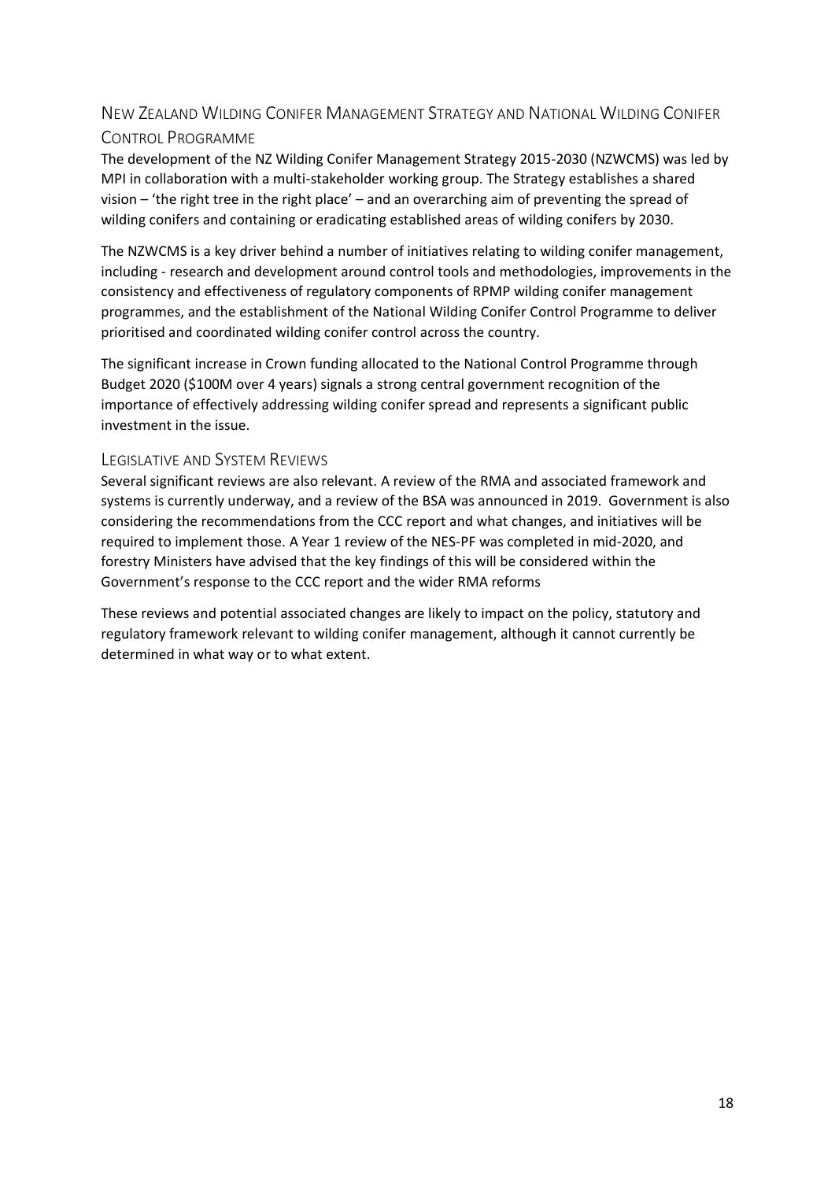## New Zealand Wilding Conifer Management Strategy and National Wilding Conifer Control Programme

The development of the NZ Wilding Conifer Management Strategy 2015-2030 (NZWCMS) was led by MPI in collaboration with a multi-stakeholder working group. The Strategy establishes a shared vision – 'the right tree in the right place' – and an overarching aim of preventing the spread of wilding conifers and containing or eradicating established areas of wilding conifers by 2030.

The NZWCMS is a key driver behind a number of initiatives relating to wilding conifer management, including - research and development around control tools and methodologies, improvements in the consistency and effectiveness of regulatory components of RPMP wilding conifer management programmes, and the establishment of the National Wilding Conifer Control Programme to deliver prioritised and coordinated wilding conifer control across the country.

The significant increase in Crown funding allocated to the National Control Programme through Budget 2020 ($100M over 4 years) signals a strong central government recognition of the importance of effectively addressing wilding conifer spread and represents a significant public investment in the issue.

## Legislative and System Reviews

Several significant reviews are also relevant. A review of the RMA and associated framework and systems is currently underway, and a review of the BSA was announced in 2019. Government is also considering the recommendations from the CCC report and what changes, and initiatives will be required to implement those. A Year 1 review of the NES-PF was completed in mid-2020, and forestry Ministers have advised that the key findings of this will be considered within the Government's response to the CCC report and the wider RMA reforms

These reviews and potential associated changes are likely to impact on the policy, statutory and regulatory framework relevant to wilding conifer management, although it cannot currently be determined in what way or to what extent.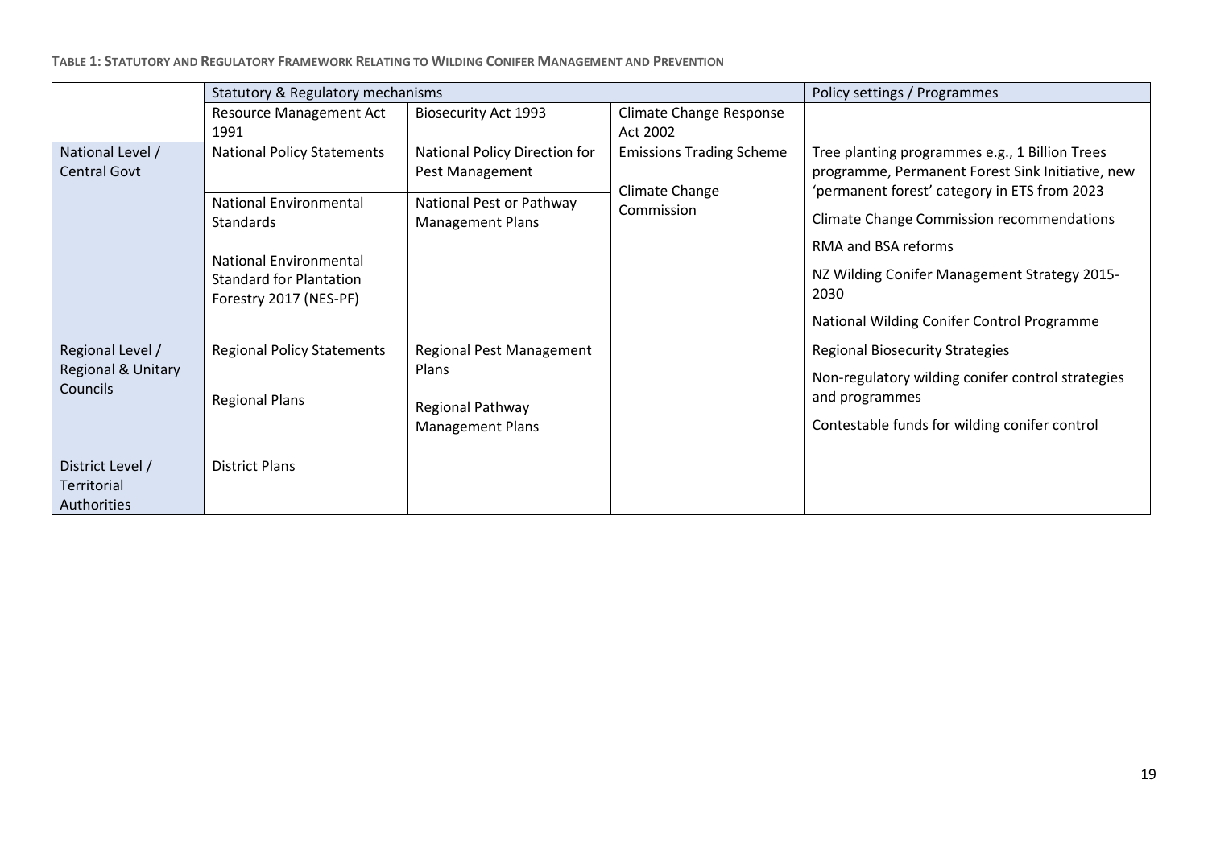**TABLE 1: STATUTORY AND REGULATORY FRAMEWORK RELATING TO WILDING CONIFER MANAGEMENT AND PREVENTION**

| | Statutory & Regulatory mechanisms | | | Policy settings / Programmes |
|---|---|---|---|---|
| | Resource Management Act 1991 | Biosecurity Act 1993 | Climate Change Response Act 2002 | |
| National Level / Central Govt | National Policy Statements | National Policy Direction for Pest Management | Emissions Trading Scheme<br><br>Climate Change Commission | Tree planting programmes e.g., 1 Billion Trees programme, Permanent Forest Sink Initiative, new 'permanent forest' category in ETS from 2023<br><br>Climate Change Commission recommendations<br><br>RMA and BSA reforms<br><br>NZ Wilding Conifer Management Strategy 2015-2030<br><br>National Wilding Conifer Control Programme |
| | National Environmental Standards<br><br>National Environmental Standard for Plantation Forestry 2017 (NES-PF) | National Pest or Pathway Management Plans | | |
| Regional Level / Regional & Unitary Councils | Regional Policy Statements | Regional Pest Management Plans<br><br>Regional Pathway Management Plans | | Regional Biosecurity Strategies<br><br>Non-regulatory wilding conifer control strategies and programmes<br><br>Contestable funds for wilding conifer control |
| | Regional Plans | | | |
| District Level / Territorial Authorities | District Plans | | | |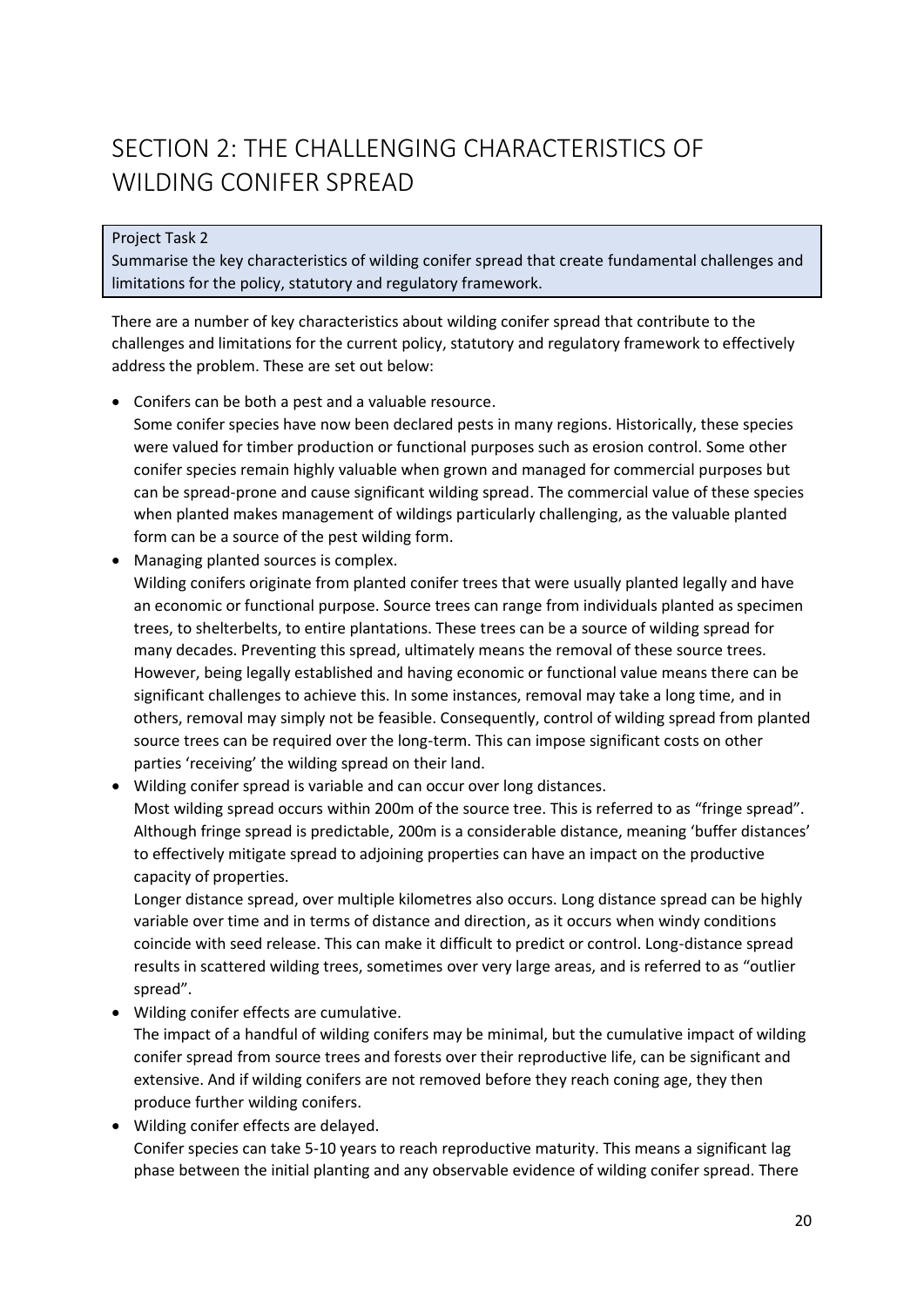# SECTION 2: THE CHALLENGING CHARACTERISTICS OF WILDING CONIFER SPREAD

> Project Task 2
> Summarise the key characteristics of wilding conifer spread that create fundamental challenges and limitations for the policy, statutory and regulatory framework.

There are a number of key characteristics about wilding conifer spread that contribute to the challenges and limitations for the current policy, statutory and regulatory framework to effectively address the problem. These are set out below:

- Conifers can be both a pest and a valuable resource.
  Some conifer species have now been declared pests in many regions. Historically, these species were valued for timber production or functional purposes such as erosion control. Some other conifer species remain highly valuable when grown and managed for commercial purposes but can be spread-prone and cause significant wilding spread. The commercial value of these species when planted makes management of wildings particularly challenging, as the valuable planted form can be a source of the pest wilding form.
- Managing planted sources is complex.
  Wilding conifers originate from planted conifer trees that were usually planted legally and have an economic or functional purpose. Source trees can range from individuals planted as specimen trees, to shelterbelts, to entire plantations. These trees can be a source of wilding spread for many decades. Preventing this spread, ultimately means the removal of these source trees. However, being legally established and having economic or functional value means there can be significant challenges to achieve this. In some instances, removal may take a long time, and in others, removal may simply not be feasible. Consequently, control of wilding spread from planted source trees can be required over the long-term. This can impose significant costs on other parties 'receiving' the wilding spread on their land.
- Wilding conifer spread is variable and can occur over long distances.
  Most wilding spread occurs within 200m of the source tree. This is referred to as "fringe spread". Although fringe spread is predictable, 200m is a considerable distance, meaning 'buffer distances' to effectively mitigate spread to adjoining properties can have an impact on the productive capacity of properties.
  Longer distance spread, over multiple kilometres also occurs. Long distance spread can be highly variable over time and in terms of distance and direction, as it occurs when windy conditions coincide with seed release. This can make it difficult to predict or control. Long-distance spread results in scattered wilding trees, sometimes over very large areas, and is referred to as "outlier spread".
- Wilding conifer effects are cumulative.
  The impact of a handful of wilding conifers may be minimal, but the cumulative impact of wilding conifer spread from source trees and forests over their reproductive life, can be significant and extensive. And if wilding conifers are not removed before they reach coning age, they then produce further wilding conifers.
- Wilding conifer effects are delayed.
  Conifer species can take 5-10 years to reach reproductive maturity. This means a significant lag phase between the initial planting and any observable evidence of wilding conifer spread. There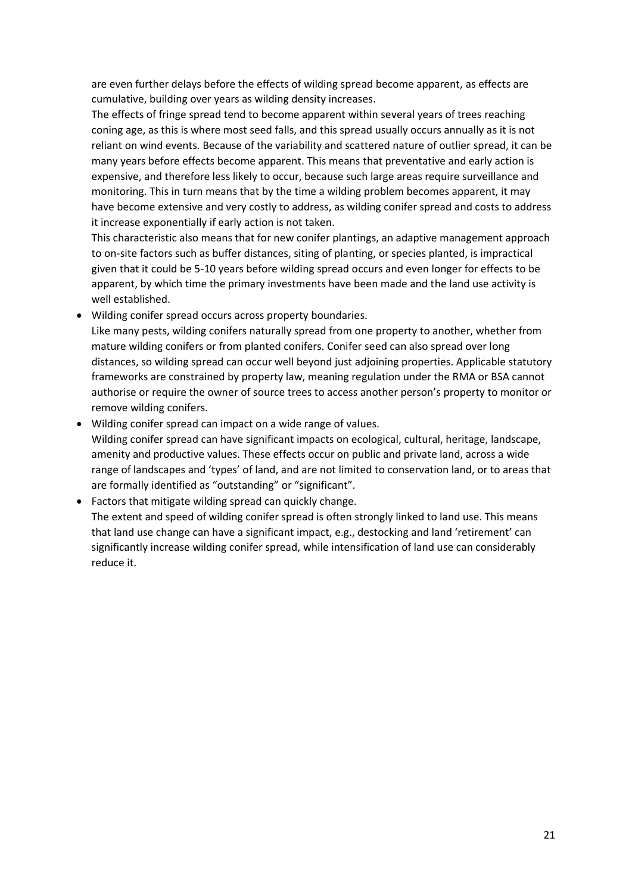are even further delays before the effects of wilding spread become apparent, as effects are cumulative, building over years as wilding density increases.

The effects of fringe spread tend to become apparent within several years of trees reaching coning age, as this is where most seed falls, and this spread usually occurs annually as it is not reliant on wind events. Because of the variability and scattered nature of outlier spread, it can be many years before effects become apparent. This means that preventative and early action is expensive, and therefore less likely to occur, because such large areas require surveillance and monitoring. This in turn means that by the time a wilding problem becomes apparent, it may have become extensive and very costly to address, as wilding conifer spread and costs to address it increase exponentially if early action is not taken.

This characteristic also means that for new conifer plantings, an adaptive management approach to on-site factors such as buffer distances, siting of planting, or species planted, is impractical given that it could be 5-10 years before wilding spread occurs and even longer for effects to be apparent, by which time the primary investments have been made and the land use activity is well established.

- Wilding conifer spread occurs across property boundaries.
  Like many pests, wilding conifers naturally spread from one property to another, whether from mature wilding conifers or from planted conifers. Conifer seed can also spread over long distances, so wilding spread can occur well beyond just adjoining properties. Applicable statutory frameworks are constrained by property law, meaning regulation under the RMA or BSA cannot authorise or require the owner of source trees to access another person's property to monitor or remove wilding conifers.
- Wilding conifer spread can impact on a wide range of values.
  Wilding conifer spread can have significant impacts on ecological, cultural, heritage, landscape, amenity and productive values. These effects occur on public and private land, across a wide range of landscapes and 'types' of land, and are not limited to conservation land, or to areas that are formally identified as "outstanding" or "significant".
- Factors that mitigate wilding spread can quickly change.
  The extent and speed of wilding conifer spread is often strongly linked to land use. This means that land use change can have a significant impact, e.g., destocking and land 'retirement' can significantly increase wilding conifer spread, while intensification of land use can considerably reduce it.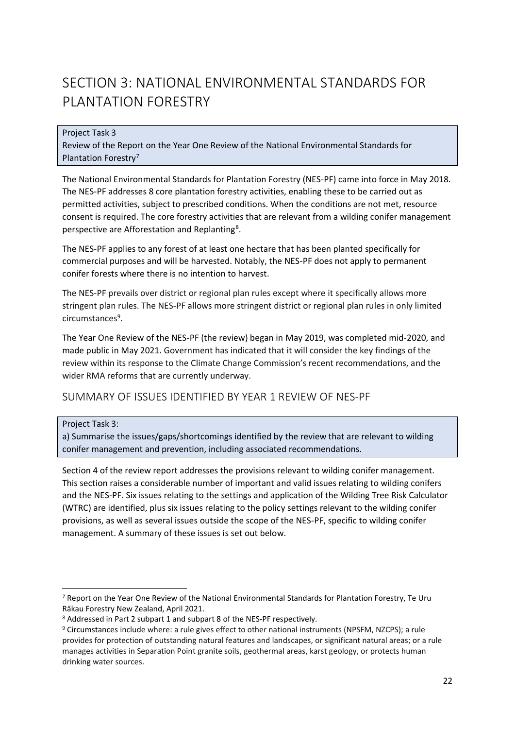# SECTION 3: NATIONAL ENVIRONMENTAL STANDARDS FOR PLANTATION FORESTRY

Project Task 3
Review of the Report on the Year One Review of the National Environmental Standards for Plantation Forestry[7]

The National Environmental Standards for Plantation Forestry (NES-PF) came into force in May 2018. The NES-PF addresses 8 core plantation forestry activities, enabling these to be carried out as permitted activities, subject to prescribed conditions. When the conditions are not met, resource consent is required. The core forestry activities that are relevant from a wilding conifer management perspective are Afforestation and Replanting[8].

The NES-PF applies to any forest of at least one hectare that has been planted specifically for commercial purposes and will be harvested. Notably, the NES-PF does not apply to permanent conifer forests where there is no intention to harvest.

The NES-PF prevails over district or regional plan rules except where it specifically allows more stringent plan rules. The NES-PF allows more stringent district or regional plan rules in only limited circumstances[9].

The Year One Review of the NES-PF (the review) began in May 2019, was completed mid-2020, and made public in May 2021. Government has indicated that it will consider the key findings of the review within its response to the Climate Change Commission's recent recommendations, and the wider RMA reforms that are currently underway.

## SUMMARY OF ISSUES IDENTIFIED BY YEAR 1 REVIEW OF NES-PF

Project Task 3:
a) Summarise the issues/gaps/shortcomings identified by the review that are relevant to wilding conifer management and prevention, including associated recommendations.

Section 4 of the review report addresses the provisions relevant to wilding conifer management. This section raises a considerable number of important and valid issues relating to wilding conifers and the NES-PF. Six issues relating to the settings and application of the Wilding Tree Risk Calculator (WTRC) are identified, plus six issues relating to the policy settings relevant to the wilding conifer provisions, as well as several issues outside the scope of the NES-PF, specific to wilding conifer management. A summary of these issues is set out below.

[7] Report on the Year One Review of the National Environmental Standards for Plantation Forestry, Te Uru Rākau Forestry New Zealand, April 2021.

[8] Addressed in Part 2 subpart 1 and subpart 8 of the NES-PF respectively.

[9] Circumstances include where: a rule gives effect to other national instruments (NPSFM, NZCPS); a rule provides for protection of outstanding natural features and landscapes, or significant natural areas; or a rule manages activities in Separation Point granite soils, geothermal areas, karst geology, or protects human drinking water sources.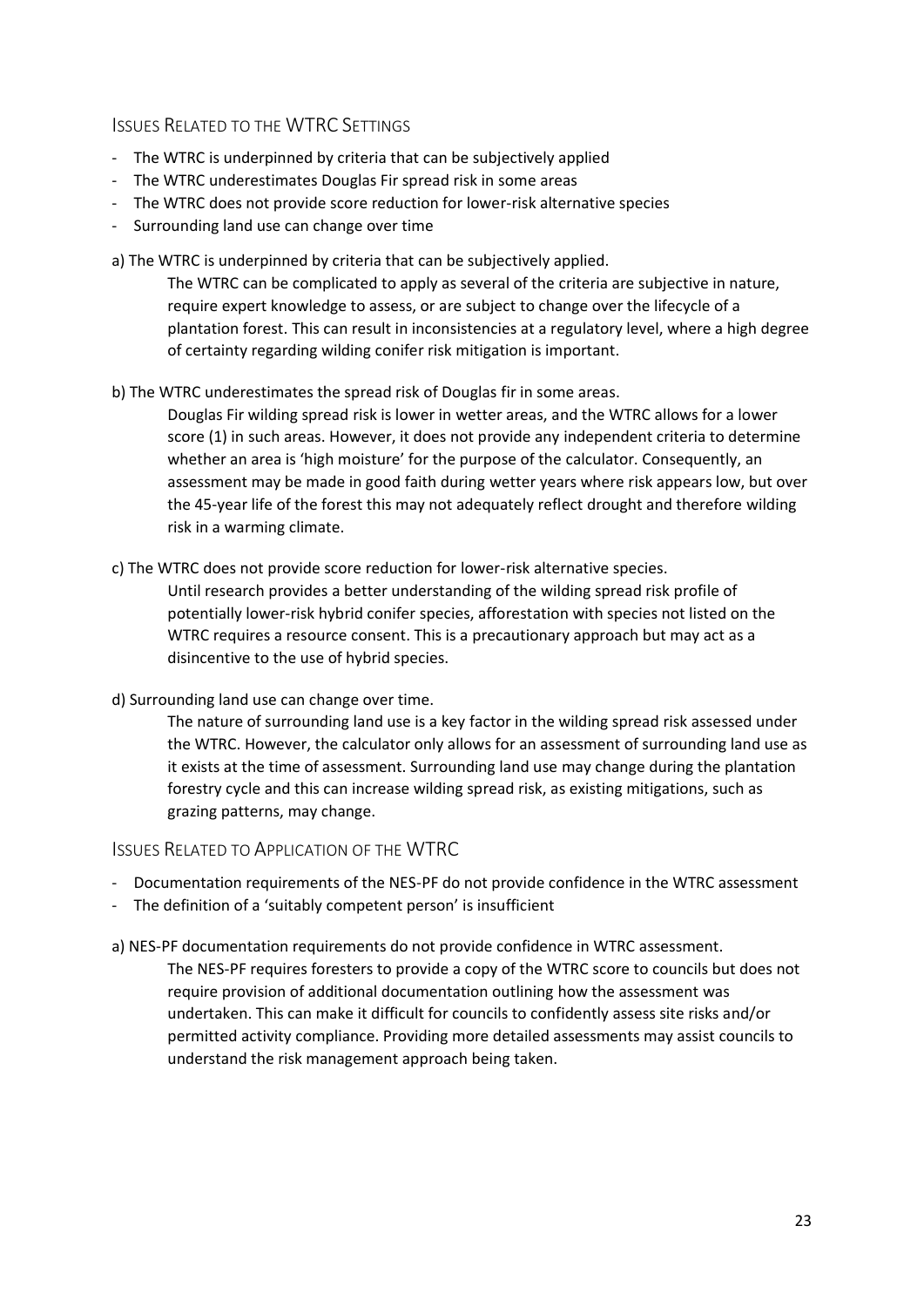## Issues Related to the WTRC Settings

- The WTRC is underpinned by criteria that can be subjectively applied
- The WTRC underestimates Douglas Fir spread risk in some areas
- The WTRC does not provide score reduction for lower-risk alternative species
- Surrounding land use can change over time

a) The WTRC is underpinned by criteria that can be subjectively applied.

> The WTRC can be complicated to apply as several of the criteria are subjective in nature, require expert knowledge to assess, or are subject to change over the lifecycle of a plantation forest. This can result in inconsistencies at a regulatory level, where a high degree of certainty regarding wilding conifer risk mitigation is important.

b) The WTRC underestimates the spread risk of Douglas fir in some areas.

> Douglas Fir wilding spread risk is lower in wetter areas, and the WTRC allows for a lower score (1) in such areas. However, it does not provide any independent criteria to determine whether an area is 'high moisture' for the purpose of the calculator. Consequently, an assessment may be made in good faith during wetter years where risk appears low, but over the 45-year life of the forest this may not adequately reflect drought and therefore wilding risk in a warming climate.

c) The WTRC does not provide score reduction for lower-risk alternative species.

> Until research provides a better understanding of the wilding spread risk profile of potentially lower-risk hybrid conifer species, afforestation with species not listed on the WTRC requires a resource consent. This is a precautionary approach but may act as a disincentive to the use of hybrid species.

d) Surrounding land use can change over time.

> The nature of surrounding land use is a key factor in the wilding spread risk assessed under the WTRC. However, the calculator only allows for an assessment of surrounding land use as it exists at the time of assessment. Surrounding land use may change during the plantation forestry cycle and this can increase wilding spread risk, as existing mitigations, such as grazing patterns, may change.

## Issues Related to Application of the WTRC

- Documentation requirements of the NES-PF do not provide confidence in the WTRC assessment
- The definition of a 'suitably competent person' is insufficient

a) NES-PF documentation requirements do not provide confidence in WTRC assessment.

> The NES-PF requires foresters to provide a copy of the WTRC score to councils but does not require provision of additional documentation outlining how the assessment was undertaken. This can make it difficult for councils to confidently assess site risks and/or permitted activity compliance. Providing more detailed assessments may assist councils to understand the risk management approach being taken.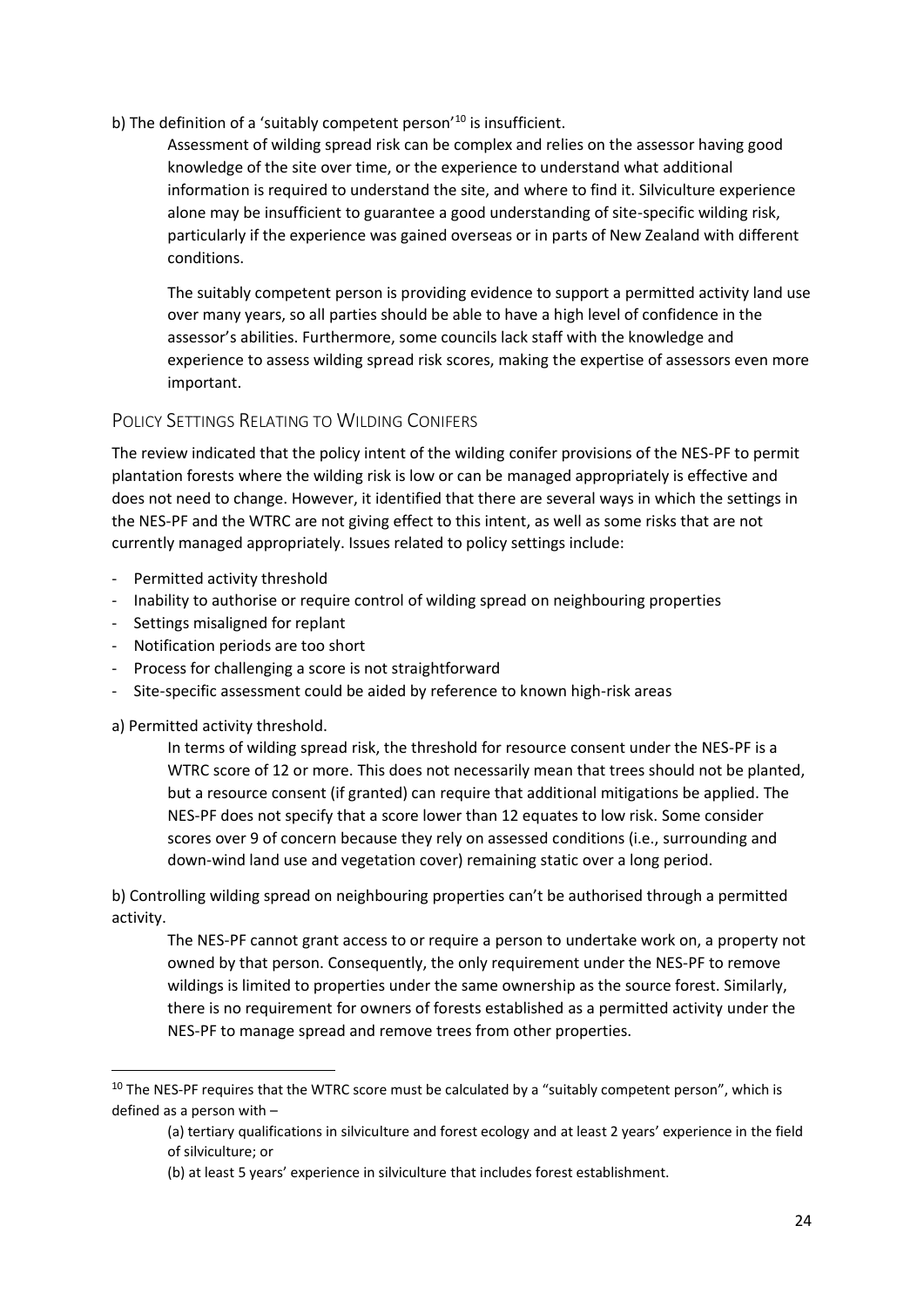b) The definition of a 'suitably competent person'[10] is insufficient.

Assessment of wilding spread risk can be complex and relies on the assessor having good knowledge of the site over time, or the experience to understand what additional information is required to understand the site, and where to find it. Silviculture experience alone may be insufficient to guarantee a good understanding of site-specific wilding risk, particularly if the experience was gained overseas or in parts of New Zealand with different conditions.

The suitably competent person is providing evidence to support a permitted activity land use over many years, so all parties should be able to have a high level of confidence in the assessor's abilities. Furthermore, some councils lack staff with the knowledge and experience to assess wilding spread risk scores, making the expertise of assessors even more important.

## Policy Settings Relating to Wilding Conifers

The review indicated that the policy intent of the wilding conifer provisions of the NES-PF to permit plantation forests where the wilding risk is low or can be managed appropriately is effective and does not need to change. However, it identified that there are several ways in which the settings in the NES-PF and the WTRC are not giving effect to this intent, as well as some risks that are not currently managed appropriately. Issues related to policy settings include:

- Permitted activity threshold
- Inability to authorise or require control of wilding spread on neighbouring properties
- Settings misaligned for replant
- Notification periods are too short
- Process for challenging a score is not straightforward
- Site-specific assessment could be aided by reference to known high-risk areas

a) Permitted activity threshold.

In terms of wilding spread risk, the threshold for resource consent under the NES-PF is a WTRC score of 12 or more. This does not necessarily mean that trees should not be planted, but a resource consent (if granted) can require that additional mitigations be applied. The NES-PF does not specify that a score lower than 12 equates to low risk. Some consider scores over 9 of concern because they rely on assessed conditions (i.e., surrounding and down-wind land use and vegetation cover) remaining static over a long period.

b) Controlling wilding spread on neighbouring properties can't be authorised through a permitted activity.

The NES-PF cannot grant access to or require a person to undertake work on, a property not owned by that person. Consequently, the only requirement under the NES-PF to remove wildings is limited to properties under the same ownership as the source forest. Similarly, there is no requirement for owners of forests established as a permitted activity under the NES-PF to manage spread and remove trees from other properties.

---

[10] The NES-PF requires that the WTRC score must be calculated by a "suitably competent person", which is defined as a person with –

(a) tertiary qualifications in silviculture and forest ecology and at least 2 years' experience in the field of silviculture; or

(b) at least 5 years' experience in silviculture that includes forest establishment.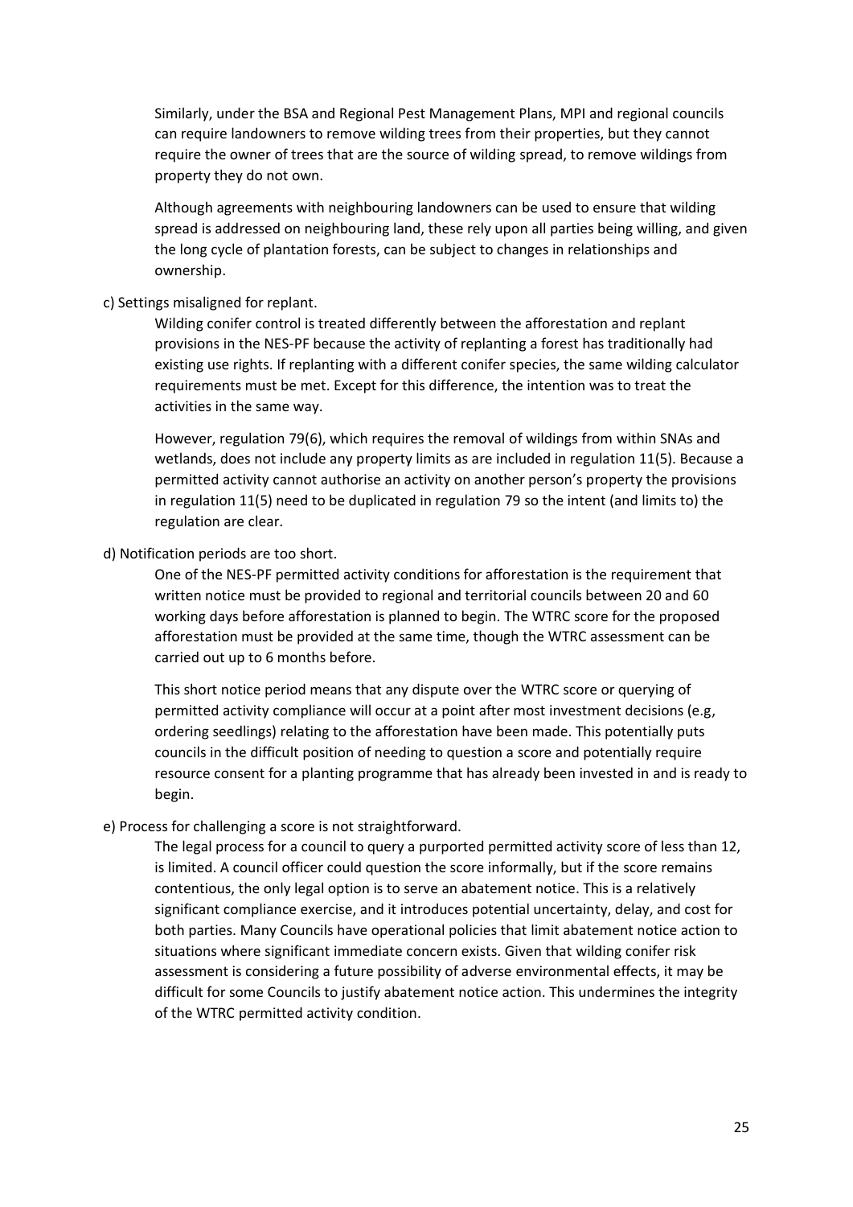Similarly, under the BSA and Regional Pest Management Plans, MPI and regional councils can require landowners to remove wilding trees from their properties, but they cannot require the owner of trees that are the source of wilding spread, to remove wildings from property they do not own.

Although agreements with neighbouring landowners can be used to ensure that wilding spread is addressed on neighbouring land, these rely upon all parties being willing, and given the long cycle of plantation forests, can be subject to changes in relationships and ownership.

c) Settings misaligned for replant.

Wilding conifer control is treated differently between the afforestation and replant provisions in the NES-PF because the activity of replanting a forest has traditionally had existing use rights. If replanting with a different conifer species, the same wilding calculator requirements must be met. Except for this difference, the intention was to treat the activities in the same way.

However, regulation 79(6), which requires the removal of wildings from within SNAs and wetlands, does not include any property limits as are included in regulation 11(5). Because a permitted activity cannot authorise an activity on another person's property the provisions in regulation 11(5) need to be duplicated in regulation 79 so the intent (and limits to) the regulation are clear.

d) Notification periods are too short.

One of the NES-PF permitted activity conditions for afforestation is the requirement that written notice must be provided to regional and territorial councils between 20 and 60 working days before afforestation is planned to begin. The WTRC score for the proposed afforestation must be provided at the same time, though the WTRC assessment can be carried out up to 6 months before.

This short notice period means that any dispute over the WTRC score or querying of permitted activity compliance will occur at a point after most investment decisions (e.g, ordering seedlings) relating to the afforestation have been made. This potentially puts councils in the difficult position of needing to question a score and potentially require resource consent for a planting programme that has already been invested in and is ready to begin.

e) Process for challenging a score is not straightforward.

The legal process for a council to query a purported permitted activity score of less than 12, is limited. A council officer could question the score informally, but if the score remains contentious, the only legal option is to serve an abatement notice. This is a relatively significant compliance exercise, and it introduces potential uncertainty, delay, and cost for both parties. Many Councils have operational policies that limit abatement notice action to situations where significant immediate concern exists. Given that wilding conifer risk assessment is considering a future possibility of adverse environmental effects, it may be difficult for some Councils to justify abatement notice action. This undermines the integrity of the WTRC permitted activity condition.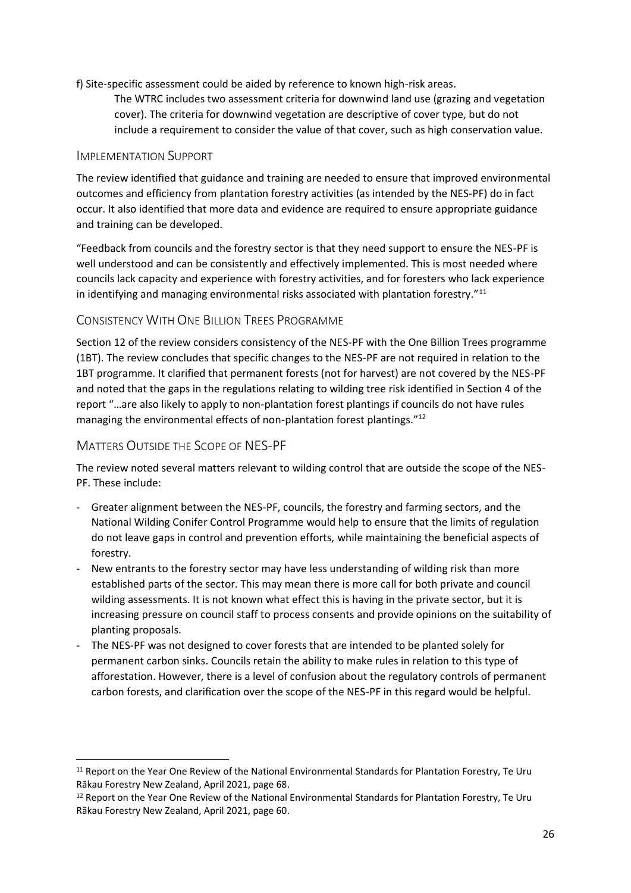f) Site-specific assessment could be aided by reference to known high-risk areas.

> The WTRC includes two assessment criteria for downwind land use (grazing and vegetation cover). The criteria for downwind vegetation are descriptive of cover type, but do not include a requirement to consider the value of that cover, such as high conservation value.

## Implementation Support

The review identified that guidance and training are needed to ensure that improved environmental outcomes and efficiency from plantation forestry activities (as intended by the NES-PF) do in fact occur. It also identified that more data and evidence are required to ensure appropriate guidance and training can be developed.

"Feedback from councils and the forestry sector is that they need support to ensure the NES-PF is well understood and can be consistently and effectively implemented. This is most needed where councils lack capacity and experience with forestry activities, and for foresters who lack experience in identifying and managing environmental risks associated with plantation forestry."[11]

## Consistency With One Billion Trees Programme

Section 12 of the review considers consistency of the NES-PF with the One Billion Trees programme (1BT). The review concludes that specific changes to the NES-PF are not required in relation to the 1BT programme. It clarified that permanent forests (not for harvest) are not covered by the NES-PF and noted that the gaps in the regulations relating to wilding tree risk identified in Section 4 of the report "…are also likely to apply to non-plantation forest plantings if councils do not have rules managing the environmental effects of non-plantation forest plantings."[12]

## Matters Outside the Scope of NES-PF

The review noted several matters relevant to wilding control that are outside the scope of the NES-PF. These include:

- Greater alignment between the NES-PF, councils, the forestry and farming sectors, and the National Wilding Conifer Control Programme would help to ensure that the limits of regulation do not leave gaps in control and prevention efforts, while maintaining the beneficial aspects of forestry.
- New entrants to the forestry sector may have less understanding of wilding risk than more established parts of the sector. This may mean there is more call for both private and council wilding assessments. It is not known what effect this is having in the private sector, but it is increasing pressure on council staff to process consents and provide opinions on the suitability of planting proposals.
- The NES-PF was not designed to cover forests that are intended to be planted solely for permanent carbon sinks. Councils retain the ability to make rules in relation to this type of afforestation. However, there is a level of confusion about the regulatory controls of permanent carbon forests, and clarification over the scope of the NES-PF in this regard would be helpful.

---

[11] Report on the Year One Review of the National Environmental Standards for Plantation Forestry, Te Uru Rākau Forestry New Zealand, April 2021, page 68.

[12] Report on the Year One Review of the National Environmental Standards for Plantation Forestry, Te Uru Rākau Forestry New Zealand, April 2021, page 60.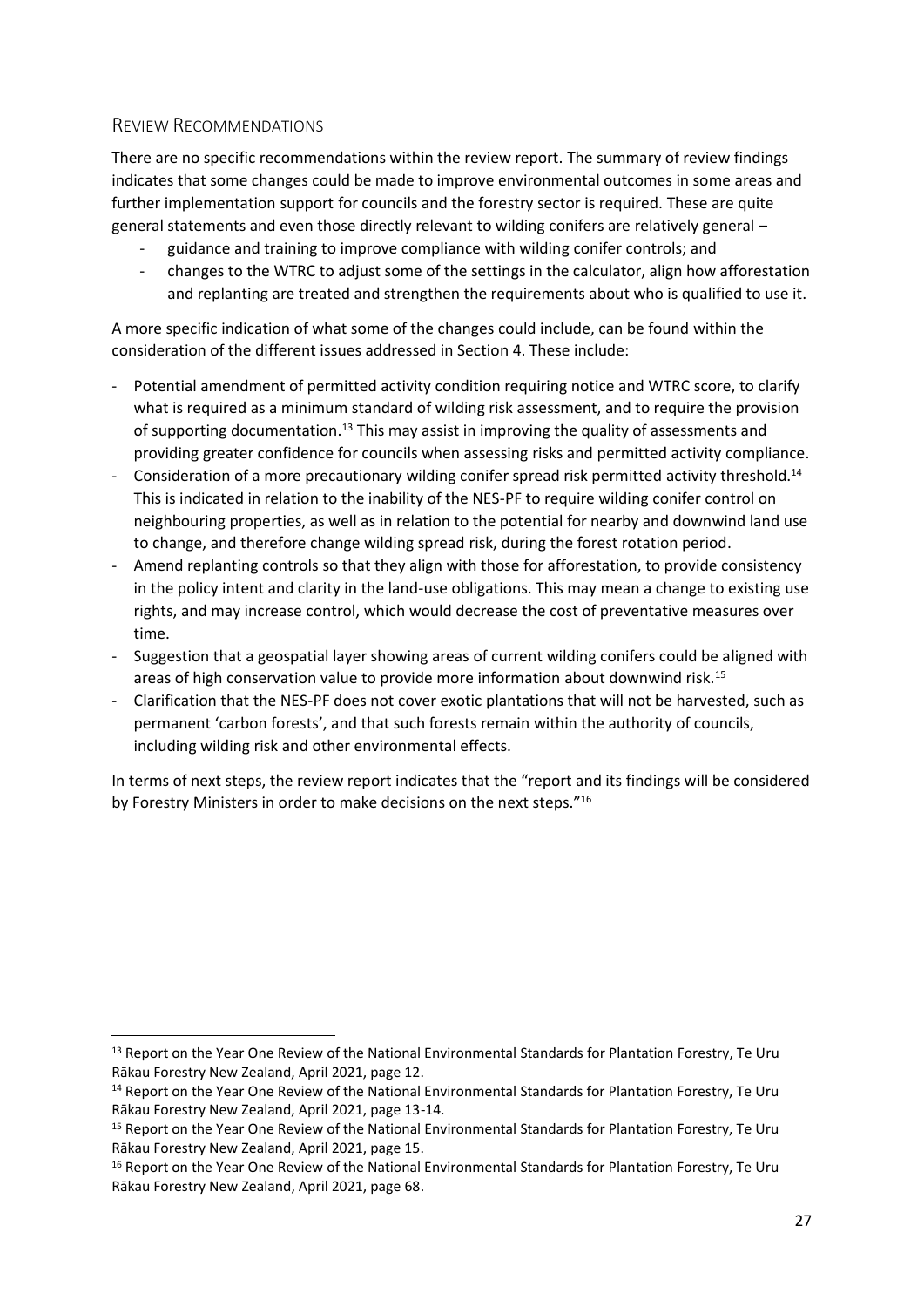## Review Recommendations

There are no specific recommendations within the review report. The summary of review findings indicates that some changes could be made to improve environmental outcomes in some areas and further implementation support for councils and the forestry sector is required. These are quite general statements and even those directly relevant to wilding conifers are relatively general –

- guidance and training to improve compliance with wilding conifer controls; and
- changes to the WTRC to adjust some of the settings in the calculator, align how afforestation and replanting are treated and strengthen the requirements about who is qualified to use it.

A more specific indication of what some of the changes could include, can be found within the consideration of the different issues addressed in Section 4. These include:

- Potential amendment of permitted activity condition requiring notice and WTRC score, to clarify what is required as a minimum standard of wilding risk assessment, and to require the provision of supporting documentation.[13] This may assist in improving the quality of assessments and providing greater confidence for councils when assessing risks and permitted activity compliance.
- Consideration of a more precautionary wilding conifer spread risk permitted activity threshold.[14] This is indicated in relation to the inability of the NES-PF to require wilding conifer control on neighbouring properties, as well as in relation to the potential for nearby and downwind land use to change, and therefore change wilding spread risk, during the forest rotation period.
- Amend replanting controls so that they align with those for afforestation, to provide consistency in the policy intent and clarity in the land-use obligations. This may mean a change to existing use rights, and may increase control, which would decrease the cost of preventative measures over time.
- Suggestion that a geospatial layer showing areas of current wilding conifers could be aligned with areas of high conservation value to provide more information about downwind risk.[15]
- Clarification that the NES-PF does not cover exotic plantations that will not be harvested, such as permanent 'carbon forests', and that such forests remain within the authority of councils, including wilding risk and other environmental effects.

In terms of next steps, the review report indicates that the "report and its findings will be considered by Forestry Ministers in order to make decisions on the next steps."[16]

---

[13] Report on the Year One Review of the National Environmental Standards for Plantation Forestry, Te Uru Rākau Forestry New Zealand, April 2021, page 12.

[14] Report on the Year One Review of the National Environmental Standards for Plantation Forestry, Te Uru Rākau Forestry New Zealand, April 2021, page 13-14.

[15] Report on the Year One Review of the National Environmental Standards for Plantation Forestry, Te Uru Rākau Forestry New Zealand, April 2021, page 15.

[16] Report on the Year One Review of the National Environmental Standards for Plantation Forestry, Te Uru Rākau Forestry New Zealand, April 2021, page 68.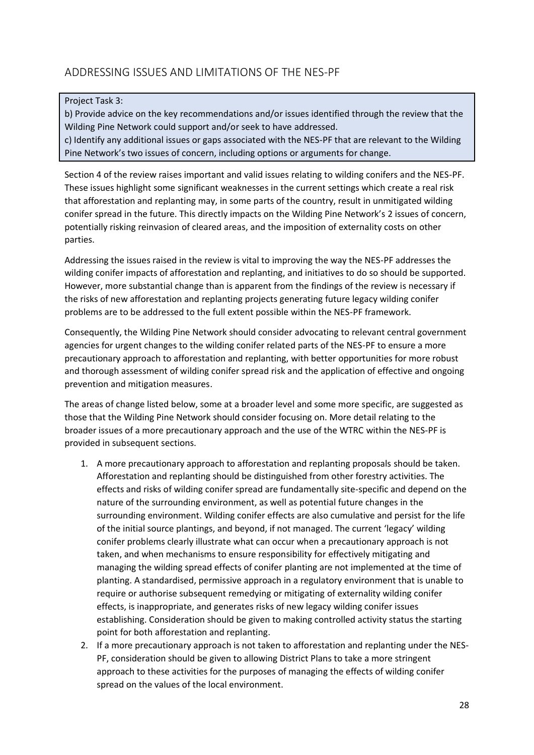## ADDRESSING ISSUES AND LIMITATIONS OF THE NES-PF

> Project Task 3:
> b) Provide advice on the key recommendations and/or issues identified through the review that the Wilding Pine Network could support and/or seek to have addressed.
> c) Identify any additional issues or gaps associated with the NES-PF that are relevant to the Wilding Pine Network's two issues of concern, including options or arguments for change.

Section 4 of the review raises important and valid issues relating to wilding conifers and the NES-PF. These issues highlight some significant weaknesses in the current settings which create a real risk that afforestation and replanting may, in some parts of the country, result in unmitigated wilding conifer spread in the future. This directly impacts on the Wilding Pine Network's 2 issues of concern, potentially risking reinvasion of cleared areas, and the imposition of externality costs on other parties.

Addressing the issues raised in the review is vital to improving the way the NES-PF addresses the wilding conifer impacts of afforestation and replanting, and initiatives to do so should be supported. However, more substantial change than is apparent from the findings of the review is necessary if the risks of new afforestation and replanting projects generating future legacy wilding conifer problems are to be addressed to the full extent possible within the NES-PF framework.

Consequently, the Wilding Pine Network should consider advocating to relevant central government agencies for urgent changes to the wilding conifer related parts of the NES-PF to ensure a more precautionary approach to afforestation and replanting, with better opportunities for more robust and thorough assessment of wilding conifer spread risk and the application of effective and ongoing prevention and mitigation measures.

The areas of change listed below, some at a broader level and some more specific, are suggested as those that the Wilding Pine Network should consider focusing on. More detail relating to the broader issues of a more precautionary approach and the use of the WTRC within the NES-PF is provided in subsequent sections.

1. A more precautionary approach to afforestation and replanting proposals should be taken. Afforestation and replanting should be distinguished from other forestry activities. The effects and risks of wilding conifer spread are fundamentally site-specific and depend on the nature of the surrounding environment, as well as potential future changes in the surrounding environment. Wilding conifer effects are also cumulative and persist for the life of the initial source plantings, and beyond, if not managed. The current 'legacy' wilding conifer problems clearly illustrate what can occur when a precautionary approach is not taken, and when mechanisms to ensure responsibility for effectively mitigating and managing the wilding spread effects of conifer planting are not implemented at the time of planting. A standardised, permissive approach in a regulatory environment that is unable to require or authorise subsequent remedying or mitigating of externality wilding conifer effects, is inappropriate, and generates risks of new legacy wilding conifer issues establishing. Consideration should be given to making controlled activity status the starting point for both afforestation and replanting.
2. If a more precautionary approach is not taken to afforestation and replanting under the NES-PF, consideration should be given to allowing District Plans to take a more stringent approach to these activities for the purposes of managing the effects of wilding conifer spread on the values of the local environment.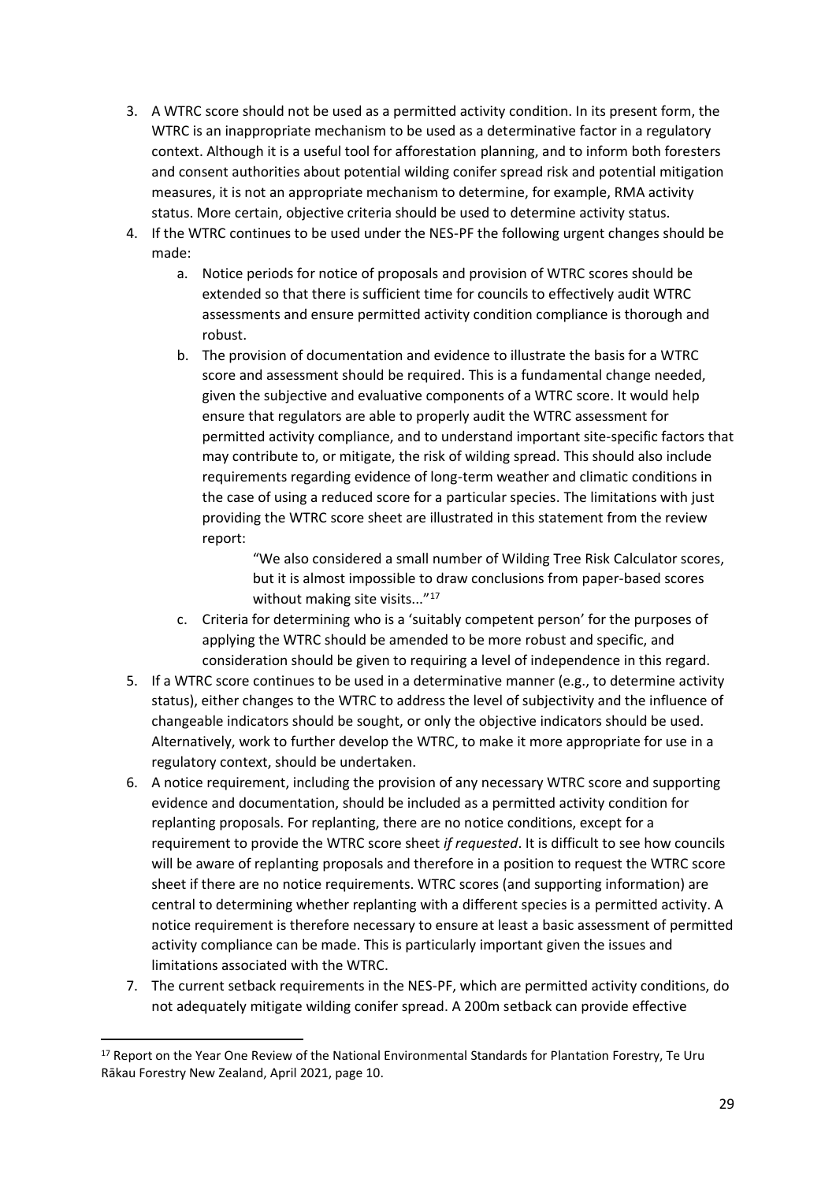3. A WTRC score should not be used as a permitted activity condition. In its present form, the WTRC is an inappropriate mechanism to be used as a determinative factor in a regulatory context. Although it is a useful tool for afforestation planning, and to inform both foresters and consent authorities about potential wilding conifer spread risk and potential mitigation measures, it is not an appropriate mechanism to determine, for example, RMA activity status. More certain, objective criteria should be used to determine activity status.
4. If the WTRC continues to be used under the NES-PF the following urgent changes should be made:
    a. Notice periods for notice of proposals and provision of WTRC scores should be extended so that there is sufficient time for councils to effectively audit WTRC assessments and ensure permitted activity condition compliance is thorough and robust.
    b. The provision of documentation and evidence to illustrate the basis for a WTRC score and assessment should be required. This is a fundamental change needed, given the subjective and evaluative components of a WTRC score. It would help ensure that regulators are able to properly audit the WTRC assessment for permitted activity compliance, and to understand important site-specific factors that may contribute to, or mitigate, the risk of wilding spread. This should also include requirements regarding evidence of long-term weather and climatic conditions in the case of using a reduced score for a particular species. The limitations with just providing the WTRC score sheet are illustrated in this statement from the review report:

        > "We also considered a small number of Wilding Tree Risk Calculator scores, but it is almost impossible to draw conclusions from paper-based scores without making site visits..."[17]

    c. Criteria for determining who is a 'suitably competent person' for the purposes of applying the WTRC should be amended to be more robust and specific, and consideration should be given to requiring a level of independence in this regard.
5. If a WTRC score continues to be used in a determinative manner (e.g., to determine activity status), either changes to the WTRC to address the level of subjectivity and the influence of changeable indicators should be sought, or only the objective indicators should be used. Alternatively, work to further develop the WTRC, to make it more appropriate for use in a regulatory context, should be undertaken.
6. A notice requirement, including the provision of any necessary WTRC score and supporting evidence and documentation, should be included as a permitted activity condition for replanting proposals. For replanting, there are no notice conditions, except for a requirement to provide the WTRC score sheet *if requested*. It is difficult to see how councils will be aware of replanting proposals and therefore in a position to request the WTRC score sheet if there are no notice requirements. WTRC scores (and supporting information) are central to determining whether replanting with a different species is a permitted activity. A notice requirement is therefore necessary to ensure at least a basic assessment of permitted activity compliance can be made. This is particularly important given the issues and limitations associated with the WTRC.
7. The current setback requirements in the NES-PF, which are permitted activity conditions, do not adequately mitigate wilding conifer spread. A 200m setback can provide effective

[17] Report on the Year One Review of the National Environmental Standards for Plantation Forestry, Te Uru Rākau Forestry New Zealand, April 2021, page 10.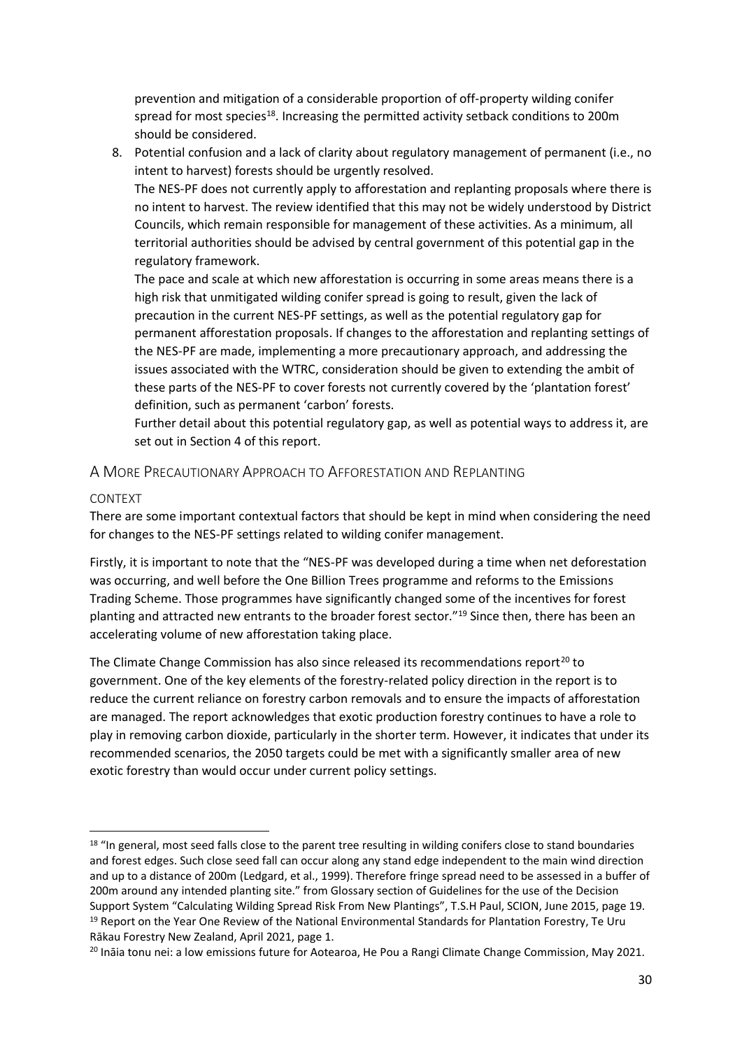prevention and mitigation of a considerable proportion of off-property wilding conifer spread for most species[18]. Increasing the permitted activity setback conditions to 200m should be considered.

8. Potential confusion and a lack of clarity about regulatory management of permanent (i.e., no intent to harvest) forests should be urgently resolved.
   The NES-PF does not currently apply to afforestation and replanting proposals where there is no intent to harvest. The review identified that this may not be widely understood by District Councils, which remain responsible for management of these activities. As a minimum, all territorial authorities should be advised by central government of this potential gap in the regulatory framework.
   The pace and scale at which new afforestation is occurring in some areas means there is a high risk that unmitigated wilding conifer spread is going to result, given the lack of precaution in the current NES-PF settings, as well as the potential regulatory gap for permanent afforestation proposals. If changes to the afforestation and replanting settings of the NES-PF are made, implementing a more precautionary approach, and addressing the issues associated with the WTRC, consideration should be given to extending the ambit of these parts of the NES-PF to cover forests not currently covered by the 'plantation forest' definition, such as permanent 'carbon' forests.
   Further detail about this potential regulatory gap, as well as potential ways to address it, are set out in Section 4 of this report.

## A More Precautionary Approach to Afforestation and Replanting

### Context

There are some important contextual factors that should be kept in mind when considering the need for changes to the NES-PF settings related to wilding conifer management.

Firstly, it is important to note that the "NES-PF was developed during a time when net deforestation was occurring, and well before the One Billion Trees programme and reforms to the Emissions Trading Scheme. Those programmes have significantly changed some of the incentives for forest planting and attracted new entrants to the broader forest sector."[19] Since then, there has been an accelerating volume of new afforestation taking place.

The Climate Change Commission has also since released its recommendations report[20] to government. One of the key elements of the forestry-related policy direction in the report is to reduce the current reliance on forestry carbon removals and to ensure the impacts of afforestation are managed. The report acknowledges that exotic production forestry continues to have a role to play in removing carbon dioxide, particularly in the shorter term. However, it indicates that under its recommended scenarios, the 2050 targets could be met with a significantly smaller area of new exotic forestry than would occur under current policy settings.

---

[18] "In general, most seed falls close to the parent tree resulting in wilding conifers close to stand boundaries and forest edges. Such close seed fall can occur along any stand edge independent to the main wind direction and up to a distance of 200m (Ledgard, et al., 1999). Therefore fringe spread need to be assessed in a buffer of 200m around any intended planting site." from Glossary section of Guidelines for the use of the Decision Support System "Calculating Wilding Spread Risk From New Plantings", T.S.H Paul, SCION, June 2015, page 19.

[19] Report on the Year One Review of the National Environmental Standards for Plantation Forestry, Te Uru Rākau Forestry New Zealand, April 2021, page 1.

[20] Ināia tonu nei: a low emissions future for Aotearoa, He Pou a Rangi Climate Change Commission, May 2021.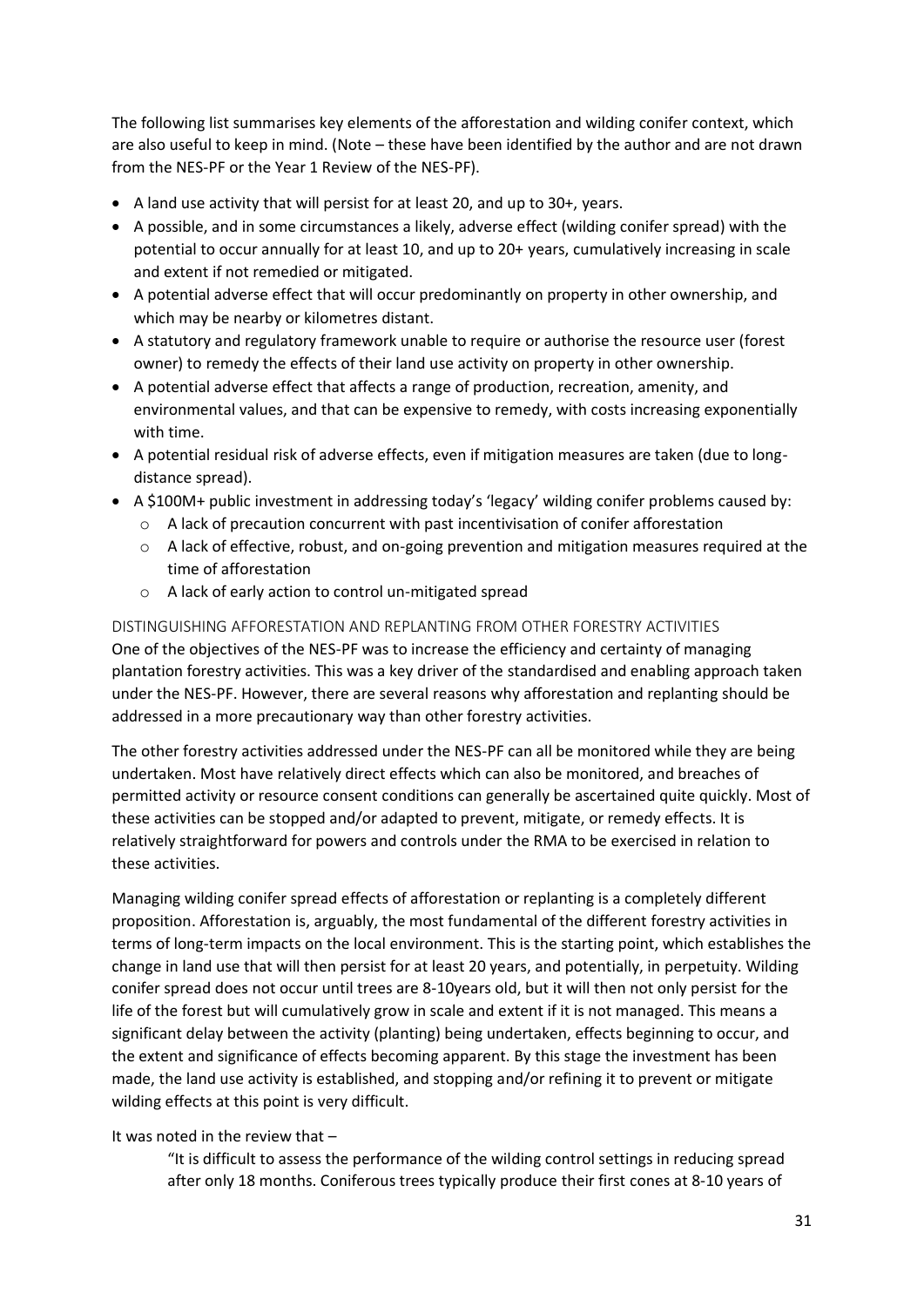The following list summarises key elements of the afforestation and wilding conifer context, which are also useful to keep in mind. (Note – these have been identified by the author and are not drawn from the NES-PF or the Year 1 Review of the NES-PF).

- A land use activity that will persist for at least 20, and up to 30+, years.
- A possible, and in some circumstances a likely, adverse effect (wilding conifer spread) with the potential to occur annually for at least 10, and up to 20+ years, cumulatively increasing in scale and extent if not remedied or mitigated.
- A potential adverse effect that will occur predominantly on property in other ownership, and which may be nearby or kilometres distant.
- A statutory and regulatory framework unable to require or authorise the resource user (forest owner) to remedy the effects of their land use activity on property in other ownership.
- A potential adverse effect that affects a range of production, recreation, amenity, and environmental values, and that can be expensive to remedy, with costs increasing exponentially with time.
- A potential residual risk of adverse effects, even if mitigation measures are taken (due to long-distance spread).
- A \$100M+ public investment in addressing today's 'legacy' wilding conifer problems caused by:
  - A lack of precaution concurrent with past incentivisation of conifer afforestation
  - A lack of effective, robust, and on-going prevention and mitigation measures required at the time of afforestation
  - A lack of early action to control un-mitigated spread

## DISTINGUISHING AFFORESTATION AND REPLANTING FROM OTHER FORESTRY ACTIVITIES

One of the objectives of the NES-PF was to increase the efficiency and certainty of managing plantation forestry activities. This was a key driver of the standardised and enabling approach taken under the NES-PF. However, there are several reasons why afforestation and replanting should be addressed in a more precautionary way than other forestry activities.

The other forestry activities addressed under the NES-PF can all be monitored while they are being undertaken. Most have relatively direct effects which can also be monitored, and breaches of permitted activity or resource consent conditions can generally be ascertained quite quickly. Most of these activities can be stopped and/or adapted to prevent, mitigate, or remedy effects. It is relatively straightforward for powers and controls under the RMA to be exercised in relation to these activities.

Managing wilding conifer spread effects of afforestation or replanting is a completely different proposition. Afforestation is, arguably, the most fundamental of the different forestry activities in terms of long-term impacts on the local environment. This is the starting point, which establishes the change in land use that will then persist for at least 20 years, and potentially, in perpetuity. Wilding conifer spread does not occur until trees are 8-10years old, but it will then not only persist for the life of the forest but will cumulatively grow in scale and extent if it is not managed. This means a significant delay between the activity (planting) being undertaken, effects beginning to occur, and the extent and significance of effects becoming apparent. By this stage the investment has been made, the land use activity is established, and stopping and/or refining it to prevent or mitigate wilding effects at this point is very difficult.

It was noted in the review that –

> "It is difficult to assess the performance of the wilding control settings in reducing spread after only 18 months. Coniferous trees typically produce their first cones at 8-10 years of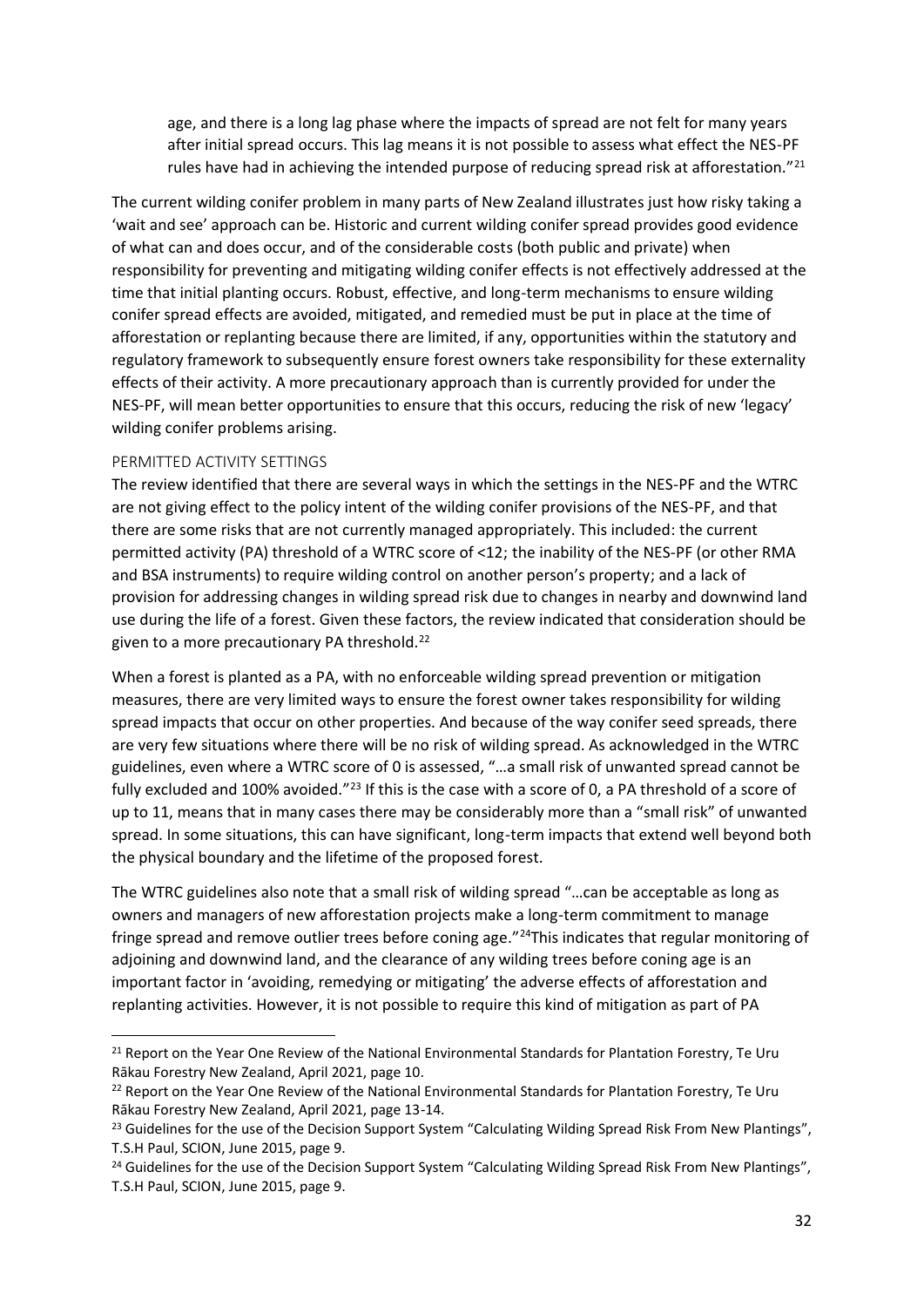age, and there is a long lag phase where the impacts of spread are not felt for many years after initial spread occurs. This lag means it is not possible to assess what effect the NES-PF rules have had in achieving the intended purpose of reducing spread risk at afforestation."[21]

The current wilding conifer problem in many parts of New Zealand illustrates just how risky taking a 'wait and see' approach can be. Historic and current wilding conifer spread provides good evidence of what can and does occur, and of the considerable costs (both public and private) when responsibility for preventing and mitigating wilding conifer effects is not effectively addressed at the time that initial planting occurs. Robust, effective, and long-term mechanisms to ensure wilding conifer spread effects are avoided, mitigated, and remedied must be put in place at the time of afforestation or replanting because there are limited, if any, opportunities within the statutory and regulatory framework to subsequently ensure forest owners take responsibility for these externality effects of their activity. A more precautionary approach than is currently provided for under the NES-PF, will mean better opportunities to ensure that this occurs, reducing the risk of new 'legacy' wilding conifer problems arising.

### PERMITTED ACTIVITY SETTINGS

The review identified that there are several ways in which the settings in the NES-PF and the WTRC are not giving effect to the policy intent of the wilding conifer provisions of the NES-PF, and that there are some risks that are not currently managed appropriately. This included: the current permitted activity (PA) threshold of a WTRC score of <12; the inability of the NES-PF (or other RMA and BSA instruments) to require wilding control on another person's property; and a lack of provision for addressing changes in wilding spread risk due to changes in nearby and downwind land use during the life of a forest. Given these factors, the review indicated that consideration should be given to a more precautionary PA threshold.[22]

When a forest is planted as a PA, with no enforceable wilding spread prevention or mitigation measures, there are very limited ways to ensure the forest owner takes responsibility for wilding spread impacts that occur on other properties. And because of the way conifer seed spreads, there are very few situations where there will be no risk of wilding spread. As acknowledged in the WTRC guidelines, even where a WTRC score of 0 is assessed, "…a small risk of unwanted spread cannot be fully excluded and 100% avoided."[23] If this is the case with a score of 0, a PA threshold of a score of up to 11, means that in many cases there may be considerably more than a "small risk" of unwanted spread. In some situations, this can have significant, long-term impacts that extend well beyond both the physical boundary and the lifetime of the proposed forest.

The WTRC guidelines also note that a small risk of wilding spread "…can be acceptable as long as owners and managers of new afforestation projects make a long-term commitment to manage fringe spread and remove outlier trees before coning age."[24] This indicates that regular monitoring of adjoining and downwind land, and the clearance of any wilding trees before coning age is an important factor in 'avoiding, remedying or mitigating' the adverse effects of afforestation and replanting activities. However, it is not possible to require this kind of mitigation as part of PA

---

[21] Report on the Year One Review of the National Environmental Standards for Plantation Forestry, Te Uru Rākau Forestry New Zealand, April 2021, page 10.

[22] Report on the Year One Review of the National Environmental Standards for Plantation Forestry, Te Uru Rākau Forestry New Zealand, April 2021, page 13-14.

[23] Guidelines for the use of the Decision Support System "Calculating Wilding Spread Risk From New Plantings", T.S.H Paul, SCION, June 2015, page 9.

[24] Guidelines for the use of the Decision Support System "Calculating Wilding Spread Risk From New Plantings", T.S.H Paul, SCION, June 2015, page 9.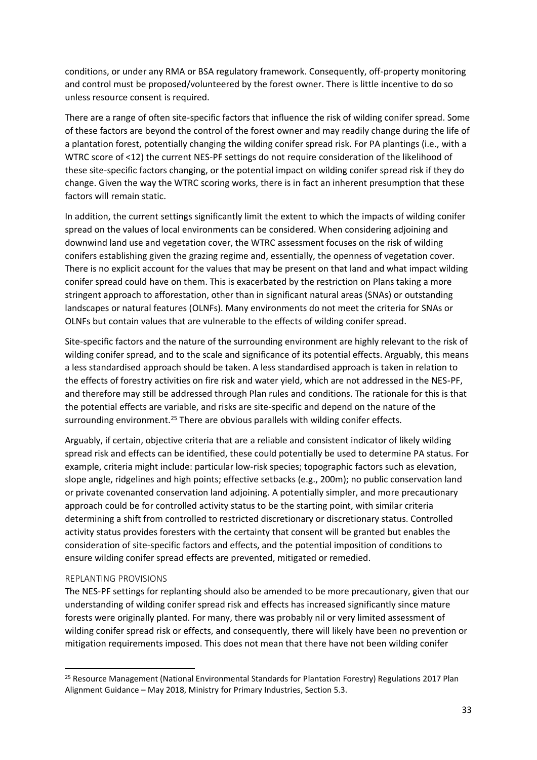conditions, or under any RMA or BSA regulatory framework. Consequently, off-property monitoring and control must be proposed/volunteered by the forest owner. There is little incentive to do so unless resource consent is required.

There are a range of often site-specific factors that influence the risk of wilding conifer spread. Some of these factors are beyond the control of the forest owner and may readily change during the life of a plantation forest, potentially changing the wilding conifer spread risk. For PA plantings (i.e., with a WTRC score of <12) the current NES-PF settings do not require consideration of the likelihood of these site-specific factors changing, or the potential impact on wilding conifer spread risk if they do change. Given the way the WTRC scoring works, there is in fact an inherent presumption that these factors will remain static.

In addition, the current settings significantly limit the extent to which the impacts of wilding conifer spread on the values of local environments can be considered. When considering adjoining and downwind land use and vegetation cover, the WTRC assessment focuses on the risk of wilding conifers establishing given the grazing regime and, essentially, the openness of vegetation cover. There is no explicit account for the values that may be present on that land and what impact wilding conifer spread could have on them. This is exacerbated by the restriction on Plans taking a more stringent approach to afforestation, other than in significant natural areas (SNAs) or outstanding landscapes or natural features (OLNFs). Many environments do not meet the criteria for SNAs or OLNFs but contain values that are vulnerable to the effects of wilding conifer spread.

Site-specific factors and the nature of the surrounding environment are highly relevant to the risk of wilding conifer spread, and to the scale and significance of its potential effects. Arguably, this means a less standardised approach should be taken. A less standardised approach is taken in relation to the effects of forestry activities on fire risk and water yield, which are not addressed in the NES-PF, and therefore may still be addressed through Plan rules and conditions. The rationale for this is that the potential effects are variable, and risks are site-specific and depend on the nature of the surrounding environment.[25] There are obvious parallels with wilding conifer effects.

Arguably, if certain, objective criteria that are a reliable and consistent indicator of likely wilding spread risk and effects can be identified, these could potentially be used to determine PA status. For example, criteria might include: particular low-risk species; topographic factors such as elevation, slope angle, ridgelines and high points; effective setbacks (e.g., 200m); no public conservation land or private covenanted conservation land adjoining. A potentially simpler, and more precautionary approach could be for controlled activity status to be the starting point, with similar criteria determining a shift from controlled to restricted discretionary or discretionary status. Controlled activity status provides foresters with the certainty that consent will be granted but enables the consideration of site-specific factors and effects, and the potential imposition of conditions to ensure wilding conifer spread effects are prevented, mitigated or remedied.

### REPLANTING PROVISIONS

The NES-PF settings for replanting should also be amended to be more precautionary, given that our understanding of wilding conifer spread risk and effects has increased significantly since mature forests were originally planted. For many, there was probably nil or very limited assessment of wilding conifer spread risk or effects, and consequently, there will likely have been no prevention or mitigation requirements imposed. This does not mean that there have not been wilding conifer

[25] Resource Management (National Environmental Standards for Plantation Forestry) Regulations 2017 Plan Alignment Guidance – May 2018, Ministry for Primary Industries, Section 5.3.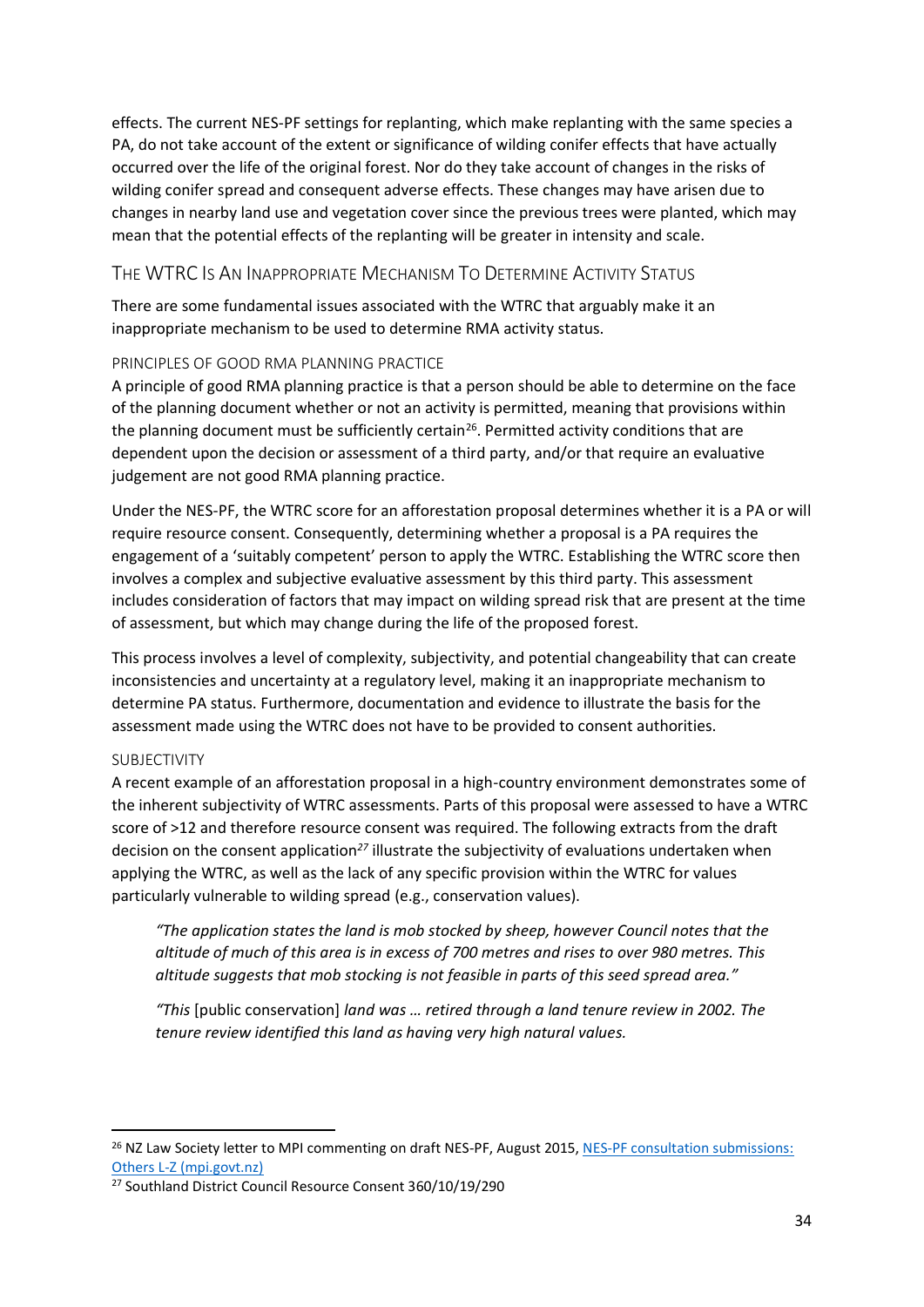effects. The current NES-PF settings for replanting, which make replanting with the same species a PA, do not take account of the extent or significance of wilding conifer effects that have actually occurred over the life of the original forest. Nor do they take account of changes in the risks of wilding conifer spread and consequent adverse effects. These changes may have arisen due to changes in nearby land use and vegetation cover since the previous trees were planted, which may mean that the potential effects of the replanting will be greater in intensity and scale.

## The WTRC Is An Inappropriate Mechanism To Determine Activity Status

There are some fundamental issues associated with the WTRC that arguably make it an inappropriate mechanism to be used to determine RMA activity status.

### Principles of good RMA planning practice

A principle of good RMA planning practice is that a person should be able to determine on the face of the planning document whether or not an activity is permitted, meaning that provisions within the planning document must be sufficiently certain[26]. Permitted activity conditions that are dependent upon the decision or assessment of a third party, and/or that require an evaluative judgement are not good RMA planning practice.

Under the NES-PF, the WTRC score for an afforestation proposal determines whether it is a PA or will require resource consent. Consequently, determining whether a proposal is a PA requires the engagement of a 'suitably competent' person to apply the WTRC. Establishing the WTRC score then involves a complex and subjective evaluative assessment by this third party. This assessment includes consideration of factors that may impact on wilding spread risk that are present at the time of assessment, but which may change during the life of the proposed forest.

This process involves a level of complexity, subjectivity, and potential changeability that can create inconsistencies and uncertainty at a regulatory level, making it an inappropriate mechanism to determine PA status. Furthermore, documentation and evidence to illustrate the basis for the assessment made using the WTRC does not have to be provided to consent authorities.

### Subjectivity

A recent example of an afforestation proposal in a high-country environment demonstrates some of the inherent subjectivity of WTRC assessments. Parts of this proposal were assessed to have a WTRC score of >12 and therefore resource consent was required. The following extracts from the draft decision on the consent application[27] illustrate the subjectivity of evaluations undertaken when applying the WTRC, as well as the lack of any specific provision within the WTRC for values particularly vulnerable to wilding spread (e.g., conservation values).

> *"The application states the land is mob stocked by sheep, however Council notes that the altitude of much of this area is in excess of 700 metres and rises to over 980 metres. This altitude suggests that mob stocking is not feasible in parts of this seed spread area."*
>
> *"This* [public conservation] *land was … retired through a land tenure review in 2002. The tenure review identified this land as having very high natural values.*

---

[26] NZ Law Society letter to MPI commenting on draft NES-PF, August 2015, NES-PF consultation submissions: Others L-Z (mpi.govt.nz)

[27] Southland District Council Resource Consent 360/10/19/290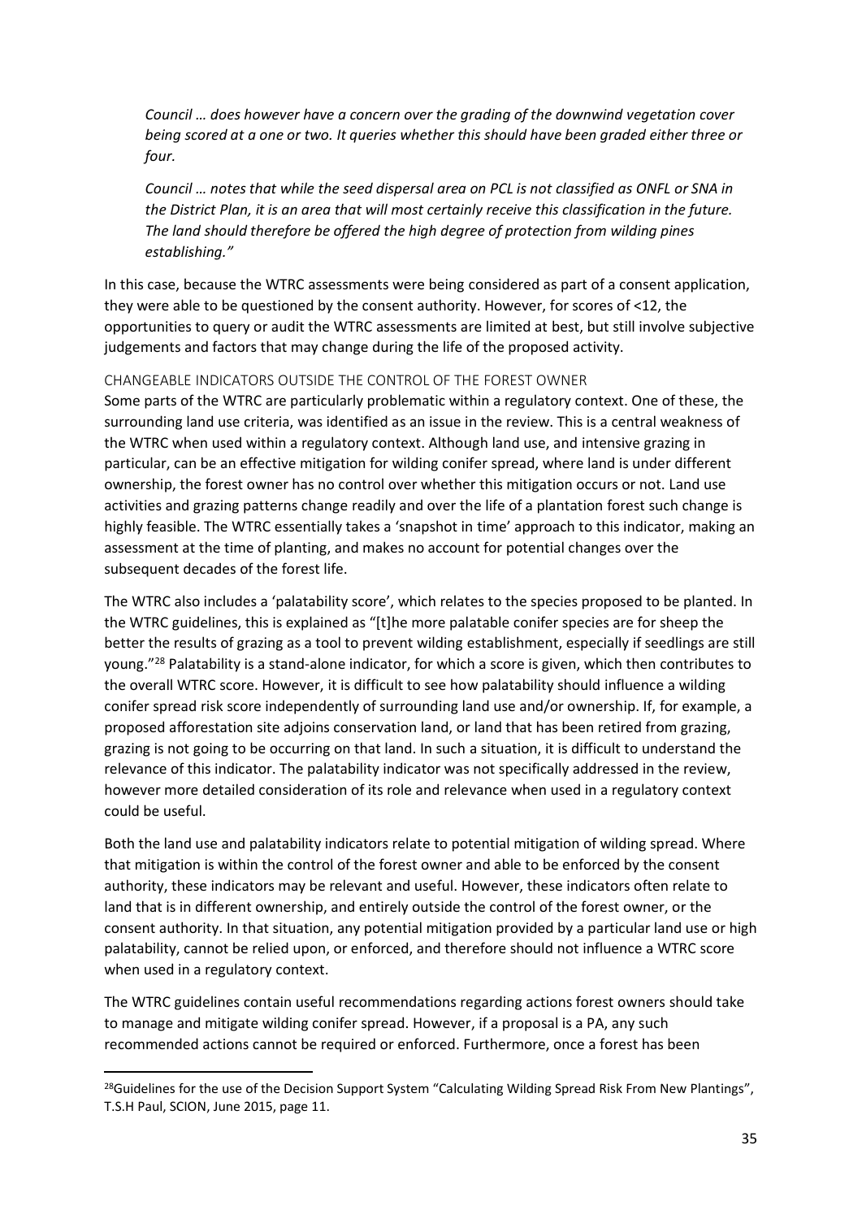*Council … does however have a concern over the grading of the downwind vegetation cover being scored at a one or two. It queries whether this should have been graded either three or four.*

*Council … notes that while the seed dispersal area on PCL is not classified as ONFL or SNA in the District Plan, it is an area that will most certainly receive this classification in the future. The land should therefore be offered the high degree of protection from wilding pines establishing."*

In this case, because the WTRC assessments were being considered as part of a consent application, they were able to be questioned by the consent authority. However, for scores of <12, the opportunities to query or audit the WTRC assessments are limited at best, but still involve subjective judgements and factors that may change during the life of the proposed activity.

### CHANGEABLE INDICATORS OUTSIDE THE CONTROL OF THE FOREST OWNER

Some parts of the WTRC are particularly problematic within a regulatory context. One of these, the surrounding land use criteria, was identified as an issue in the review. This is a central weakness of the WTRC when used within a regulatory context. Although land use, and intensive grazing in particular, can be an effective mitigation for wilding conifer spread, where land is under different ownership, the forest owner has no control over whether this mitigation occurs or not. Land use activities and grazing patterns change readily and over the life of a plantation forest such change is highly feasible. The WTRC essentially takes a 'snapshot in time' approach to this indicator, making an assessment at the time of planting, and makes no account for potential changes over the subsequent decades of the forest life.

The WTRC also includes a 'palatability score', which relates to the species proposed to be planted. In the WTRC guidelines, this is explained as "[t]he more palatable conifer species are for sheep the better the results of grazing as a tool to prevent wilding establishment, especially if seedlings are still young."[28] Palatability is a stand-alone indicator, for which a score is given, which then contributes to the overall WTRC score. However, it is difficult to see how palatability should influence a wilding conifer spread risk score independently of surrounding land use and/or ownership. If, for example, a proposed afforestation site adjoins conservation land, or land that has been retired from grazing, grazing is not going to be occurring on that land. In such a situation, it is difficult to understand the relevance of this indicator. The palatability indicator was not specifically addressed in the review, however more detailed consideration of its role and relevance when used in a regulatory context could be useful.

Both the land use and palatability indicators relate to potential mitigation of wilding spread. Where that mitigation is within the control of the forest owner and able to be enforced by the consent authority, these indicators may be relevant and useful. However, these indicators often relate to land that is in different ownership, and entirely outside the control of the forest owner, or the consent authority. In that situation, any potential mitigation provided by a particular land use or high palatability, cannot be relied upon, or enforced, and therefore should not influence a WTRC score when used in a regulatory context.

The WTRC guidelines contain useful recommendations regarding actions forest owners should take to manage and mitigate wilding conifer spread. However, if a proposal is a PA, any such recommended actions cannot be required or enforced. Furthermore, once a forest has been

---

[28] Guidelines for the use of the Decision Support System "Calculating Wilding Spread Risk From New Plantings", T.S.H Paul, SCION, June 2015, page 11.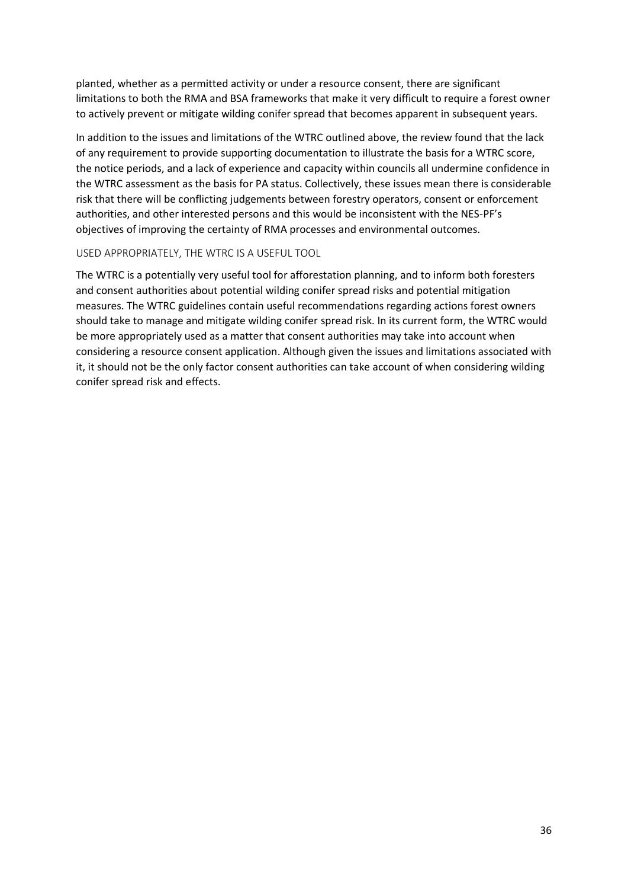planted, whether as a permitted activity or under a resource consent, there are significant limitations to both the RMA and BSA frameworks that make it very difficult to require a forest owner to actively prevent or mitigate wilding conifer spread that becomes apparent in subsequent years.

In addition to the issues and limitations of the WTRC outlined above, the review found that the lack of any requirement to provide supporting documentation to illustrate the basis for a WTRC score, the notice periods, and a lack of experience and capacity within councils all undermine confidence in the WTRC assessment as the basis for PA status. Collectively, these issues mean there is considerable risk that there will be conflicting judgements between forestry operators, consent or enforcement authorities, and other interested persons and this would be inconsistent with the NES-PF's objectives of improving the certainty of RMA processes and environmental outcomes.

### USED APPROPRIATELY, THE WTRC IS A USEFUL TOOL

The WTRC is a potentially very useful tool for afforestation planning, and to inform both foresters and consent authorities about potential wilding conifer spread risks and potential mitigation measures. The WTRC guidelines contain useful recommendations regarding actions forest owners should take to manage and mitigate wilding conifer spread risk. In its current form, the WTRC would be more appropriately used as a matter that consent authorities may take into account when considering a resource consent application. Although given the issues and limitations associated with it, it should not be the only factor consent authorities can take account of when considering wilding conifer spread risk and effects.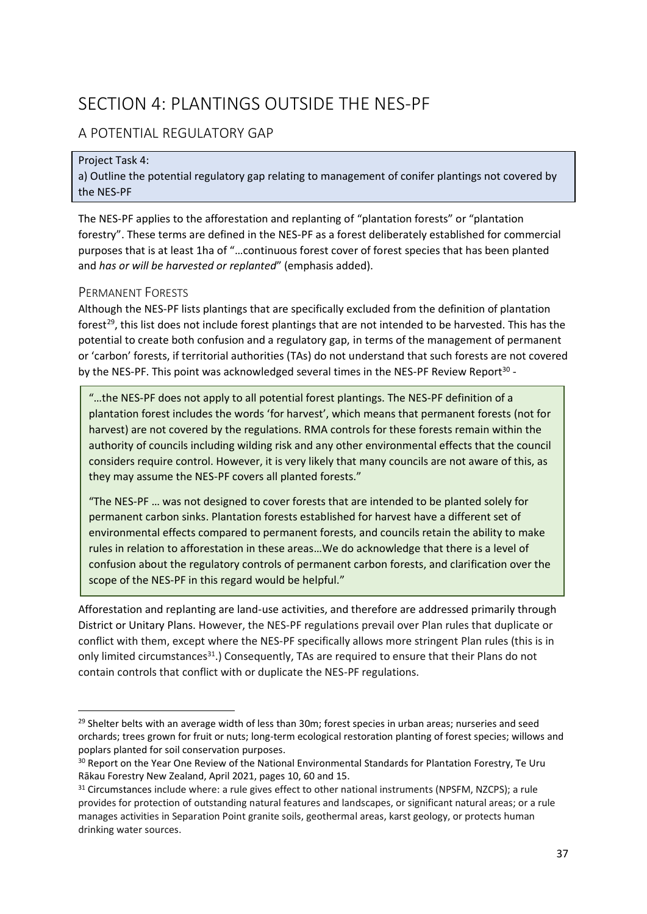# SECTION 4: PLANTINGS OUTSIDE THE NES-PF

## A POTENTIAL REGULATORY GAP

> Project Task 4:
> a) Outline the potential regulatory gap relating to management of conifer plantings not covered by the NES-PF

The NES-PF applies to the afforestation and replanting of "plantation forests" or "plantation forestry". These terms are defined in the NES-PF as a forest deliberately established for commercial purposes that is at least 1ha of "…continuous forest cover of forest species that has been planted and *has or will be harvested or replanted*" (emphasis added).

### PERMANENT FORESTS

Although the NES-PF lists plantings that are specifically excluded from the definition of plantation forest[29], this list does not include forest plantings that are not intended to be harvested. This has the potential to create both confusion and a regulatory gap, in terms of the management of permanent or 'carbon' forests, if territorial authorities (TAs) do not understand that such forests are not covered by the NES-PF. This point was acknowledged several times in the NES-PF Review Report[30] -

> "…the NES-PF does not apply to all potential forest plantings. The NES-PF definition of a plantation forest includes the words 'for harvest', which means that permanent forests (not for harvest) are not covered by the regulations. RMA controls for these forests remain within the authority of councils including wilding risk and any other environmental effects that the council considers require control. However, it is very likely that many councils are not aware of this, as they may assume the NES-PF covers all planted forests."
>
> "The NES-PF … was not designed to cover forests that are intended to be planted solely for permanent carbon sinks. Plantation forests established for harvest have a different set of environmental effects compared to permanent forests, and councils retain the ability to make rules in relation to afforestation in these areas…We do acknowledge that there is a level of confusion about the regulatory controls of permanent carbon forests, and clarification over the scope of the NES-PF in this regard would be helpful."

Afforestation and replanting are land-use activities, and therefore are addressed primarily through District or Unitary Plans. However, the NES-PF regulations prevail over Plan rules that duplicate or conflict with them, except where the NES-PF specifically allows more stringent Plan rules (this is in only limited circumstances[31].) Consequently, TAs are required to ensure that their Plans do not contain controls that conflict with or duplicate the NES-PF regulations.

---

[29] Shelter belts with an average width of less than 30m; forest species in urban areas; nurseries and seed orchards; trees grown for fruit or nuts; long-term ecological restoration planting of forest species; willows and poplars planted for soil conservation purposes.

[30] Report on the Year One Review of the National Environmental Standards for Plantation Forestry, Te Uru Rākau Forestry New Zealand, April 2021, pages 10, 60 and 15.

[31] Circumstances include where: a rule gives effect to other national instruments (NPSFM, NZCPS); a rule provides for protection of outstanding natural features and landscapes, or significant natural areas; or a rule manages activities in Separation Point granite soils, geothermal areas, karst geology, or protects human drinking water sources.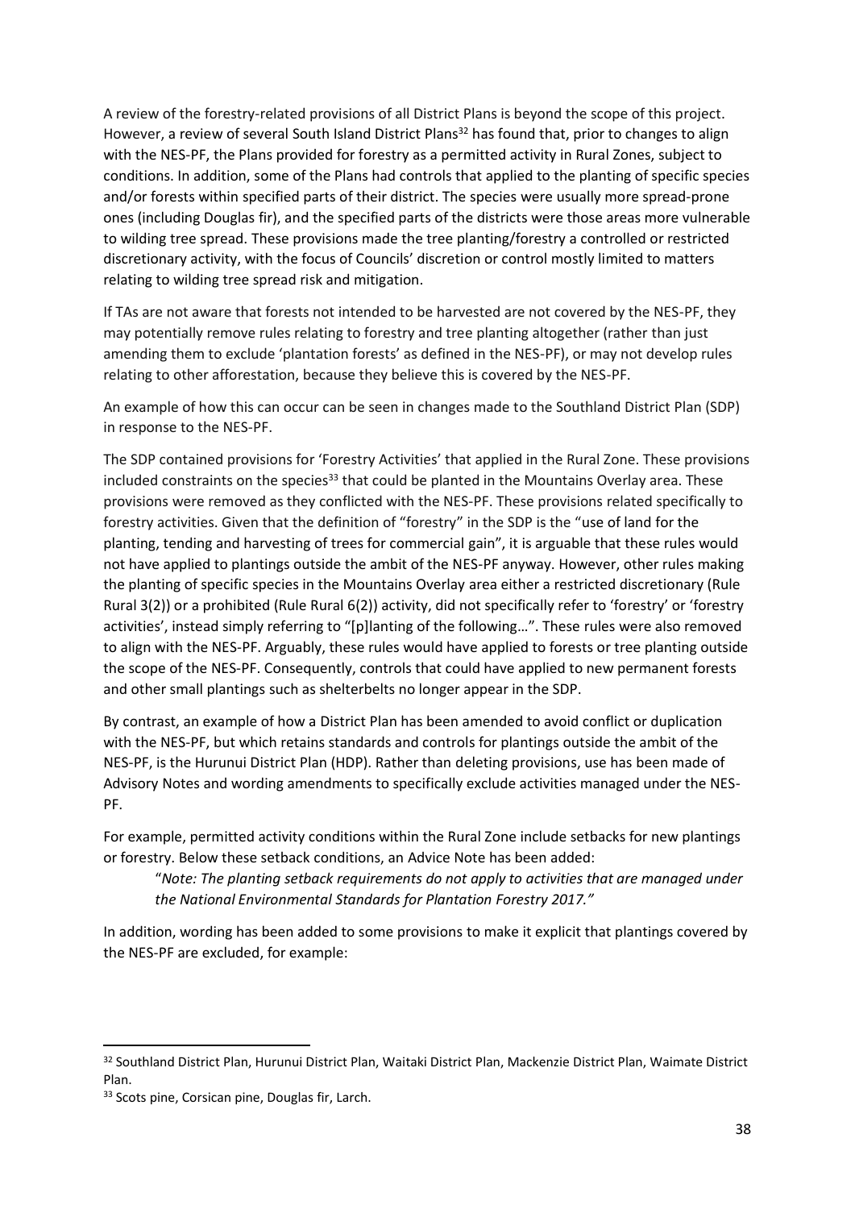A review of the forestry-related provisions of all District Plans is beyond the scope of this project. However, a review of several South Island District Plans[32] has found that, prior to changes to align with the NES-PF, the Plans provided for forestry as a permitted activity in Rural Zones, subject to conditions. In addition, some of the Plans had controls that applied to the planting of specific species and/or forests within specified parts of their district. The species were usually more spread-prone ones (including Douglas fir), and the specified parts of the districts were those areas more vulnerable to wilding tree spread. These provisions made the tree planting/forestry a controlled or restricted discretionary activity, with the focus of Councils' discretion or control mostly limited to matters relating to wilding tree spread risk and mitigation.

If TAs are not aware that forests not intended to be harvested are not covered by the NES-PF, they may potentially remove rules relating to forestry and tree planting altogether (rather than just amending them to exclude 'plantation forests' as defined in the NES-PF), or may not develop rules relating to other afforestation, because they believe this is covered by the NES-PF.

An example of how this can occur can be seen in changes made to the Southland District Plan (SDP) in response to the NES-PF.

The SDP contained provisions for 'Forestry Activities' that applied in the Rural Zone. These provisions included constraints on the species[33] that could be planted in the Mountains Overlay area. These provisions were removed as they conflicted with the NES-PF. These provisions related specifically to forestry activities. Given that the definition of "forestry" in the SDP is the "use of land for the planting, tending and harvesting of trees for commercial gain", it is arguable that these rules would not have applied to plantings outside the ambit of the NES-PF anyway. However, other rules making the planting of specific species in the Mountains Overlay area either a restricted discretionary (Rule Rural 3(2)) or a prohibited (Rule Rural 6(2)) activity, did not specifically refer to 'forestry' or 'forestry activities', instead simply referring to "[p]lanting of the following…". These rules were also removed to align with the NES-PF. Arguably, these rules would have applied to forests or tree planting outside the scope of the NES-PF. Consequently, controls that could have applied to new permanent forests and other small plantings such as shelterbelts no longer appear in the SDP.

By contrast, an example of how a District Plan has been amended to avoid conflict or duplication with the NES-PF, but which retains standards and controls for plantings outside the ambit of the NES-PF, is the Hurunui District Plan (HDP). Rather than deleting provisions, use has been made of Advisory Notes and wording amendments to specifically exclude activities managed under the NES-PF.

For example, permitted activity conditions within the Rural Zone include setbacks for new plantings or forestry. Below these setback conditions, an Advice Note has been added:

> "*Note: The planting setback requirements do not apply to activities that are managed under the National Environmental Standards for Plantation Forestry 2017.*"

In addition, wording has been added to some provisions to make it explicit that plantings covered by the NES-PF are excluded, for example:

---

[32] Southland District Plan, Hurunui District Plan, Waitaki District Plan, Mackenzie District Plan, Waimate District Plan.

[33] Scots pine, Corsican pine, Douglas fir, Larch.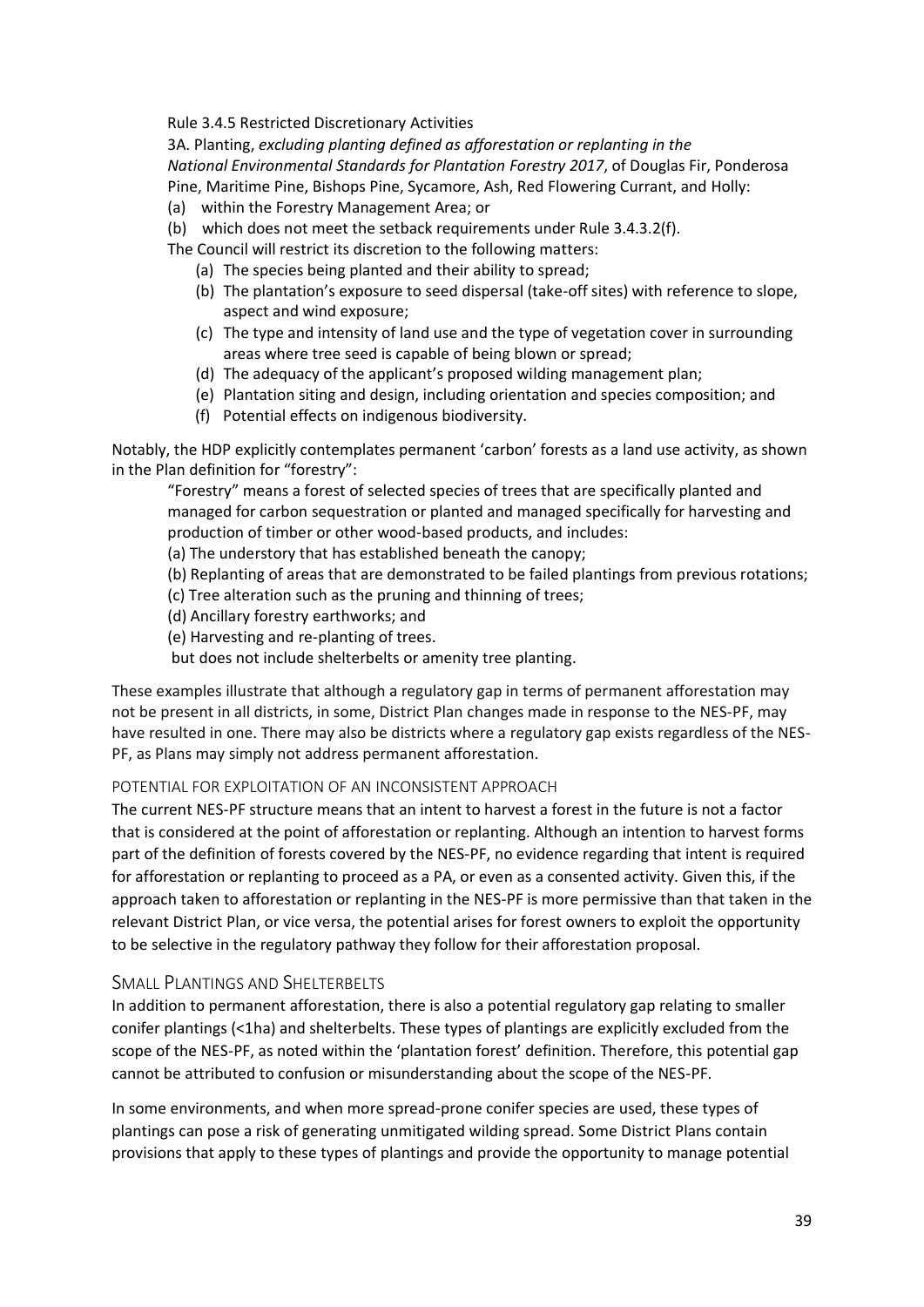Rule 3.4.5 Restricted Discretionary Activities

3A. Planting, *excluding planting defined as afforestation or replanting in the National Environmental Standards for Plantation Forestry 2017*, of Douglas Fir, Ponderosa Pine, Maritime Pine, Bishops Pine, Sycamore, Ash, Red Flowering Currant, and Holly:

(a) within the Forestry Management Area; or

(b) which does not meet the setback requirements under Rule 3.4.3.2(f).

The Council will restrict its discretion to the following matters:

(a) The species being planted and their ability to spread;

(b) The plantation's exposure to seed dispersal (take-off sites) with reference to slope, aspect and wind exposure;

(c) The type and intensity of land use and the type of vegetation cover in surrounding areas where tree seed is capable of being blown or spread;

(d) The adequacy of the applicant's proposed wilding management plan;

(e) Plantation siting and design, including orientation and species composition; and

(f) Potential effects on indigenous biodiversity.

Notably, the HDP explicitly contemplates permanent 'carbon' forests as a land use activity, as shown in the Plan definition for "forestry":

"Forestry" means a forest of selected species of trees that are specifically planted and managed for carbon sequestration or planted and managed specifically for harvesting and production of timber or other wood-based products, and includes:

(a) The understory that has established beneath the canopy;

(b) Replanting of areas that are demonstrated to be failed plantings from previous rotations;

(c) Tree alteration such as the pruning and thinning of trees;

(d) Ancillary forestry earthworks; and

(e) Harvesting and re-planting of trees.

but does not include shelterbelts or amenity tree planting.

These examples illustrate that although a regulatory gap in terms of permanent afforestation may not be present in all districts, in some, District Plan changes made in response to the NES-PF, may have resulted in one. There may also be districts where a regulatory gap exists regardless of the NES-PF, as Plans may simply not address permanent afforestation.

#### POTENTIAL FOR EXPLOITATION OF AN INCONSISTENT APPROACH

The current NES-PF structure means that an intent to harvest a forest in the future is not a factor that is considered at the point of afforestation or replanting. Although an intention to harvest forms part of the definition of forests covered by the NES-PF, no evidence regarding that intent is required for afforestation or replanting to proceed as a PA, or even as a consented activity. Given this, if the approach taken to afforestation or replanting in the NES-PF is more permissive than that taken in the relevant District Plan, or vice versa, the potential arises for forest owners to exploit the opportunity to be selective in the regulatory pathway they follow for their afforestation proposal.

### Small Plantings and Shelterbelts

In addition to permanent afforestation, there is also a potential regulatory gap relating to smaller conifer plantings (<1ha) and shelterbelts. These types of plantings are explicitly excluded from the scope of the NES-PF, as noted within the 'plantation forest' definition. Therefore, this potential gap cannot be attributed to confusion or misunderstanding about the scope of the NES-PF.

In some environments, and when more spread-prone conifer species are used, these types of plantings can pose a risk of generating unmitigated wilding spread. Some District Plans contain provisions that apply to these types of plantings and provide the opportunity to manage potential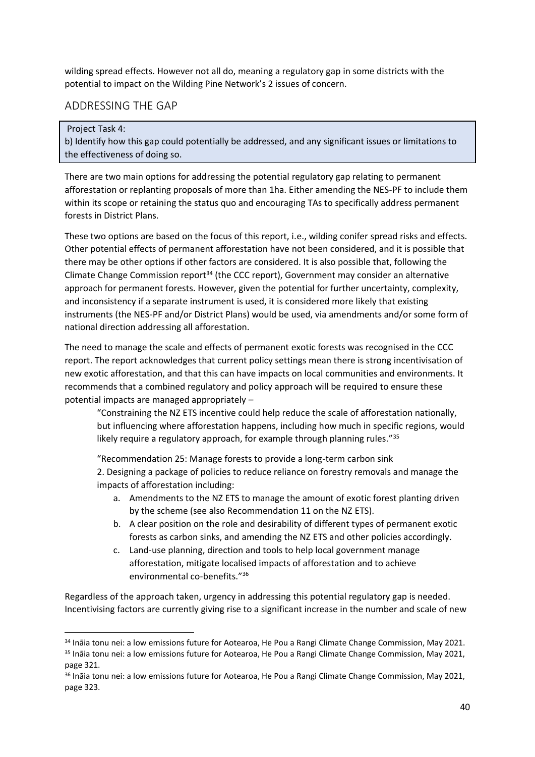wilding spread effects. However not all do, meaning a regulatory gap in some districts with the potential to impact on the Wilding Pine Network's 2 issues of concern.

## ADDRESSING THE GAP

> Project Task 4:
> b) Identify how this gap could potentially be addressed, and any significant issues or limitations to the effectiveness of doing so.

There are two main options for addressing the potential regulatory gap relating to permanent afforestation or replanting proposals of more than 1ha. Either amending the NES-PF to include them within its scope or retaining the status quo and encouraging TAs to specifically address permanent forests in District Plans.

These two options are based on the focus of this report, i.e., wilding conifer spread risks and effects. Other potential effects of permanent afforestation have not been considered, and it is possible that there may be other options if other factors are considered. It is also possible that, following the Climate Change Commission report[34] (the CCC report), Government may consider an alternative approach for permanent forests. However, given the potential for further uncertainty, complexity, and inconsistency if a separate instrument is used, it is considered more likely that existing instruments (the NES-PF and/or District Plans) would be used, via amendments and/or some form of national direction addressing all afforestation.

The need to manage the scale and effects of permanent exotic forests was recognised in the CCC report. The report acknowledges that current policy settings mean there is strong incentivisation of new exotic afforestation, and that this can have impacts on local communities and environments. It recommends that a combined regulatory and policy approach will be required to ensure these potential impacts are managed appropriately –

> "Constraining the NZ ETS incentive could help reduce the scale of afforestation nationally, but influencing where afforestation happens, including how much in specific regions, would likely require a regulatory approach, for example through planning rules."[35]
>
> "Recommendation 25: Manage forests to provide a long-term carbon sink
> 2. Designing a package of policies to reduce reliance on forestry removals and manage the impacts of afforestation including:
>
> a. Amendments to the NZ ETS to manage the amount of exotic forest planting driven by the scheme (see also Recommendation 11 on the NZ ETS).
> b. A clear position on the role and desirability of different types of permanent exotic forests as carbon sinks, and amending the NZ ETS and other policies accordingly.
> c. Land-use planning, direction and tools to help local government manage afforestation, mitigate localised impacts of afforestation and to achieve environmental co-benefits."[36]

Regardless of the approach taken, urgency in addressing this potential regulatory gap is needed. Incentivising factors are currently giving rise to a significant increase in the number and scale of new

---

[34] Ināia tonu nei: a low emissions future for Aotearoa, He Pou a Rangi Climate Change Commission, May 2021.

[35] Ināia tonu nei: a low emissions future for Aotearoa, He Pou a Rangi Climate Change Commission, May 2021, page 321.

[36] Ināia tonu nei: a low emissions future for Aotearoa, He Pou a Rangi Climate Change Commission, May 2021, page 323.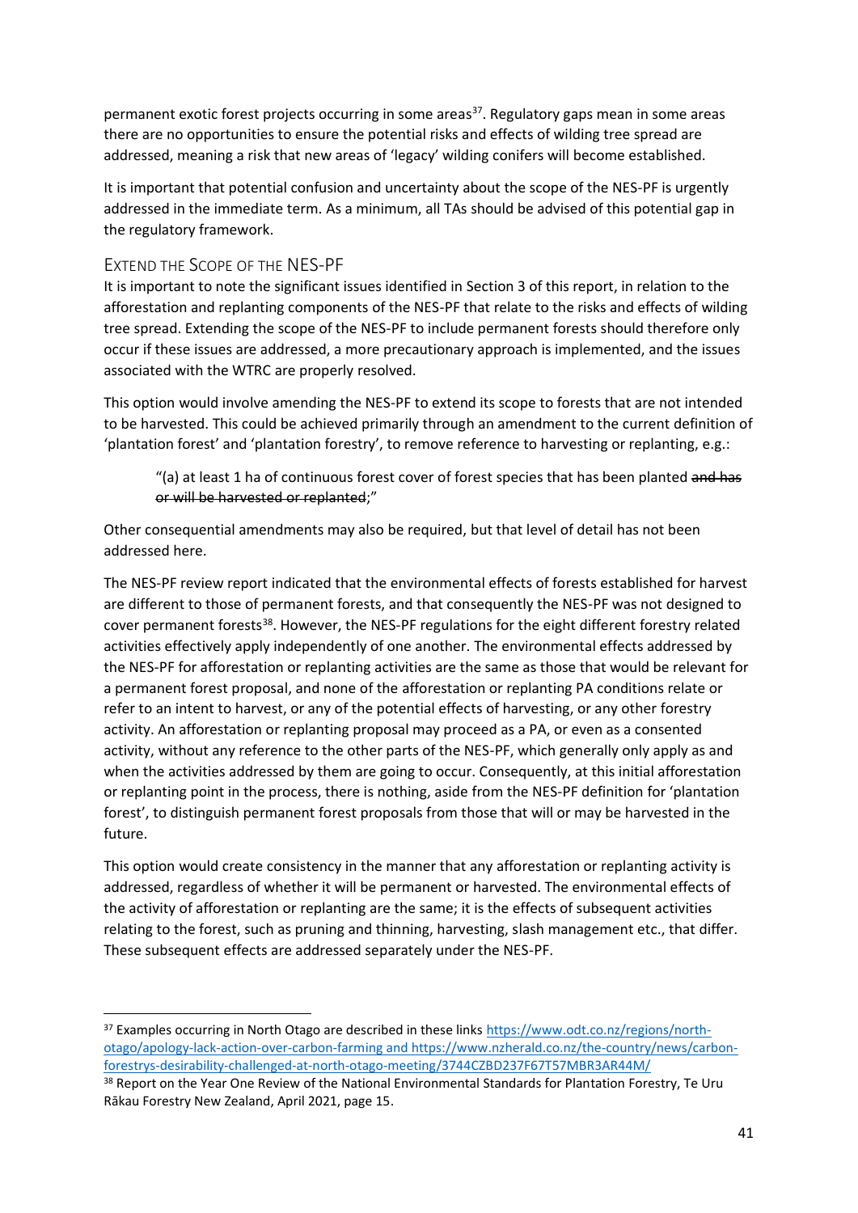permanent exotic forest projects occurring in some areas[37]. Regulatory gaps mean in some areas there are no opportunities to ensure the potential risks and effects of wilding tree spread are addressed, meaning a risk that new areas of 'legacy' wilding conifers will become established.

It is important that potential confusion and uncertainty about the scope of the NES-PF is urgently addressed in the immediate term. As a minimum, all TAs should be advised of this potential gap in the regulatory framework.

### Extend the Scope of the NES-PF

It is important to note the significant issues identified in Section 3 of this report, in relation to the afforestation and replanting components of the NES-PF that relate to the risks and effects of wilding tree spread. Extending the scope of the NES-PF to include permanent forests should therefore only occur if these issues are addressed, a more precautionary approach is implemented, and the issues associated with the WTRC are properly resolved.

This option would involve amending the NES-PF to extend its scope to forests that are not intended to be harvested. This could be achieved primarily through an amendment to the current definition of 'plantation forest' and 'plantation forestry', to remove reference to harvesting or replanting, e.g.:

> "(a) at least 1 ha of continuous forest cover of forest species that has been planted ~~and has or will be harvested or replanted~~;"

Other consequential amendments may also be required, but that level of detail has not been addressed here.

The NES-PF review report indicated that the environmental effects of forests established for harvest are different to those of permanent forests, and that consequently the NES-PF was not designed to cover permanent forests[38]. However, the NES-PF regulations for the eight different forestry related activities effectively apply independently of one another. The environmental effects addressed by the NES-PF for afforestation or replanting activities are the same as those that would be relevant for a permanent forest proposal, and none of the afforestation or replanting PA conditions relate or refer to an intent to harvest, or any of the potential effects of harvesting, or any other forestry activity. An afforestation or replanting proposal may proceed as a PA, or even as a consented activity, without any reference to the other parts of the NES-PF, which generally only apply as and when the activities addressed by them are going to occur. Consequently, at this initial afforestation or replanting point in the process, there is nothing, aside from the NES-PF definition for 'plantation forest', to distinguish permanent forest proposals from those that will or may be harvested in the future.

This option would create consistency in the manner that any afforestation or replanting activity is addressed, regardless of whether it will be permanent or harvested. The environmental effects of the activity of afforestation or replanting are the same; it is the effects of subsequent activities relating to the forest, such as pruning and thinning, harvesting, slash management etc., that differ. These subsequent effects are addressed separately under the NES-PF.

---

[37] Examples occurring in North Otago are described in these links https://www.odt.co.nz/regions/north-otago/apology-lack-action-over-carbon-farming and https://www.nzherald.co.nz/the-country/news/carbon-forestrys-desirability-challenged-at-north-otago-meeting/3744CZBD237F67T57MBR3AR44M/

[38] Report on the Year One Review of the National Environmental Standards for Plantation Forestry, Te Uru Rākau Forestry New Zealand, April 2021, page 15.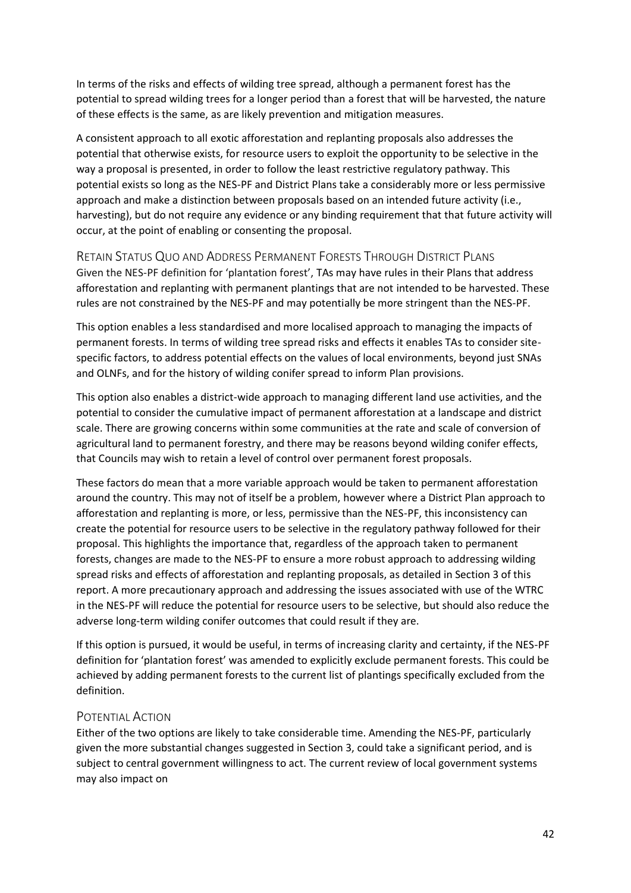In terms of the risks and effects of wilding tree spread, although a permanent forest has the potential to spread wilding trees for a longer period than a forest that will be harvested, the nature of these effects is the same, as are likely prevention and mitigation measures.

A consistent approach to all exotic afforestation and replanting proposals also addresses the potential that otherwise exists, for resource users to exploit the opportunity to be selective in the way a proposal is presented, in order to follow the least restrictive regulatory pathway. This potential exists so long as the NES-PF and District Plans take a considerably more or less permissive approach and make a distinction between proposals based on an intended future activity (i.e., harvesting), but do not require any evidence or any binding requirement that that future activity will occur, at the point of enabling or consenting the proposal.

### Retain Status Quo and Address Permanent Forests Through District Plans

Given the NES-PF definition for 'plantation forest', TAs may have rules in their Plans that address afforestation and replanting with permanent plantings that are not intended to be harvested. These rules are not constrained by the NES-PF and may potentially be more stringent than the NES-PF.

This option enables a less standardised and more localised approach to managing the impacts of permanent forests. In terms of wilding tree spread risks and effects it enables TAs to consider site-specific factors, to address potential effects on the values of local environments, beyond just SNAs and OLNFs, and for the history of wilding conifer spread to inform Plan provisions.

This option also enables a district-wide approach to managing different land use activities, and the potential to consider the cumulative impact of permanent afforestation at a landscape and district scale. There are growing concerns within some communities at the rate and scale of conversion of agricultural land to permanent forestry, and there may be reasons beyond wilding conifer effects, that Councils may wish to retain a level of control over permanent forest proposals.

These factors do mean that a more variable approach would be taken to permanent afforestation around the country. This may not of itself be a problem, however where a District Plan approach to afforestation and replanting is more, or less, permissive than the NES-PF, this inconsistency can create the potential for resource users to be selective in the regulatory pathway followed for their proposal. This highlights the importance that, regardless of the approach taken to permanent forests, changes are made to the NES-PF to ensure a more robust approach to addressing wilding spread risks and effects of afforestation and replanting proposals, as detailed in Section 3 of this report. A more precautionary approach and addressing the issues associated with use of the WTRC in the NES-PF will reduce the potential for resource users to be selective, but should also reduce the adverse long-term wilding conifer outcomes that could result if they are.

If this option is pursued, it would be useful, in terms of increasing clarity and certainty, if the NES-PF definition for 'plantation forest' was amended to explicitly exclude permanent forests. This could be achieved by adding permanent forests to the current list of plantings specifically excluded from the definition.

### Potential Action

Either of the two options are likely to take considerable time. Amending the NES-PF, particularly given the more substantial changes suggested in Section 3, could take a significant period, and is subject to central government willingness to act. The current review of local government systems may also impact on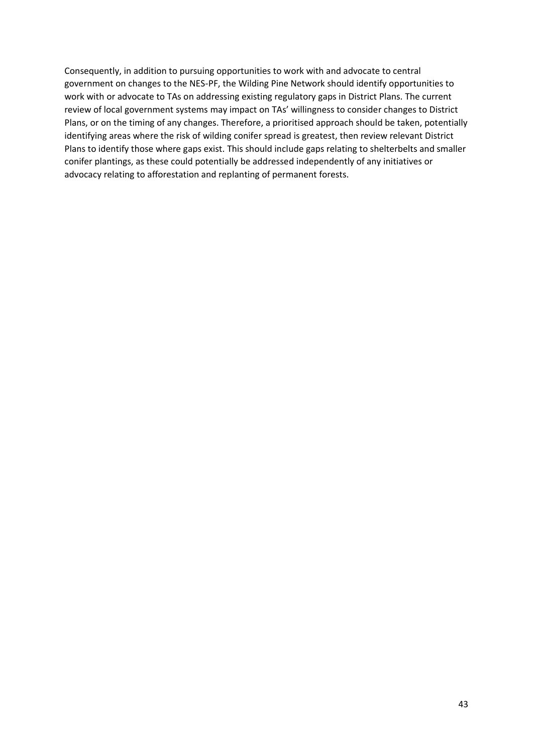Consequently, in addition to pursuing opportunities to work with and advocate to central government on changes to the NES-PF, the Wilding Pine Network should identify opportunities to work with or advocate to TAs on addressing existing regulatory gaps in District Plans. The current review of local government systems may impact on TAs' willingness to consider changes to District Plans, or on the timing of any changes. Therefore, a prioritised approach should be taken, potentially identifying areas where the risk of wilding conifer spread is greatest, then review relevant District Plans to identify those where gaps exist. This should include gaps relating to shelterbelts and smaller conifer plantings, as these could potentially be addressed independently of any initiatives or advocacy relating to afforestation and replanting of permanent forests.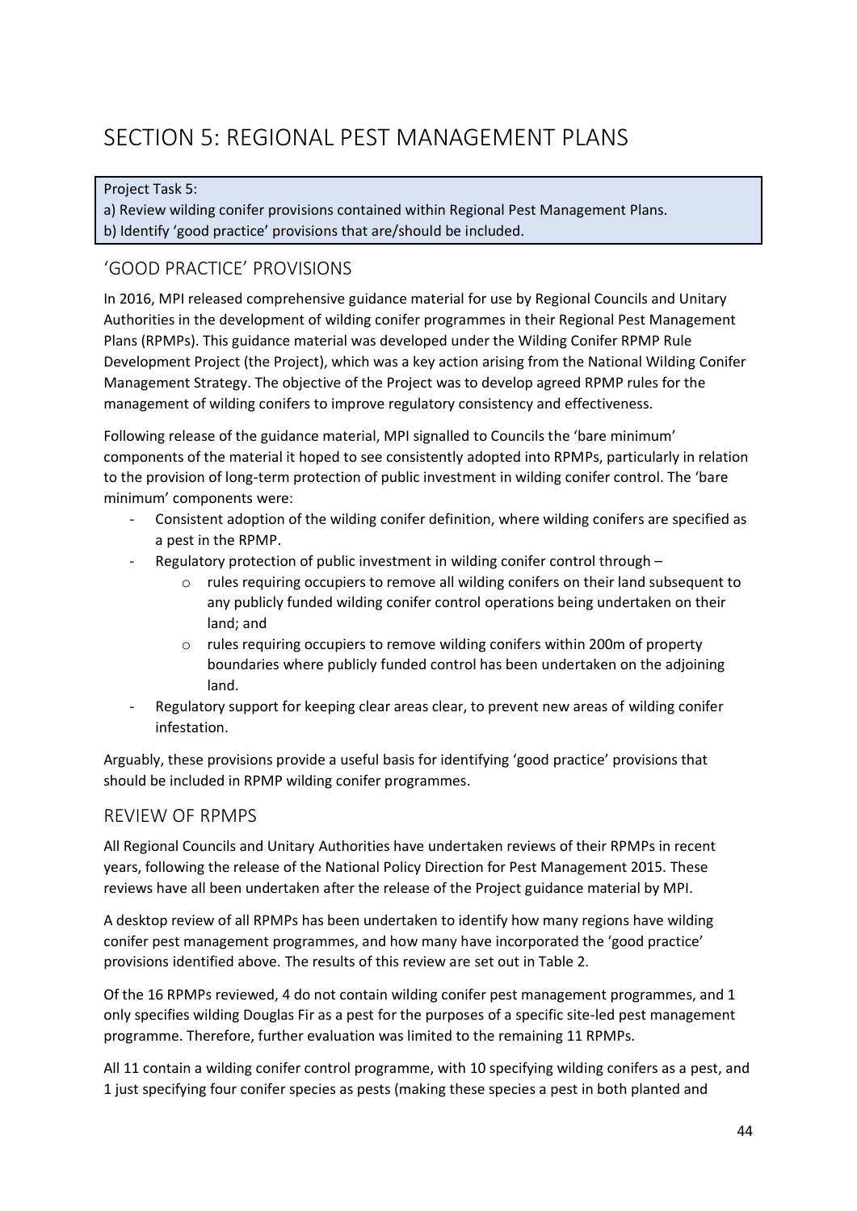# SECTION 5: REGIONAL PEST MANAGEMENT PLANS

> Project Task 5:
> a) Review wilding conifer provisions contained within Regional Pest Management Plans.
> b) Identify 'good practice' provisions that are/should be included.

## 'GOOD PRACTICE' PROVISIONS

In 2016, MPI released comprehensive guidance material for use by Regional Councils and Unitary Authorities in the development of wilding conifer programmes in their Regional Pest Management Plans (RPMPs). This guidance material was developed under the Wilding Conifer RPMP Rule Development Project (the Project), which was a key action arising from the National Wilding Conifer Management Strategy. The objective of the Project was to develop agreed RPMP rules for the management of wilding conifers to improve regulatory consistency and effectiveness.

Following release of the guidance material, MPI signalled to Councils the 'bare minimum' components of the material it hoped to see consistently adopted into RPMPs, particularly in relation to the provision of long-term protection of public investment in wilding conifer control. The 'bare minimum' components were:

- Consistent adoption of the wilding conifer definition, where wilding conifers are specified as a pest in the RPMP.
- Regulatory protection of public investment in wilding conifer control through –
    - rules requiring occupiers to remove all wilding conifers on their land subsequent to any publicly funded wilding conifer control operations being undertaken on their land; and
    - rules requiring occupiers to remove wilding conifers within 200m of property boundaries where publicly funded control has been undertaken on the adjoining land.
- Regulatory support for keeping clear areas clear, to prevent new areas of wilding conifer infestation.

Arguably, these provisions provide a useful basis for identifying 'good practice' provisions that should be included in RPMP wilding conifer programmes.

## REVIEW OF RPMPS

All Regional Councils and Unitary Authorities have undertaken reviews of their RPMPs in recent years, following the release of the National Policy Direction for Pest Management 2015. These reviews have all been undertaken after the release of the Project guidance material by MPI.

A desktop review of all RPMPs has been undertaken to identify how many regions have wilding conifer pest management programmes, and how many have incorporated the 'good practice' provisions identified above. The results of this review are set out in Table 2.

Of the 16 RPMPs reviewed, 4 do not contain wilding conifer pest management programmes, and 1 only specifies wilding Douglas Fir as a pest for the purposes of a specific site-led pest management programme. Therefore, further evaluation was limited to the remaining 11 RPMPs.

All 11 contain a wilding conifer control programme, with 10 specifying wilding conifers as a pest, and 1 just specifying four conifer species as pests (making these species a pest in both planted and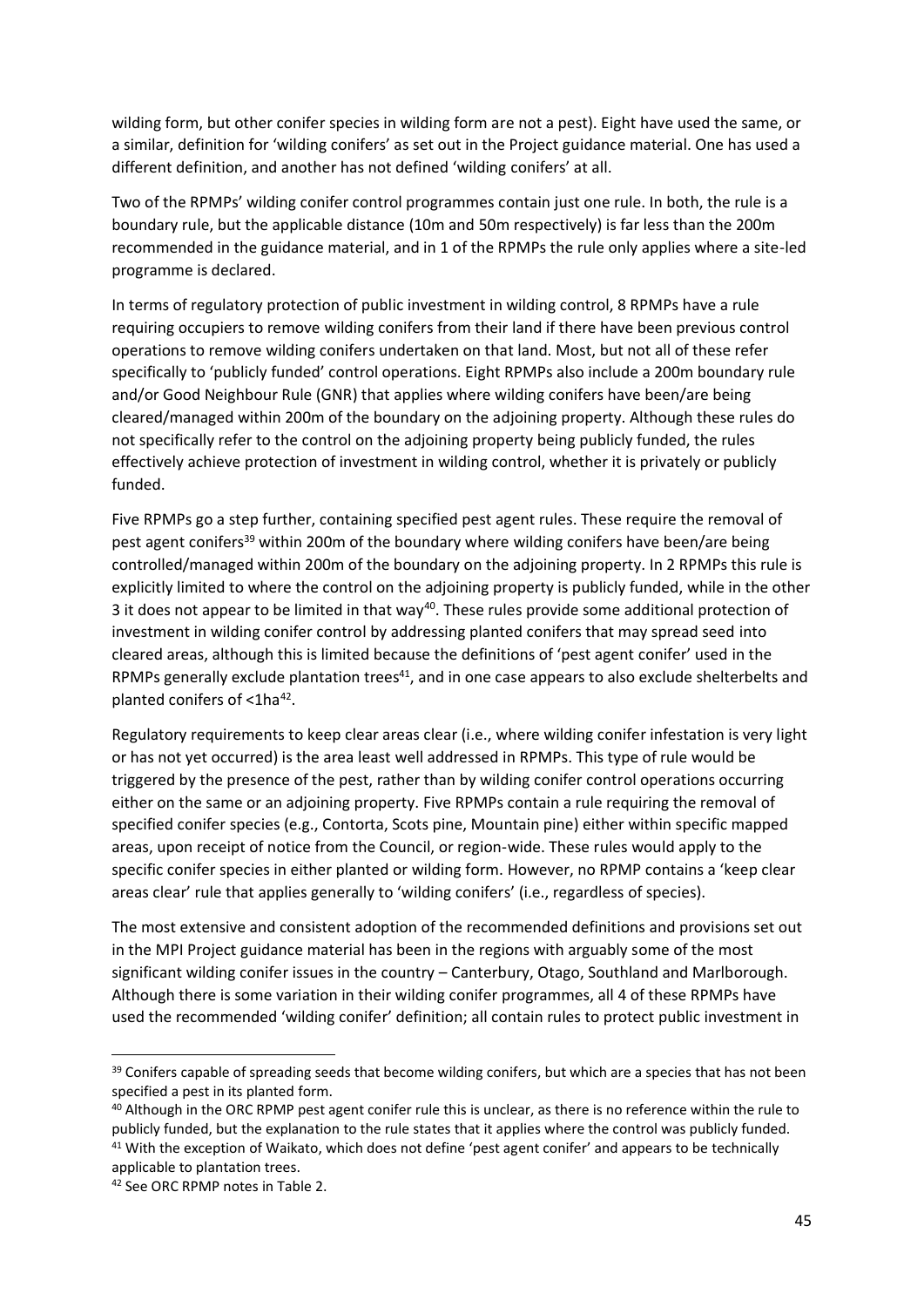wilding form, but other conifer species in wilding form are not a pest). Eight have used the same, or a similar, definition for 'wilding conifers' as set out in the Project guidance material. One has used a different definition, and another has not defined 'wilding conifers' at all.

Two of the RPMPs' wilding conifer control programmes contain just one rule. In both, the rule is a boundary rule, but the applicable distance (10m and 50m respectively) is far less than the 200m recommended in the guidance material, and in 1 of the RPMPs the rule only applies where a site-led programme is declared.

In terms of regulatory protection of public investment in wilding control, 8 RPMPs have a rule requiring occupiers to remove wilding conifers from their land if there have been previous control operations to remove wilding conifers undertaken on that land. Most, but not all of these refer specifically to 'publicly funded' control operations. Eight RPMPs also include a 200m boundary rule and/or Good Neighbour Rule (GNR) that applies where wilding conifers have been/are being cleared/managed within 200m of the boundary on the adjoining property. Although these rules do not specifically refer to the control on the adjoining property being publicly funded, the rules effectively achieve protection of investment in wilding control, whether it is privately or publicly funded.

Five RPMPs go a step further, containing specified pest agent rules. These require the removal of pest agent conifers[39] within 200m of the boundary where wilding conifers have been/are being controlled/managed within 200m of the boundary on the adjoining property. In 2 RPMPs this rule is explicitly limited to where the control on the adjoining property is publicly funded, while in the other 3 it does not appear to be limited in that way[40]. These rules provide some additional protection of investment in wilding conifer control by addressing planted conifers that may spread seed into cleared areas, although this is limited because the definitions of 'pest agent conifer' used in the RPMPs generally exclude plantation trees[41], and in one case appears to also exclude shelterbelts and planted conifers of <1ha[42].

Regulatory requirements to keep clear areas clear (i.e., where wilding conifer infestation is very light or has not yet occurred) is the area least well addressed in RPMPs. This type of rule would be triggered by the presence of the pest, rather than by wilding conifer control operations occurring either on the same or an adjoining property. Five RPMPs contain a rule requiring the removal of specified conifer species (e.g., Contorta, Scots pine, Mountain pine) either within specific mapped areas, upon receipt of notice from the Council, or region-wide. These rules would apply to the specific conifer species in either planted or wilding form. However, no RPMP contains a 'keep clear areas clear' rule that applies generally to 'wilding conifers' (i.e., regardless of species).

The most extensive and consistent adoption of the recommended definitions and provisions set out in the MPI Project guidance material has been in the regions with arguably some of the most significant wilding conifer issues in the country – Canterbury, Otago, Southland and Marlborough. Although there is some variation in their wilding conifer programmes, all 4 of these RPMPs have used the recommended 'wilding conifer' definition; all contain rules to protect public investment in

---

[39] Conifers capable of spreading seeds that become wilding conifers, but which are a species that has not been specified a pest in its planted form.

[40] Although in the ORC RPMP pest agent conifer rule this is unclear, as there is no reference within the rule to publicly funded, but the explanation to the rule states that it applies where the control was publicly funded.

[41] With the exception of Waikato, which does not define 'pest agent conifer' and appears to be technically applicable to plantation trees.

[42] See ORC RPMP notes in Table 2.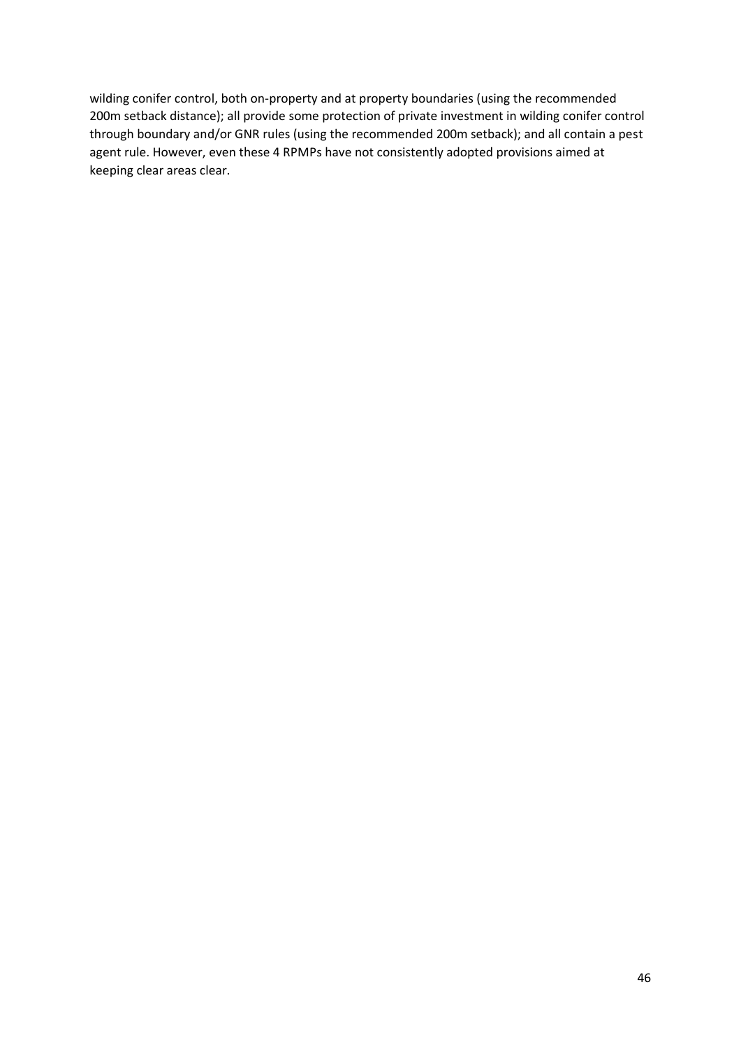wilding conifer control, both on-property and at property boundaries (using the recommended 200m setback distance); all provide some protection of private investment in wilding conifer control through boundary and/or GNR rules (using the recommended 200m setback); and all contain a pest agent rule. However, even these 4 RPMPs have not consistently adopted provisions aimed at keeping clear areas clear.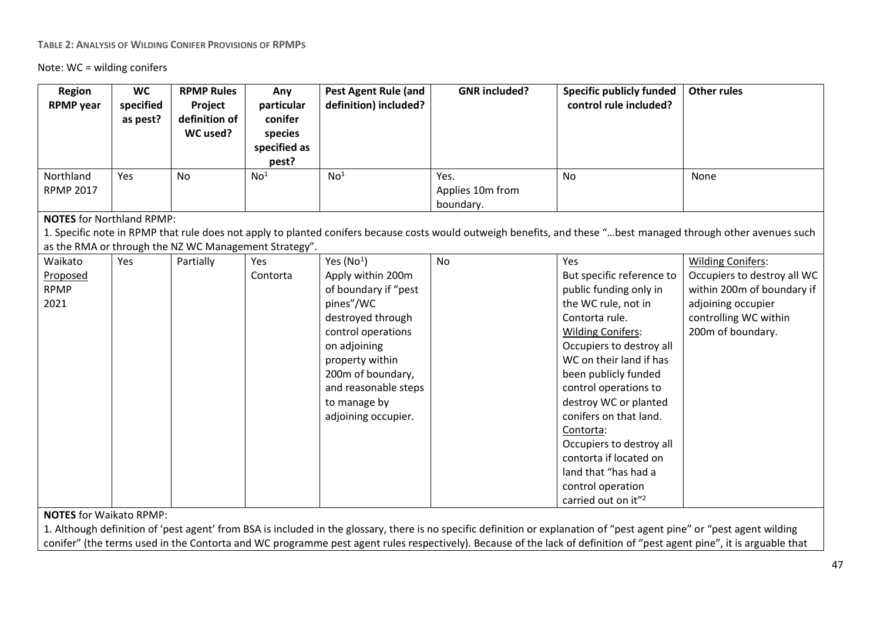**TABLE 2: ANALYSIS OF WILDING CONIFER PROVISIONS OF RPMPS**

Note: WC = wilding conifers

| Region RPMP year | WC specified as pest? | RPMP Rules Project definition of WC used? | Any particular conifer species specified as pest? | Pest Agent Rule (and definition) included? | GNR included? | Specific publicly funded control rule included? | Other rules |
|---|---|---|---|---|---|---|---|
| Northland RPMP 2017 | Yes | No | No[1] | No[1] | Yes. Applies 10m from boundary. | No | None |
| **NOTES** for Northland RPMP: 1. Specific note in RPMP that rule does not apply to planted conifers because costs would outweigh benefits, and these "…best managed through other avenues such as the RMA or through the NZ WC Management Strategy". | | | | | | | |
| Waikato Proposed RPMP 2021 | Yes | Partially | Yes Contorta | Yes (No[1]) Apply within 200m of boundary if "pest pines"/WC destroyed through control operations on adjoining property within 200m of boundary, and reasonable steps to manage by adjoining occupier. | No | Yes But specific reference to public funding only in the WC rule, not in Contorta rule. Wilding Conifers: Occupiers to destroy all WC on their land if has been publicly funded control operations to destroy WC or planted conifers on that land. Contorta: Occupiers to destroy all contorta if located on land that "has had a control operation carried out on it"[2] | Wilding Conifers: Occupiers to destroy all WC within 200m of boundary if adjoining occupier controlling WC within 200m of boundary. |
| **NOTES** for Waikato RPMP: 1. Although definition of 'pest agent' from BSA is included in the glossary, there is no specific definition or explanation of "pest agent pine" or "pest agent wilding conifer" (the terms used in the Contorta and WC programme pest agent rules respectively). Because of the lack of definition of "pest agent pine", it is arguable that | | | | | | | |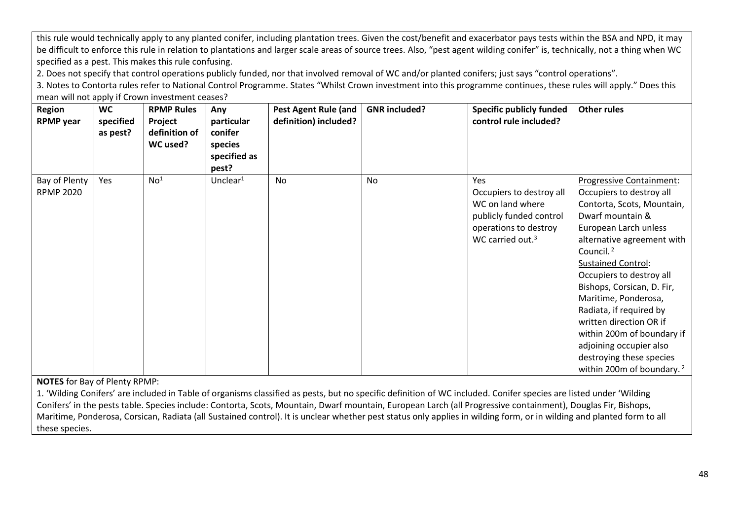this rule would technically apply to any planted conifer, including plantation trees. Given the cost/benefit and exacerbator pays tests within the BSA and NPD, it may be difficult to enforce this rule in relation to plantations and larger scale areas of source trees. Also, "pest agent wilding conifer" is, technically, not a thing when WC specified as a pest. This makes this rule confusing.

2. Does not specify that control operations publicly funded, nor that involved removal of WC and/or planted conifers; just says "control operations".

3. Notes to Contorta rules refer to National Control Programme. States "Whilst Crown investment into this programme continues, these rules will apply." Does this mean will not apply if Crown investment ceases?

| Region RPMP year | WC specified as pest? | RPMP Rules Project definition of WC used? | Any particular conifer species specified as pest? | Pest Agent Rule (and definition) included? | GNR included? | Specific publicly funded control rule included? | Other rules |
|---|---|---|---|---|---|---|---|
| Bay of Plenty RPMP 2020 | Yes | No[1] | Unclear[1] | No | No | Yes<br>Occupiers to destroy all WC on land where publicly funded control operations to destroy WC carried out.[3] | Progressive Containment: Occupiers to destroy all Contorta, Scots, Mountain, Dwarf mountain & European Larch unless alternative agreement with Council.[2]<br>Sustained Control: Occupiers to destroy all Bishops, Corsican, D. Fir, Maritime, Ponderosa, Radiata, if required by written direction OR if within 200m of boundary if adjoining occupier also destroying these species within 200m of boundary.[2] |

**NOTES** for Bay of Plenty RPMP:

1. 'Wilding Conifers' are included in Table of organisms classified as pests, but no specific definition of WC included. Conifer species are listed under 'Wilding Conifers' in the pests table. Species include: Contorta, Scots, Mountain, Dwarf mountain, European Larch (all Progressive containment), Douglas Fir, Bishops, Maritime, Ponderosa, Corsican, Radiata (all Sustained control). It is unclear whether pest status only applies in wilding form, or in wilding and planted form to all these species.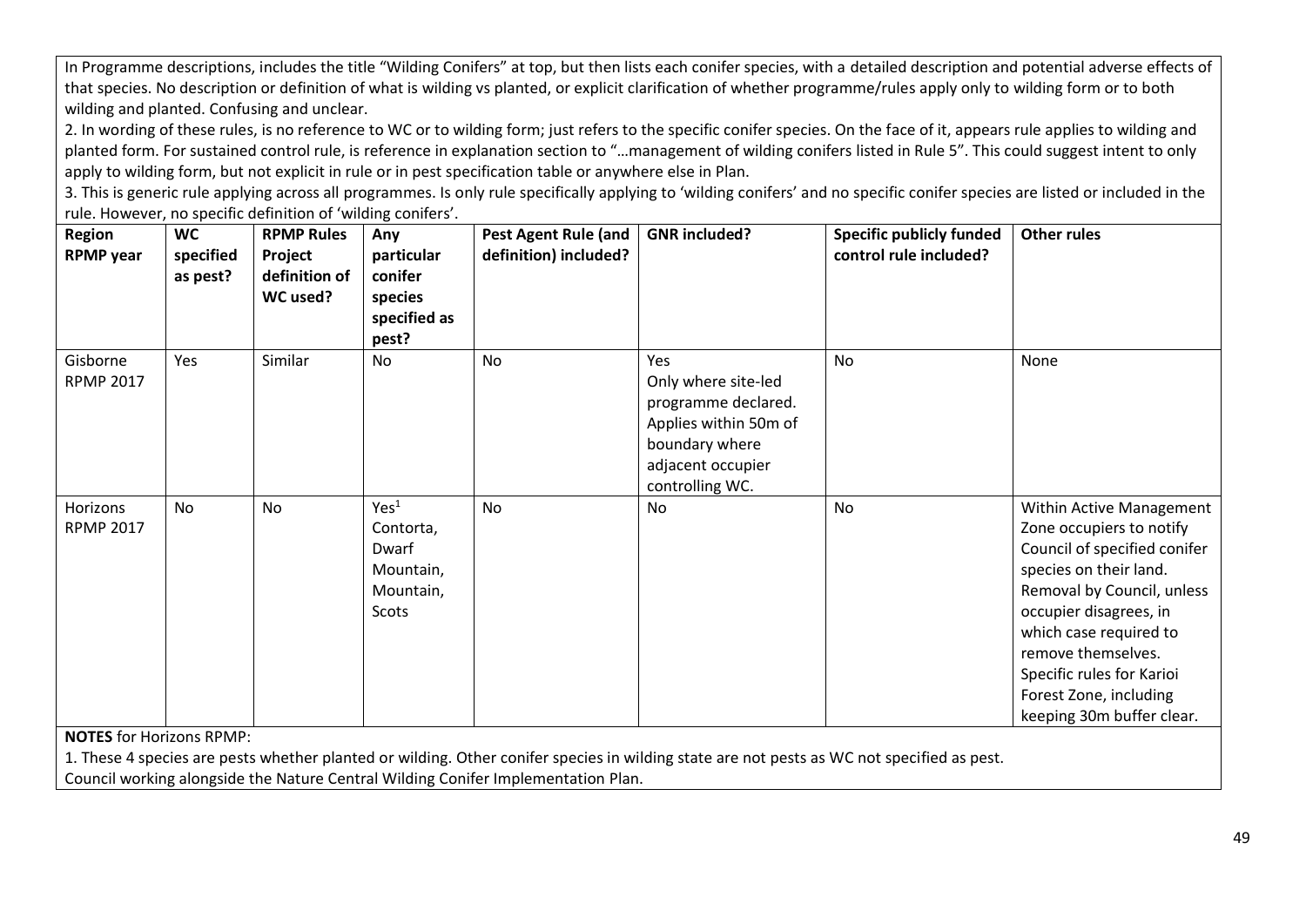In Programme descriptions, includes the title "Wilding Conifers" at top, but then lists each conifer species, with a detailed description and potential adverse effects of that species. No description or definition of what is wilding vs planted, or explicit clarification of whether programme/rules apply only to wilding form or to both wilding and planted. Confusing and unclear.

2. In wording of these rules, is no reference to WC or to wilding form; just refers to the specific conifer species. On the face of it, appears rule applies to wilding and planted form. For sustained control rule, is reference in explanation section to "…management of wilding conifers listed in Rule 5". This could suggest intent to only apply to wilding form, but not explicit in rule or in pest specification table or anywhere else in Plan.

3. This is generic rule applying across all programmes. Is only rule specifically applying to 'wilding conifers' and no specific conifer species are listed or included in the rule. However, no specific definition of 'wilding conifers'.

| Region RPMP year | WC specified as pest? | RPMP Rules Project definition of WC used? | Any particular conifer species specified as pest? | Pest Agent Rule (and definition) included? | GNR included? | Specific publicly funded control rule included? | Other rules |
|---|---|---|---|---|---|---|---|
| Gisborne RPMP 2017 | Yes | Similar | No | No | Yes Only where site-led programme declared. Applies within 50m of boundary where adjacent occupier controlling WC. | No | None |
| Horizons RPMP 2017 | No | No | Yes[1] Contorta, Dwarf Mountain, Mountain, Scots | No | No | No | Within Active Management Zone occupiers to notify Council of specified conifer species on their land. Removal by Council, unless occupier disagrees, in which case required to remove themselves. Specific rules for Karioi Forest Zone, including keeping 30m buffer clear. |

**NOTES** for Horizons RPMP:

1. These 4 species are pests whether planted or wilding. Other conifer species in wilding state are not pests as WC not specified as pest.

Council working alongside the Nature Central Wilding Conifer Implementation Plan.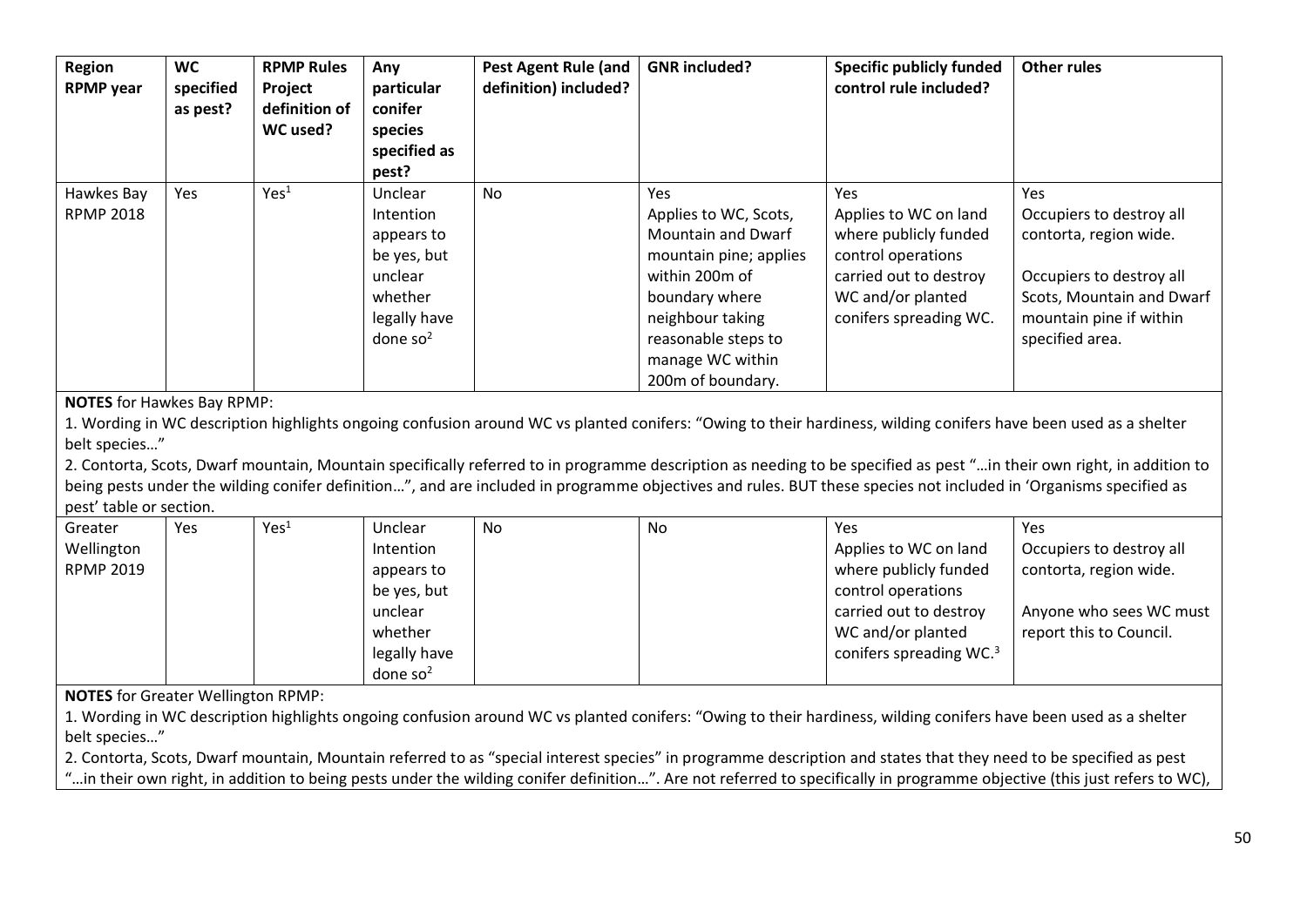| Region RPMP year | WC specified as pest? | RPMP Rules Project definition of WC used? | Any particular conifer species specified as pest? | Pest Agent Rule (and definition) included? | GNR included? | Specific publicly funded control rule included? | Other rules |
|---|---|---|---|---|---|---|---|
| Hawkes Bay RPMP 2018 | Yes | Yes[1] | Unclear Intention appears to be yes, but unclear whether legally have done so[2] | No | Yes Applies to WC, Scots, Mountain and Dwarf mountain pine; applies within 200m of boundary where neighbour taking reasonable steps to manage WC within 200m of boundary. | Yes Applies to WC on land where publicly funded control operations carried out to destroy WC and/or planted conifers spreading WC. | Yes Occupiers to destroy all contorta, region wide. Occupiers to destroy all Scots, Mountain and Dwarf mountain pine if within specified area. |

**NOTES** for Hawkes Bay RPMP:

1. Wording in WC description highlights ongoing confusion around WC vs planted conifers: "Owing to their hardiness, wilding conifers have been used as a shelter belt species…"
2. Contorta, Scots, Dwarf mountain, Mountain specifically referred to in programme description as needing to be specified as pest "…in their own right, in addition to being pests under the wilding conifer definition…", and are included in programme objectives and rules. BUT these species not included in 'Organisms specified as pest' table or section.

| Region RPMP year | WC specified as pest? | RPMP Rules Project definition of WC used? | Any particular conifer species specified as pest? | Pest Agent Rule (and definition) included? | GNR included? | Specific publicly funded control rule included? | Other rules |
|---|---|---|---|---|---|---|---|
| Greater Wellington RPMP 2019 | Yes | Yes[1] | Unclear Intention appears to be yes, but unclear whether legally have done so[2] | No | No | Yes Applies to WC on land where publicly funded control operations carried out to destroy WC and/or planted conifers spreading WC.[3] | Yes Occupiers to destroy all contorta, region wide. Anyone who sees WC must report this to Council. |

**NOTES** for Greater Wellington RPMP:

1. Wording in WC description highlights ongoing confusion around WC vs planted conifers: "Owing to their hardiness, wilding conifers have been used as a shelter belt species…"
2. Contorta, Scots, Dwarf mountain, Mountain referred to as "special interest species" in programme description and states that they need to be specified as pest "…in their own right, in addition to being pests under the wilding conifer definition…". Are not referred to specifically in programme objective (this just refers to WC),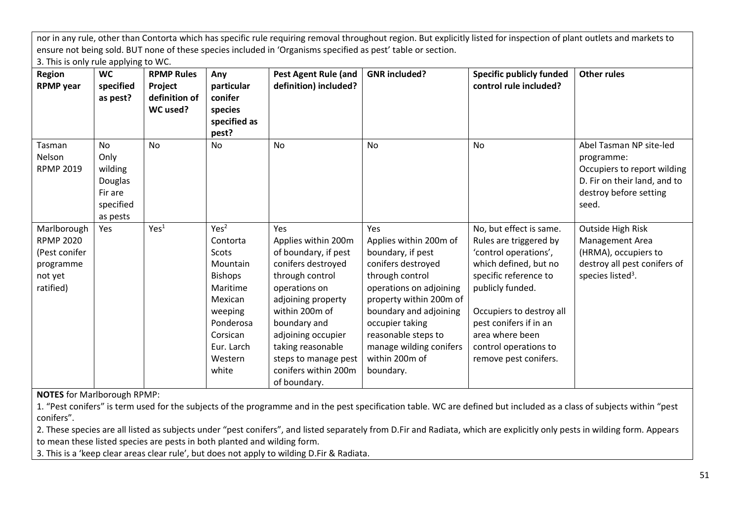nor in any rule, other than Contorta which has specific rule requiring removal throughout region. But explicitly listed for inspection of plant outlets and markets to ensure not being sold. BUT none of these species included in 'Organisms specified as pest' table or section.
3. This is only rule applying to WC.

| Region RPMP year | WC specified as pest? | RPMP Rules Project definition of WC used? | Any particular conifer species specified as pest? | Pest Agent Rule (and definition) included? | GNR included? | Specific publicly funded control rule included? | Other rules |
|---|---|---|---|---|---|---|---|
| Tasman Nelson RPMP 2019 | No Only wilding Douglas Fir are specified as pests | No | No | No | No | No | Abel Tasman NP site-led programme: Occupiers to report wilding D. Fir on their land, and to destroy before setting seed. |
| Marlborough RPMP 2020 (Pest conifer programme not yet ratified) | Yes | Yes[1] | Yes[2] Contorta Scots Mountain Bishops Maritime Mexican weeping Ponderosa Corsican Eur. Larch Western white | Yes Applies within 200m of boundary, if pest conifers destroyed through control operations on adjoining property within 200m of boundary and adjoining occupier taking reasonable steps to manage pest conifers within 200m of boundary. | Yes Applies within 200m of boundary, if pest conifers destroyed through control operations on adjoining property within 200m of boundary and adjoining occupier taking reasonable steps to manage wilding conifers within 200m of boundary. | No, but effect is same. Rules are triggered by 'control operations', which defined, but no specific reference to publicly funded.<br><br>Occupiers to destroy all pest conifers if in an area where been control operations to remove pest conifers. | Outside High Risk Management Area (HRMA), occupiers to destroy all pest conifers of species listed[3]. |

**NOTES** for Marlborough RPMP:

1. "Pest conifers" is term used for the subjects of the programme and in the pest specification table. WC are defined but included as a class of subjects within "pest conifers".
2. These species are all listed as subjects under "pest conifers", and listed separately from D.Fir and Radiata, which are explicitly only pests in wilding form. Appears to mean these listed species are pests in both planted and wilding form.
3. This is a 'keep clear areas clear rule', but does not apply to wilding D.Fir & Radiata.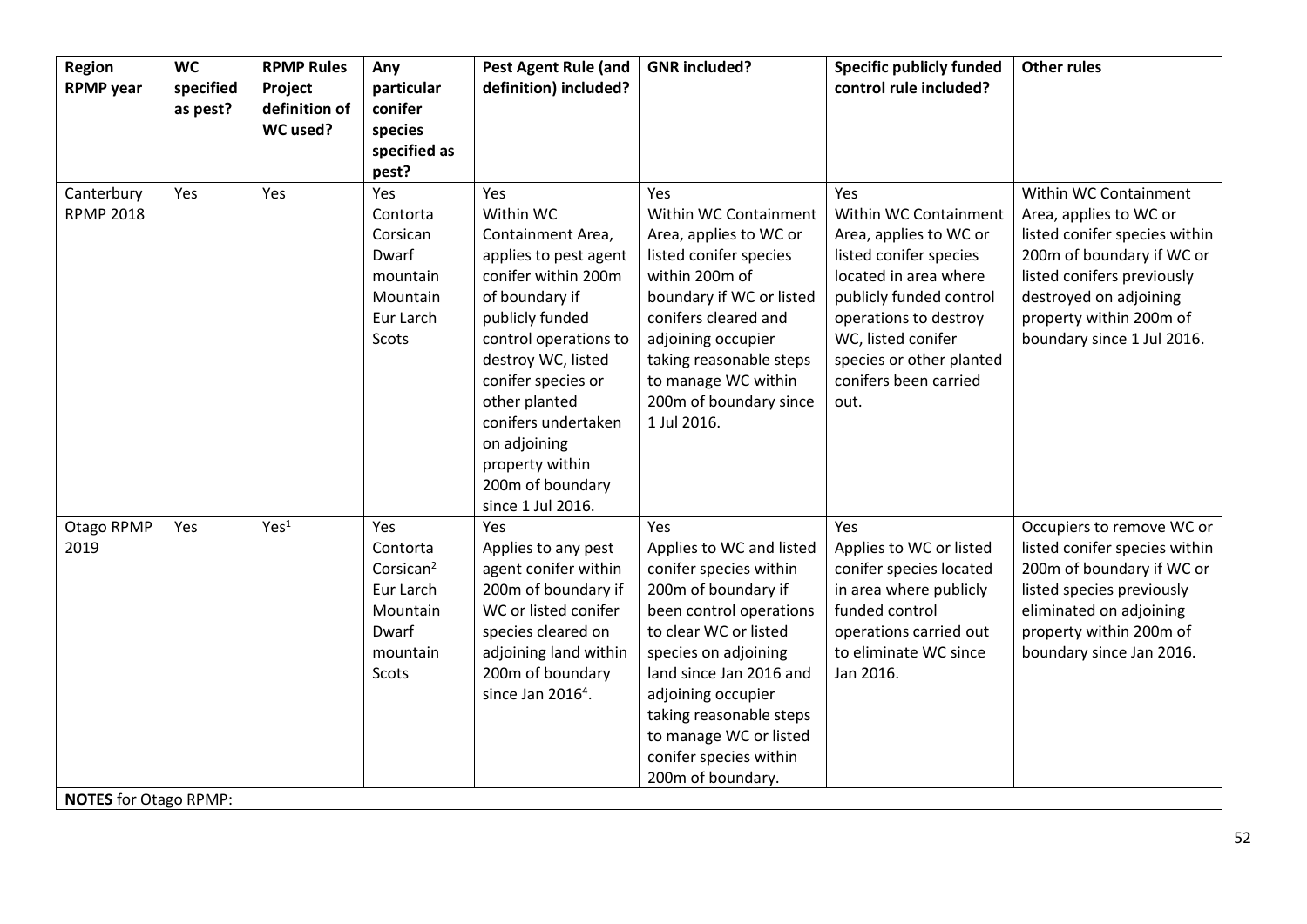| Region RPMP year | WC specified as pest? | RPMP Rules Project definition of WC used? | Any particular conifer species specified as pest? | Pest Agent Rule (and definition) included? | GNR included? | Specific publicly funded control rule included? | Other rules |
|---|---|---|---|---|---|---|---|
| Canterbury RPMP 2018 | Yes | Yes | Yes Contorta Corsican Dwarf mountain Mountain Eur Larch Scots | Yes Within WC Containment Area, applies to pest agent conifer within 200m of boundary if publicly funded control operations to destroy WC, listed conifer species or other planted conifers undertaken on adjoining property within 200m of boundary since 1 Jul 2016. | Yes Within WC Containment Area, applies to WC or listed conifer species within 200m of boundary if WC or listed conifers cleared and adjoining occupier taking reasonable steps to manage WC within 200m of boundary since 1 Jul 2016. | Yes Within WC Containment Area, applies to WC or listed conifer species located in area where publicly funded control operations to destroy WC, listed conifer species or other planted conifers been carried out. | Within WC Containment Area, applies to WC or listed conifer species within 200m of boundary if WC or listed conifers previously destroyed on adjoining property within 200m of boundary since 1 Jul 2016. |
| Otago RPMP 2019 | Yes | Yes[1] | Yes Contorta Corsican[2] Eur Larch Mountain Dwarf mountain Scots | Yes Applies to any pest agent conifer within 200m of boundary if WC or listed conifer species cleared on adjoining land within 200m of boundary since Jan 2016[4]. | Yes Applies to WC and listed conifer species within 200m of boundary if been control operations to clear WC or listed species on adjoining land since Jan 2016 and adjoining occupier taking reasonable steps to manage WC or listed conifer species within 200m of boundary. | Yes Applies to WC or listed conifer species located in area where publicly funded control operations carried out to eliminate WC since Jan 2016. | Occupiers to remove WC or listed conifer species within 200m of boundary if WC or listed species previously eliminated on adjoining property within 200m of boundary since Jan 2016. |
| **NOTES** for Otago RPMP: | | | | | | | |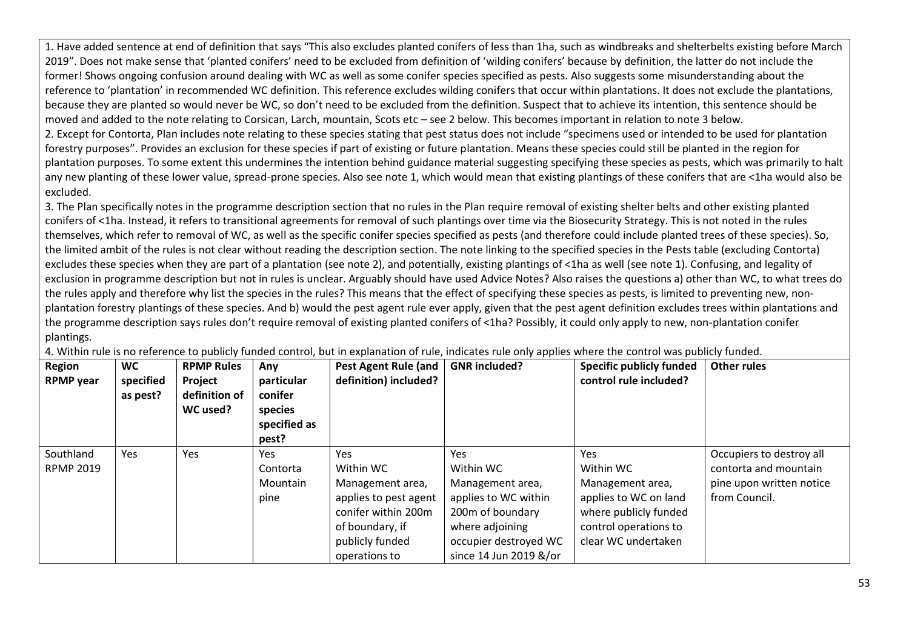1. Have added sentence at end of definition that says "This also excludes planted conifers of less than 1ha, such as windbreaks and shelterbelts existing before March 2019". Does not make sense that 'planted conifers' need to be excluded from definition of 'wilding conifers' because by definition, the latter do not include the former! Shows ongoing confusion around dealing with WC as well as some conifer species specified as pests. Also suggests some misunderstanding about the reference to 'plantation' in recommended WC definition. This reference excludes wilding conifers that occur within plantations. It does not exclude the plantations, because they are planted so would never be WC, so don't need to be excluded from the definition. Suspect that to achieve its intention, this sentence should be moved and added to the note relating to Corsican, Larch, mountain, Scots etc – see 2 below. This becomes important in relation to note 3 below.
2. Except for Contorta, Plan includes note relating to these species stating that pest status does not include "specimens used or intended to be used for plantation forestry purposes". Provides an exclusion for these species if part of existing or future plantation. Means these species could still be planted in the region for plantation purposes. To some extent this undermines the intention behind guidance material suggesting specifying these species as pests, which was primarily to halt any new planting of these lower value, spread-prone species. Also see note 1, which would mean that existing plantings of these conifers that are <1ha would also be excluded.
3. The Plan specifically notes in the programme description section that no rules in the Plan require removal of existing shelter belts and other existing planted conifers of <1ha. Instead, it refers to transitional agreements for removal of such plantings over time via the Biosecurity Strategy. This is not noted in the rules themselves, which refer to removal of WC, as well as the specific conifer species specified as pests (and therefore could include planted trees of these species). So, the limited ambit of the rules is not clear without reading the description section. The note linking to the specified species in the Pests table (excluding Contorta) excludes these species when they are part of a plantation (see note 2), and potentially, existing plantings of <1ha as well (see note 1). Confusing, and legality of exclusion in programme description but not in rules is unclear. Arguably should have used Advice Notes? Also raises the questions a) other than WC, to what trees do the rules apply and therefore why list the species in the rules? This means that the effect of specifying these species as pests, is limited to preventing new, non-plantation forestry plantings of these species. And b) would the pest agent rule ever apply, given that the pest agent definition excludes trees within plantations and the programme description says rules don't require removal of existing planted conifers of <1ha? Possibly, it could only apply to new, non-plantation conifer plantings.
4. Within rule is no reference to publicly funded control, but in explanation of rule, indicates rule only applies where the control was publicly funded.

| Region RPMP year | WC specified as pest? | RPMP Rules Project definition of WC used? | Any particular conifer species specified as pest? | Pest Agent Rule (and definition) included? | GNR included? | Specific publicly funded control rule included? | Other rules |
|---|---|---|---|---|---|---|---|
| Southland RPMP 2019 | Yes | Yes | Yes Contorta Mountain pine | Yes Within WC Management area, applies to pest agent conifer within 200m of boundary, if publicly funded operations to | Yes Within WC Management area, applies to WC within 200m of boundary where adjoining occupier destroyed WC since 14 Jun 2019 &/or | Yes Within WC Management area, applies to WC on land where publicly funded control operations to clear WC undertaken | Occupiers to destroy all contorta and mountain pine upon written notice from Council. |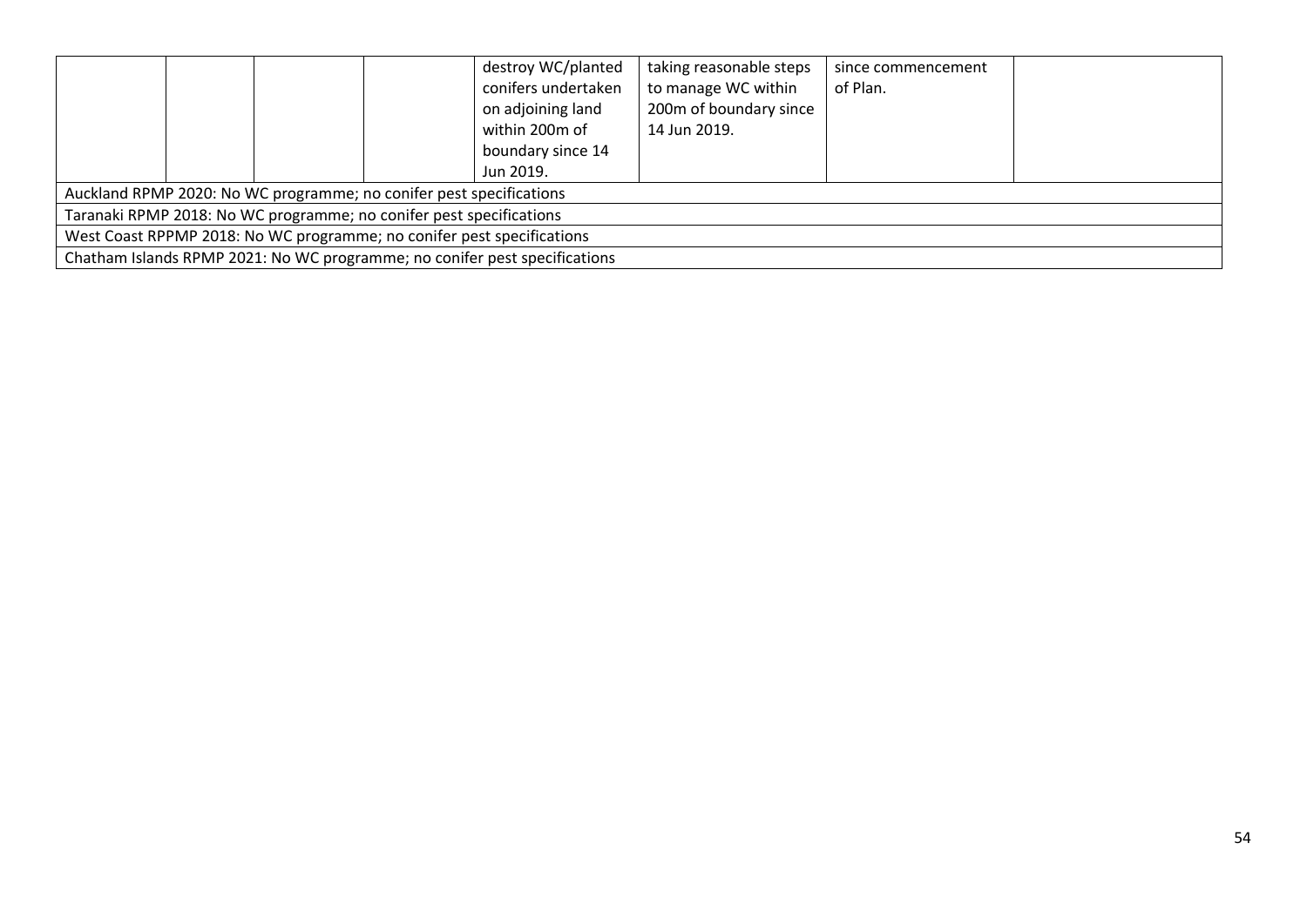| | | | | | | | |
|---|---|---|---|---|---|---|---|
| | | | | destroy WC/planted conifers undertaken on adjoining land within 200m of boundary since 14 Jun 2019. | taking reasonable steps to manage WC within 200m of boundary since 14 Jun 2019. | since commencement of Plan. | |
| Auckland RPMP 2020: No WC programme; no conifer pest specifications | | | | | | | |
| Taranaki RPMP 2018: No WC programme; no conifer pest specifications | | | | | | | |
| West Coast RPPMP 2018: No WC programme; no conifer pest specifications | | | | | | | |
| Chatham Islands RPMP 2021: No WC programme; no conifer pest specifications | | | | | | | |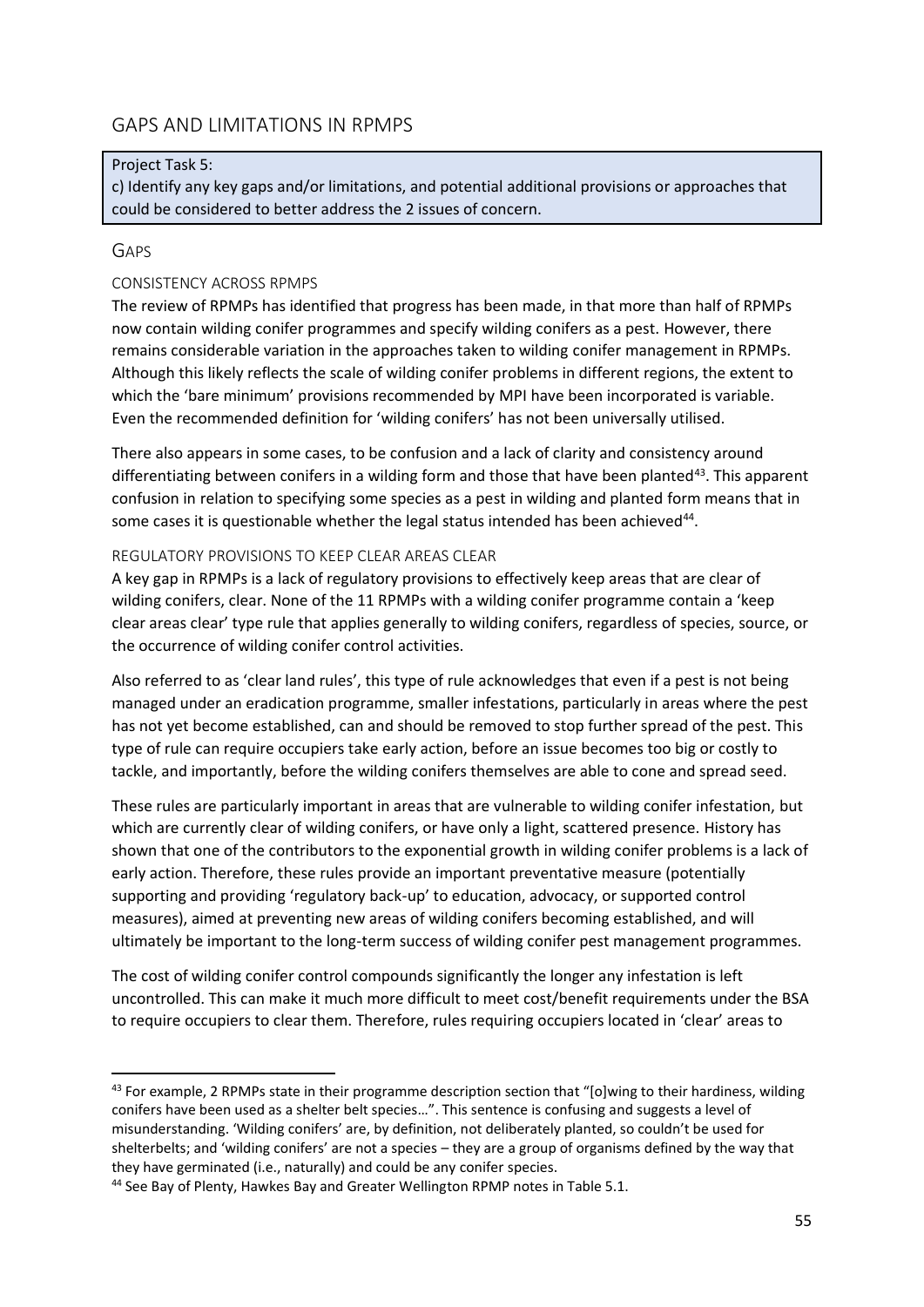## GAPS AND LIMITATIONS IN RPMPS

> Project Task 5:
> c) Identify any key gaps and/or limitations, and potential additional provisions or approaches that could be considered to better address the 2 issues of concern.

### GAPS

#### CONSISTENCY ACROSS RPMPS

The review of RPMPs has identified that progress has been made, in that more than half of RPMPs now contain wilding conifer programmes and specify wilding conifers as a pest. However, there remains considerable variation in the approaches taken to wilding conifer management in RPMPs. Although this likely reflects the scale of wilding conifer problems in different regions, the extent to which the 'bare minimum' provisions recommended by MPI have been incorporated is variable. Even the recommended definition for 'wilding conifers' has not been universally utilised.

There also appears in some cases, to be confusion and a lack of clarity and consistency around differentiating between conifers in a wilding form and those that have been planted[43]. This apparent confusion in relation to specifying some species as a pest in wilding and planted form means that in some cases it is questionable whether the legal status intended has been achieved[44].

#### REGULATORY PROVISIONS TO KEEP CLEAR AREAS CLEAR

A key gap in RPMPs is a lack of regulatory provisions to effectively keep areas that are clear of wilding conifers, clear. None of the 11 RPMPs with a wilding conifer programme contain a 'keep clear areas clear' type rule that applies generally to wilding conifers, regardless of species, source, or the occurrence of wilding conifer control activities.

Also referred to as 'clear land rules', this type of rule acknowledges that even if a pest is not being managed under an eradication programme, smaller infestations, particularly in areas where the pest has not yet become established, can and should be removed to stop further spread of the pest. This type of rule can require occupiers take early action, before an issue becomes too big or costly to tackle, and importantly, before the wilding conifers themselves are able to cone and spread seed.

These rules are particularly important in areas that are vulnerable to wilding conifer infestation, but which are currently clear of wilding conifers, or have only a light, scattered presence. History has shown that one of the contributors to the exponential growth in wilding conifer problems is a lack of early action. Therefore, these rules provide an important preventative measure (potentially supporting and providing 'regulatory back-up' to education, advocacy, or supported control measures), aimed at preventing new areas of wilding conifers becoming established, and will ultimately be important to the long-term success of wilding conifer pest management programmes.

The cost of wilding conifer control compounds significantly the longer any infestation is left uncontrolled. This can make it much more difficult to meet cost/benefit requirements under the BSA to require occupiers to clear them. Therefore, rules requiring occupiers located in 'clear' areas to

---

[43] For example, 2 RPMPs state in their programme description section that "[o]wing to their hardiness, wilding conifers have been used as a shelter belt species…". This sentence is confusing and suggests a level of misunderstanding. 'Wilding conifers' are, by definition, not deliberately planted, so couldn't be used for shelterbelts; and 'wilding conifers' are not a species – they are a group of organisms defined by the way that they have germinated (i.e., naturally) and could be any conifer species.

[44] See Bay of Plenty, Hawkes Bay and Greater Wellington RPMP notes in Table 5.1.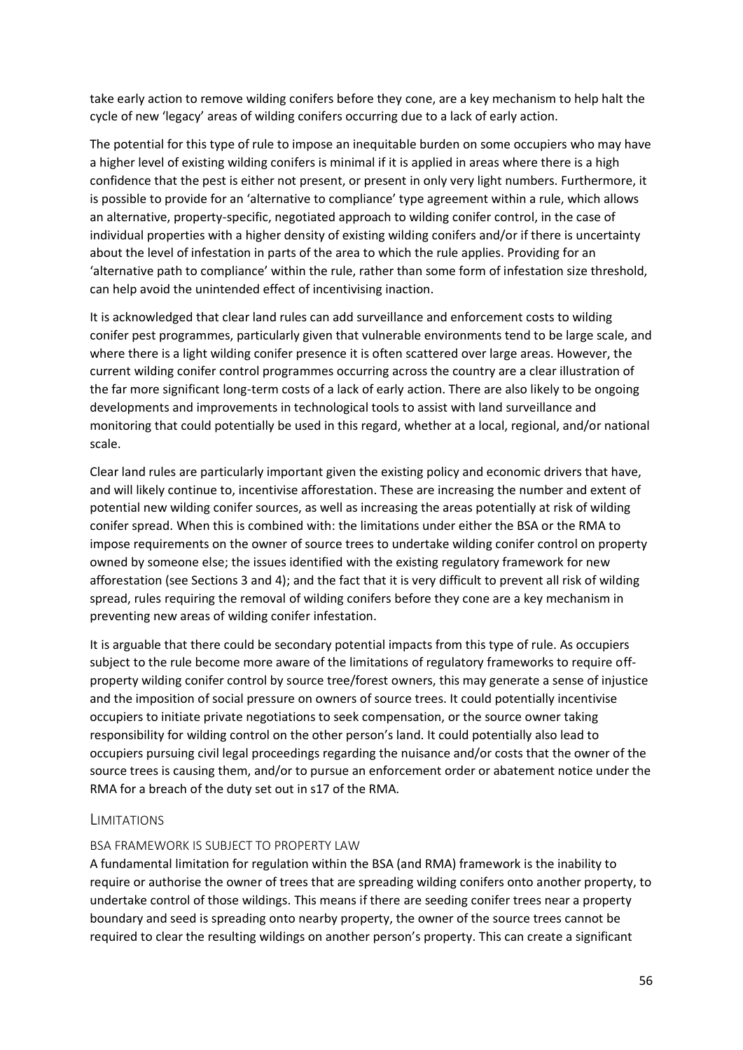take early action to remove wilding conifers before they cone, are a key mechanism to help halt the cycle of new 'legacy' areas of wilding conifers occurring due to a lack of early action.

The potential for this type of rule to impose an inequitable burden on some occupiers who may have a higher level of existing wilding conifers is minimal if it is applied in areas where there is a high confidence that the pest is either not present, or present in only very light numbers. Furthermore, it is possible to provide for an 'alternative to compliance' type agreement within a rule, which allows an alternative, property-specific, negotiated approach to wilding conifer control, in the case of individual properties with a higher density of existing wilding conifers and/or if there is uncertainty about the level of infestation in parts of the area to which the rule applies. Providing for an 'alternative path to compliance' within the rule, rather than some form of infestation size threshold, can help avoid the unintended effect of incentivising inaction.

It is acknowledged that clear land rules can add surveillance and enforcement costs to wilding conifer pest programmes, particularly given that vulnerable environments tend to be large scale, and where there is a light wilding conifer presence it is often scattered over large areas. However, the current wilding conifer control programmes occurring across the country are a clear illustration of the far more significant long-term costs of a lack of early action. There are also likely to be ongoing developments and improvements in technological tools to assist with land surveillance and monitoring that could potentially be used in this regard, whether at a local, regional, and/or national scale.

Clear land rules are particularly important given the existing policy and economic drivers that have, and will likely continue to, incentivise afforestation. These are increasing the number and extent of potential new wilding conifer sources, as well as increasing the areas potentially at risk of wilding conifer spread. When this is combined with: the limitations under either the BSA or the RMA to impose requirements on the owner of source trees to undertake wilding conifer control on property owned by someone else; the issues identified with the existing regulatory framework for new afforestation (see Sections 3 and 4); and the fact that it is very difficult to prevent all risk of wilding spread, rules requiring the removal of wilding conifers before they cone are a key mechanism in preventing new areas of wilding conifer infestation.

It is arguable that there could be secondary potential impacts from this type of rule. As occupiers subject to the rule become more aware of the limitations of regulatory frameworks to require off-property wilding conifer control by source tree/forest owners, this may generate a sense of injustice and the imposition of social pressure on owners of source trees. It could potentially incentivise occupiers to initiate private negotiations to seek compensation, or the source owner taking responsibility for wilding control on the other person's land. It could potentially also lead to occupiers pursuing civil legal proceedings regarding the nuisance and/or costs that the owner of the source trees is causing them, and/or to pursue an enforcement order or abatement notice under the RMA for a breach of the duty set out in s17 of the RMA.

## Limitations

### BSA framework is subject to property law

A fundamental limitation for regulation within the BSA (and RMA) framework is the inability to require or authorise the owner of trees that are spreading wilding conifers onto another property, to undertake control of those wildings. This means if there are seeding conifer trees near a property boundary and seed is spreading onto nearby property, the owner of the source trees cannot be required to clear the resulting wildings on another person's property. This can create a significant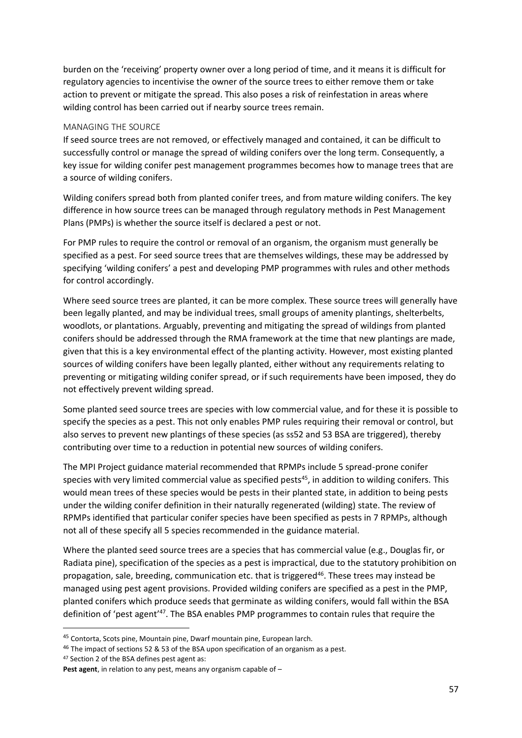burden on the 'receiving' property owner over a long period of time, and it means it is difficult for regulatory agencies to incentivise the owner of the source trees to either remove them or take action to prevent or mitigate the spread. This also poses a risk of reinfestation in areas where wilding control has been carried out if nearby source trees remain.

### MANAGING THE SOURCE

If seed source trees are not removed, or effectively managed and contained, it can be difficult to successfully control or manage the spread of wilding conifers over the long term. Consequently, a key issue for wilding conifer pest management programmes becomes how to manage trees that are a source of wilding conifers.

Wilding conifers spread both from planted conifer trees, and from mature wilding conifers. The key difference in how source trees can be managed through regulatory methods in Pest Management Plans (PMPs) is whether the source itself is declared a pest or not.

For PMP rules to require the control or removal of an organism, the organism must generally be specified as a pest. For seed source trees that are themselves wildings, these may be addressed by specifying 'wilding conifers' a pest and developing PMP programmes with rules and other methods for control accordingly.

Where seed source trees are planted, it can be more complex. These source trees will generally have been legally planted, and may be individual trees, small groups of amenity plantings, shelterbelts, woodlots, or plantations. Arguably, preventing and mitigating the spread of wildings from planted conifers should be addressed through the RMA framework at the time that new plantings are made, given that this is a key environmental effect of the planting activity. However, most existing planted sources of wilding conifers have been legally planted, either without any requirements relating to preventing or mitigating wilding conifer spread, or if such requirements have been imposed, they do not effectively prevent wilding spread.

Some planted seed source trees are species with low commercial value, and for these it is possible to specify the species as a pest. This not only enables PMP rules requiring their removal or control, but also serves to prevent new plantings of these species (as ss52 and 53 BSA are triggered), thereby contributing over time to a reduction in potential new sources of wilding conifers.

The MPI Project guidance material recommended that RPMPs include 5 spread-prone conifer species with very limited commercial value as specified pests[45], in addition to wilding conifers. This would mean trees of these species would be pests in their planted state, in addition to being pests under the wilding conifer definition in their naturally regenerated (wilding) state. The review of RPMPs identified that particular conifer species have been specified as pests in 7 RPMPs, although not all of these specify all 5 species recommended in the guidance material.

Where the planted seed source trees are a species that has commercial value (e.g., Douglas fir, or Radiata pine), specification of the species as a pest is impractical, due to the statutory prohibition on propagation, sale, breeding, communication etc. that is triggered[46]. These trees may instead be managed using pest agent provisions. Provided wilding conifers are specified as a pest in the PMP, planted conifers which produce seeds that germinate as wilding conifers, would fall within the BSA definition of 'pest agent'[47]. The BSA enables PMP programmes to contain rules that require the

---

[45] Contorta, Scots pine, Mountain pine, Dwarf mountain pine, European larch.

[46] The impact of sections 52 & 53 of the BSA upon specification of an organism as a pest.

[47] Section 2 of the BSA defines pest agent as:

**Pest agent**, in relation to any pest, means any organism capable of –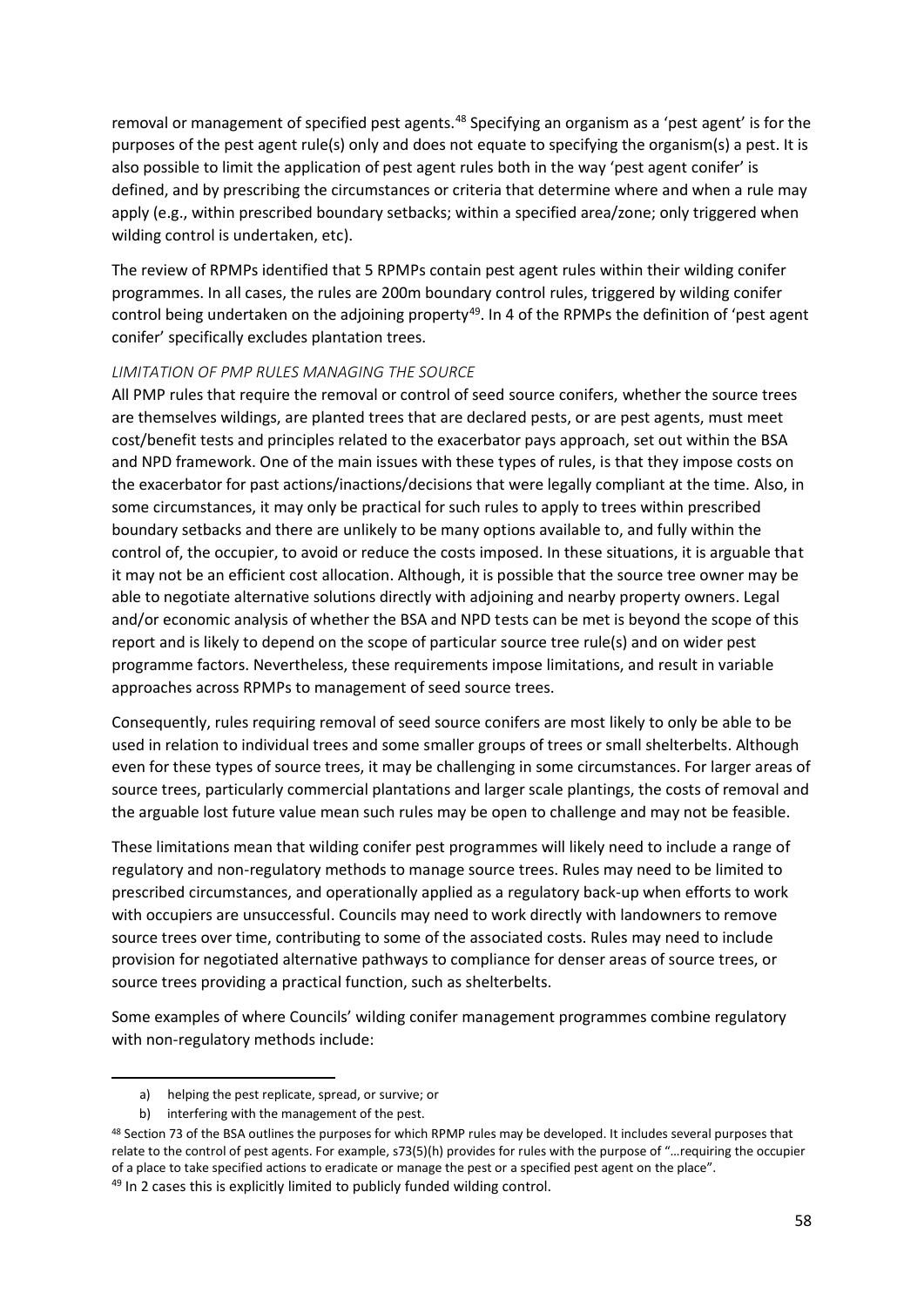removal or management of specified pest agents.[48] Specifying an organism as a 'pest agent' is for the purposes of the pest agent rule(s) only and does not equate to specifying the organism(s) a pest. It is also possible to limit the application of pest agent rules both in the way 'pest agent conifer' is defined, and by prescribing the circumstances or criteria that determine where and when a rule may apply (e.g., within prescribed boundary setbacks; within a specified area/zone; only triggered when wilding control is undertaken, etc).

The review of RPMPs identified that 5 RPMPs contain pest agent rules within their wilding conifer programmes. In all cases, the rules are 200m boundary control rules, triggered by wilding conifer control being undertaken on the adjoining property[49]. In 4 of the RPMPs the definition of 'pest agent conifer' specifically excludes plantation trees.

*LIMITATION OF PMP RULES MANAGING THE SOURCE*

All PMP rules that require the removal or control of seed source conifers, whether the source trees are themselves wildings, are planted trees that are declared pests, or are pest agents, must meet cost/benefit tests and principles related to the exacerbator pays approach, set out within the BSA and NPD framework. One of the main issues with these types of rules, is that they impose costs on the exacerbator for past actions/inactions/decisions that were legally compliant at the time. Also, in some circumstances, it may only be practical for such rules to apply to trees within prescribed boundary setbacks and there are unlikely to be many options available to, and fully within the control of, the occupier, to avoid or reduce the costs imposed. In these situations, it is arguable that it may not be an efficient cost allocation. Although, it is possible that the source tree owner may be able to negotiate alternative solutions directly with adjoining and nearby property owners. Legal and/or economic analysis of whether the BSA and NPD tests can be met is beyond the scope of this report and is likely to depend on the scope of particular source tree rule(s) and on wider pest programme factors. Nevertheless, these requirements impose limitations, and result in variable approaches across RPMPs to management of seed source trees.

Consequently, rules requiring removal of seed source conifers are most likely to only be able to be used in relation to individual trees and some smaller groups of trees or small shelterbelts. Although even for these types of source trees, it may be challenging in some circumstances. For larger areas of source trees, particularly commercial plantations and larger scale plantings, the costs of removal and the arguable lost future value mean such rules may be open to challenge and may not be feasible.

These limitations mean that wilding conifer pest programmes will likely need to include a range of regulatory and non-regulatory methods to manage source trees. Rules may need to be limited to prescribed circumstances, and operationally applied as a regulatory back-up when efforts to work with occupiers are unsuccessful. Councils may need to work directly with landowners to remove source trees over time, contributing to some of the associated costs. Rules may need to include provision for negotiated alternative pathways to compliance for denser areas of source trees, or source trees providing a practical function, such as shelterbelts.

Some examples of where Councils' wilding conifer management programmes combine regulatory with non-regulatory methods include:

---

a) helping the pest replicate, spread, or survive; or

b) interfering with the management of the pest.

[48] Section 73 of the BSA outlines the purposes for which RPMP rules may be developed. It includes several purposes that relate to the control of pest agents. For example, s73(5)(h) provides for rules with the purpose of "…requiring the occupier of a place to take specified actions to eradicate or manage the pest or a specified pest agent on the place".

[49] In 2 cases this is explicitly limited to publicly funded wilding control.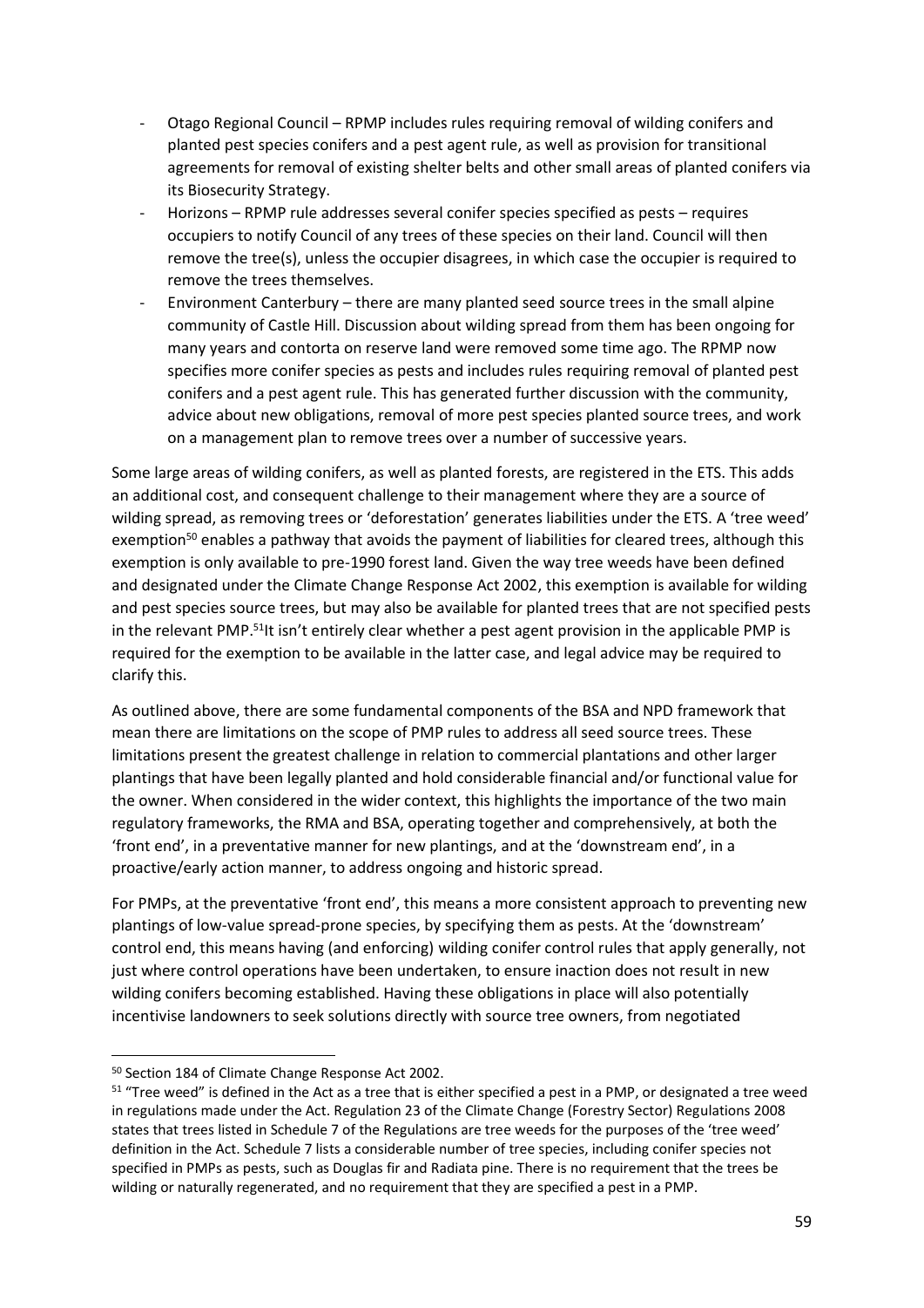- Otago Regional Council – RPMP includes rules requiring removal of wilding conifers and planted pest species conifers and a pest agent rule, as well as provision for transitional agreements for removal of existing shelter belts and other small areas of planted conifers via its Biosecurity Strategy.
- Horizons – RPMP rule addresses several conifer species specified as pests – requires occupiers to notify Council of any trees of these species on their land. Council will then remove the tree(s), unless the occupier disagrees, in which case the occupier is required to remove the trees themselves.
- Environment Canterbury – there are many planted seed source trees in the small alpine community of Castle Hill. Discussion about wilding spread from them has been ongoing for many years and contorta on reserve land were removed some time ago. The RPMP now specifies more conifer species as pests and includes rules requiring removal of planted pest conifers and a pest agent rule. This has generated further discussion with the community, advice about new obligations, removal of more pest species planted source trees, and work on a management plan to remove trees over a number of successive years.

Some large areas of wilding conifers, as well as planted forests, are registered in the ETS. This adds an additional cost, and consequent challenge to their management where they are a source of wilding spread, as removing trees or 'deforestation' generates liabilities under the ETS. A 'tree weed' exemption[50] enables a pathway that avoids the payment of liabilities for cleared trees, although this exemption is only available to pre-1990 forest land. Given the way tree weeds have been defined and designated under the Climate Change Response Act 2002, this exemption is available for wilding and pest species source trees, but may also be available for planted trees that are not specified pests in the relevant PMP.[51] It isn't entirely clear whether a pest agent provision in the applicable PMP is required for the exemption to be available in the latter case, and legal advice may be required to clarify this.

As outlined above, there are some fundamental components of the BSA and NPD framework that mean there are limitations on the scope of PMP rules to address all seed source trees. These limitations present the greatest challenge in relation to commercial plantations and other larger plantings that have been legally planted and hold considerable financial and/or functional value for the owner. When considered in the wider context, this highlights the importance of the two main regulatory frameworks, the RMA and BSA, operating together and comprehensively, at both the 'front end', in a preventative manner for new plantings, and at the 'downstream end', in a proactive/early action manner, to address ongoing and historic spread.

For PMPs, at the preventative 'front end', this means a more consistent approach to preventing new plantings of low-value spread-prone species, by specifying them as pests. At the 'downstream' control end, this means having (and enforcing) wilding conifer control rules that apply generally, not just where control operations have been undertaken, to ensure inaction does not result in new wilding conifers becoming established. Having these obligations in place will also potentially incentivise landowners to seek solutions directly with source tree owners, from negotiated

---

[50] Section 184 of Climate Change Response Act 2002.

[51] "Tree weed" is defined in the Act as a tree that is either specified a pest in a PMP, or designated a tree weed in regulations made under the Act. Regulation 23 of the Climate Change (Forestry Sector) Regulations 2008 states that trees listed in Schedule 7 of the Regulations are tree weeds for the purposes of the 'tree weed' definition in the Act. Schedule 7 lists a considerable number of tree species, including conifer species not specified in PMPs as pests, such as Douglas fir and Radiata pine. There is no requirement that the trees be wilding or naturally regenerated, and no requirement that they are specified a pest in a PMP.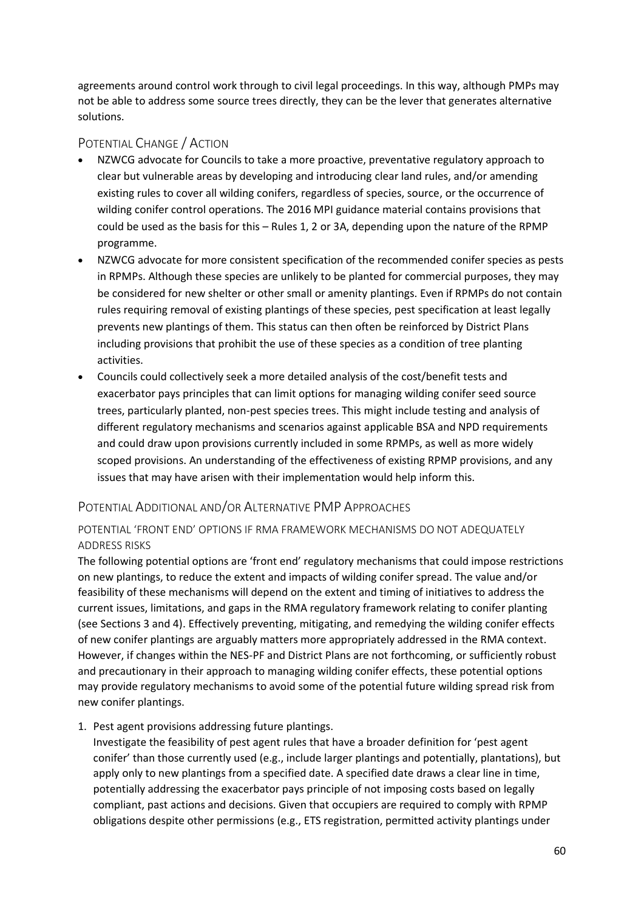agreements around control work through to civil legal proceedings. In this way, although PMPs may not be able to address some source trees directly, they can be the lever that generates alternative solutions.

## Potential Change / Action

- NZWCG advocate for Councils to take a more proactive, preventative regulatory approach to clear but vulnerable areas by developing and introducing clear land rules, and/or amending existing rules to cover all wilding conifers, regardless of species, source, or the occurrence of wilding conifer control operations. The 2016 MPI guidance material contains provisions that could be used as the basis for this – Rules 1, 2 or 3A, depending upon the nature of the RPMP programme.
- NZWCG advocate for more consistent specification of the recommended conifer species as pests in RPMPs. Although these species are unlikely to be planted for commercial purposes, they may be considered for new shelter or other small or amenity plantings. Even if RPMPs do not contain rules requiring removal of existing plantings of these species, pest specification at least legally prevents new plantings of them. This status can then often be reinforced by District Plans including provisions that prohibit the use of these species as a condition of tree planting activities.
- Councils could collectively seek a more detailed analysis of the cost/benefit tests and exacerbator pays principles that can limit options for managing wilding conifer seed source trees, particularly planted, non-pest species trees. This might include testing and analysis of different regulatory mechanisms and scenarios against applicable BSA and NPD requirements and could draw upon provisions currently included in some RPMPs, as well as more widely scoped provisions. An understanding of the effectiveness of existing RPMP provisions, and any issues that may have arisen with their implementation would help inform this.

## Potential Additional and/or Alternative PMP Approaches

### Potential 'Front End' Options if RMA Framework Mechanisms Do Not Adequately Address Risks

The following potential options are 'front end' regulatory mechanisms that could impose restrictions on new plantings, to reduce the extent and impacts of wilding conifer spread. The value and/or feasibility of these mechanisms will depend on the extent and timing of initiatives to address the current issues, limitations, and gaps in the RMA regulatory framework relating to conifer planting (see Sections 3 and 4). Effectively preventing, mitigating, and remedying the wilding conifer effects of new conifer plantings are arguably matters more appropriately addressed in the RMA context. However, if changes within the NES-PF and District Plans are not forthcoming, or sufficiently robust and precautionary in their approach to managing wilding conifer effects, these potential options may provide regulatory mechanisms to avoid some of the potential future wilding spread risk from new conifer plantings.

1. Pest agent provisions addressing future plantings.
   Investigate the feasibility of pest agent rules that have a broader definition for 'pest agent conifer' than those currently used (e.g., include larger plantings and potentially, plantations), but apply only to new plantings from a specified date. A specified date draws a clear line in time, potentially addressing the exacerbator pays principle of not imposing costs based on legally compliant, past actions and decisions. Given that occupiers are required to comply with RPMP obligations despite other permissions (e.g., ETS registration, permitted activity plantings under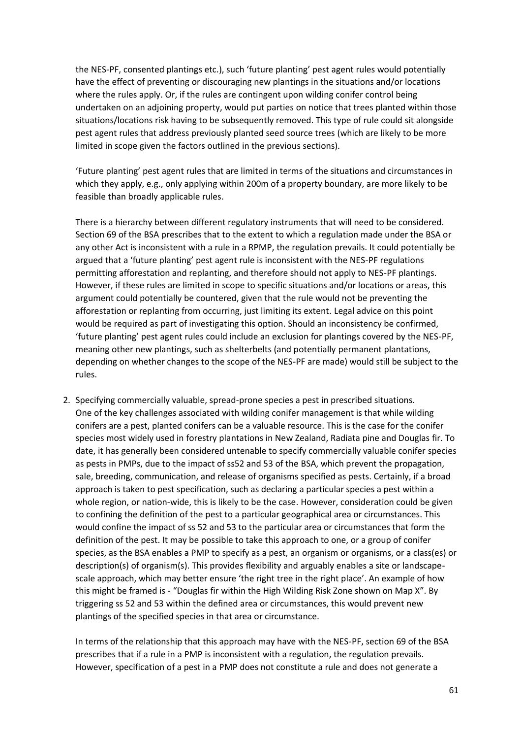the NES-PF, consented plantings etc.), such 'future planting' pest agent rules would potentially have the effect of preventing or discouraging new plantings in the situations and/or locations where the rules apply. Or, if the rules are contingent upon wilding conifer control being undertaken on an adjoining property, would put parties on notice that trees planted within those situations/locations risk having to be subsequently removed. This type of rule could sit alongside pest agent rules that address previously planted seed source trees (which are likely to be more limited in scope given the factors outlined in the previous sections).

'Future planting' pest agent rules that are limited in terms of the situations and circumstances in which they apply, e.g., only applying within 200m of a property boundary, are more likely to be feasible than broadly applicable rules.

There is a hierarchy between different regulatory instruments that will need to be considered. Section 69 of the BSA prescribes that to the extent to which a regulation made under the BSA or any other Act is inconsistent with a rule in a RPMP, the regulation prevails. It could potentially be argued that a 'future planting' pest agent rule is inconsistent with the NES-PF regulations permitting afforestation and replanting, and therefore should not apply to NES-PF plantings. However, if these rules are limited in scope to specific situations and/or locations or areas, this argument could potentially be countered, given that the rule would not be preventing the afforestation or replanting from occurring, just limiting its extent. Legal advice on this point would be required as part of investigating this option. Should an inconsistency be confirmed, 'future planting' pest agent rules could include an exclusion for plantings covered by the NES-PF, meaning other new plantings, such as shelterbelts (and potentially permanent plantations, depending on whether changes to the scope of the NES-PF are made) would still be subject to the rules.

2. Specifying commercially valuable, spread-prone species a pest in prescribed situations.
   One of the key challenges associated with wilding conifer management is that while wilding conifers are a pest, planted conifers can be a valuable resource. This is the case for the conifer species most widely used in forestry plantations in New Zealand, Radiata pine and Douglas fir. To date, it has generally been considered untenable to specify commercially valuable conifer species as pests in PMPs, due to the impact of ss52 and 53 of the BSA, which prevent the propagation, sale, breeding, communication, and release of organisms specified as pests. Certainly, if a broad approach is taken to pest specification, such as declaring a particular species a pest within a whole region, or nation-wide, this is likely to be the case. However, consideration could be given to confining the definition of the pest to a particular geographical area or circumstances. This would confine the impact of ss 52 and 53 to the particular area or circumstances that form the definition of the pest. It may be possible to take this approach to one, or a group of conifer species, as the BSA enables a PMP to specify as a pest, an organism or organisms, or a class(es) or description(s) of organism(s). This provides flexibility and arguably enables a site or landscape-scale approach, which may better ensure 'the right tree in the right place'. An example of how this might be framed is - "Douglas fir within the High Wilding Risk Zone shown on Map X". By triggering ss 52 and 53 within the defined area or circumstances, this would prevent new plantings of the specified species in that area or circumstance.

   In terms of the relationship that this approach may have with the NES-PF, section 69 of the BSA prescribes that if a rule in a PMP is inconsistent with a regulation, the regulation prevails. However, specification of a pest in a PMP does not constitute a rule and does not generate a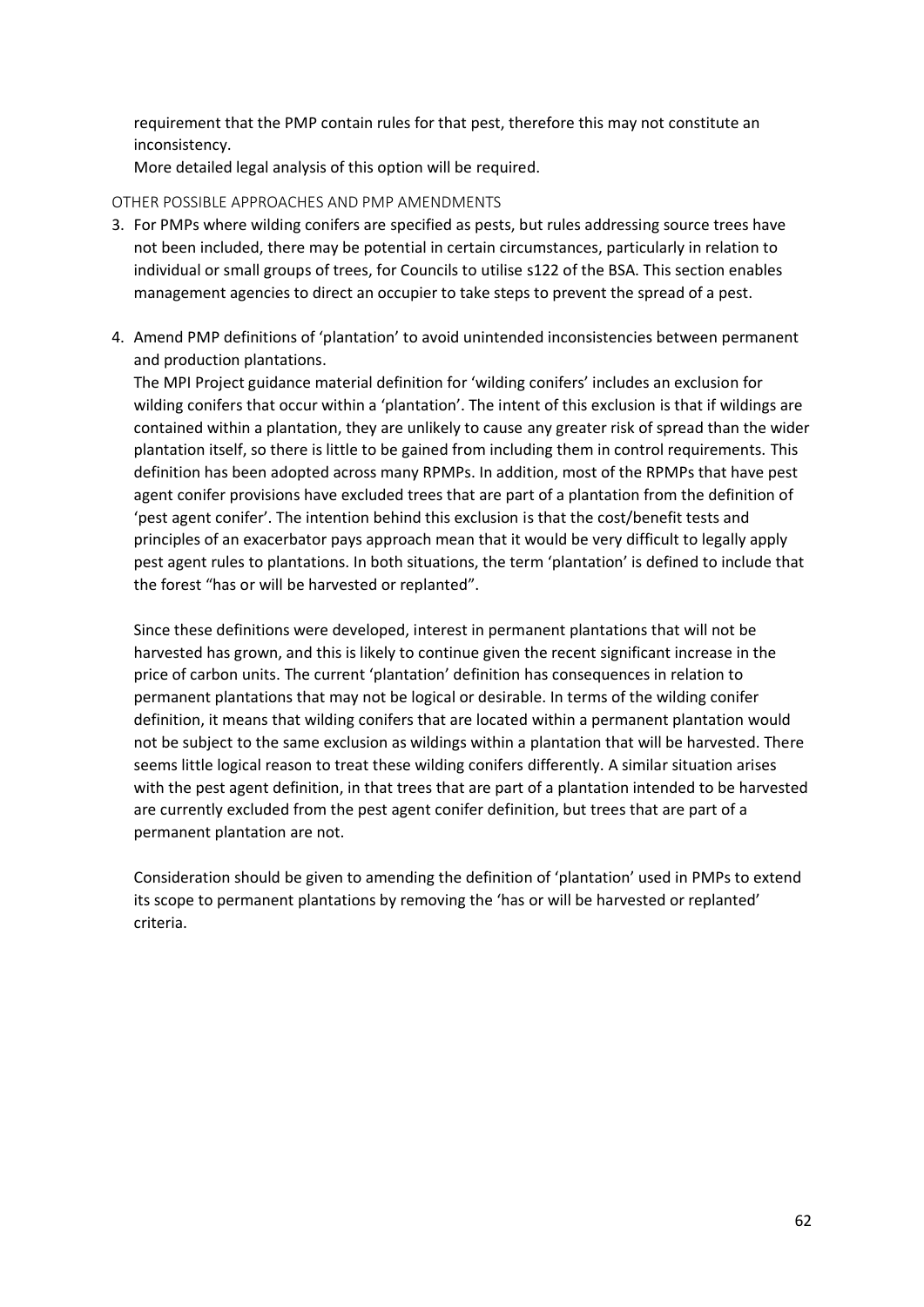requirement that the PMP contain rules for that pest, therefore this may not constitute an inconsistency.

More detailed legal analysis of this option will be required.

### OTHER POSSIBLE APPROACHES AND PMP AMENDMENTS

3. For PMPs where wilding conifers are specified as pests, but rules addressing source trees have not been included, there may be potential in certain circumstances, particularly in relation to individual or small groups of trees, for Councils to utilise s122 of the BSA. This section enables management agencies to direct an occupier to take steps to prevent the spread of a pest.

4. Amend PMP definitions of 'plantation' to avoid unintended inconsistencies between permanent and production plantations.

   The MPI Project guidance material definition for 'wilding conifers' includes an exclusion for wilding conifers that occur within a 'plantation'. The intent of this exclusion is that if wildings are contained within a plantation, they are unlikely to cause any greater risk of spread than the wider plantation itself, so there is little to be gained from including them in control requirements. This definition has been adopted across many RPMPs. In addition, most of the RPMPs that have pest agent conifer provisions have excluded trees that are part of a plantation from the definition of 'pest agent conifer'. The intention behind this exclusion is that the cost/benefit tests and principles of an exacerbator pays approach mean that it would be very difficult to legally apply pest agent rules to plantations. In both situations, the term 'plantation' is defined to include that the forest "has or will be harvested or replanted".

   Since these definitions were developed, interest in permanent plantations that will not be harvested has grown, and this is likely to continue given the recent significant increase in the price of carbon units. The current 'plantation' definition has consequences in relation to permanent plantations that may not be logical or desirable. In terms of the wilding conifer definition, it means that wilding conifers that are located within a permanent plantation would not be subject to the same exclusion as wildings within a plantation that will be harvested. There seems little logical reason to treat these wilding conifers differently. A similar situation arises with the pest agent definition, in that trees that are part of a plantation intended to be harvested are currently excluded from the pest agent conifer definition, but trees that are part of a permanent plantation are not.

   Consideration should be given to amending the definition of 'plantation' used in PMPs to extend its scope to permanent plantations by removing the 'has or will be harvested or replanted' criteria.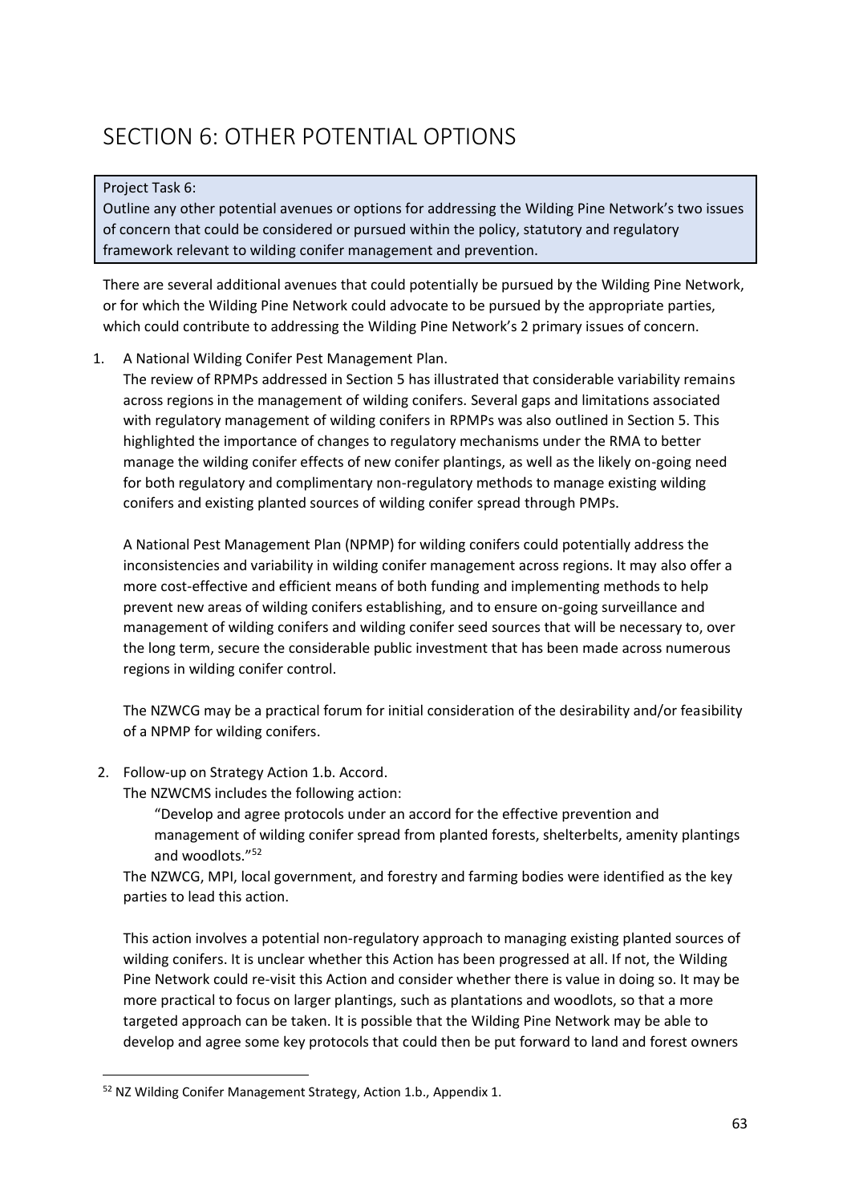# SECTION 6: OTHER POTENTIAL OPTIONS

> Project Task 6:
> Outline any other potential avenues or options for addressing the Wilding Pine Network's two issues of concern that could be considered or pursued within the policy, statutory and regulatory framework relevant to wilding conifer management and prevention.

There are several additional avenues that could potentially be pursued by the Wilding Pine Network, or for which the Wilding Pine Network could advocate to be pursued by the appropriate parties, which could contribute to addressing the Wilding Pine Network's 2 primary issues of concern.

1. A National Wilding Conifer Pest Management Plan.

   The review of RPMPs addressed in Section 5 has illustrated that considerable variability remains across regions in the management of wilding conifers. Several gaps and limitations associated with regulatory management of wilding conifers in RPMPs was also outlined in Section 5. This highlighted the importance of changes to regulatory mechanisms under the RMA to better manage the wilding conifer effects of new conifer plantings, as well as the likely on-going need for both regulatory and complimentary non-regulatory methods to manage existing wilding conifers and existing planted sources of wilding conifer spread through PMPs.

   A National Pest Management Plan (NPMP) for wilding conifers could potentially address the inconsistencies and variability in wilding conifer management across regions. It may also offer a more cost-effective and efficient means of both funding and implementing methods to help prevent new areas of wilding conifers establishing, and to ensure on-going surveillance and management of wilding conifers and wilding conifer seed sources that will be necessary to, over the long term, secure the considerable public investment that has been made across numerous regions in wilding conifer control.

   The NZWCG may be a practical forum for initial consideration of the desirability and/or feasibility of a NPMP for wilding conifers.

2. Follow-up on Strategy Action 1.b. Accord.

   The NZWCMS includes the following action:

   > "Develop and agree protocols under an accord for the effective prevention and management of wilding conifer spread from planted forests, shelterbelts, amenity plantings and woodlots."[52]

   The NZWCG, MPI, local government, and forestry and farming bodies were identified as the key parties to lead this action.

   This action involves a potential non-regulatory approach to managing existing planted sources of wilding conifers. It is unclear whether this Action has been progressed at all. If not, the Wilding Pine Network could re-visit this Action and consider whether there is value in doing so. It may be more practical to focus on larger plantings, such as plantations and woodlots, so that a more targeted approach can be taken. It is possible that the Wilding Pine Network may be able to develop and agree some key protocols that could then be put forward to land and forest owners

[52] NZ Wilding Conifer Management Strategy, Action 1.b., Appendix 1.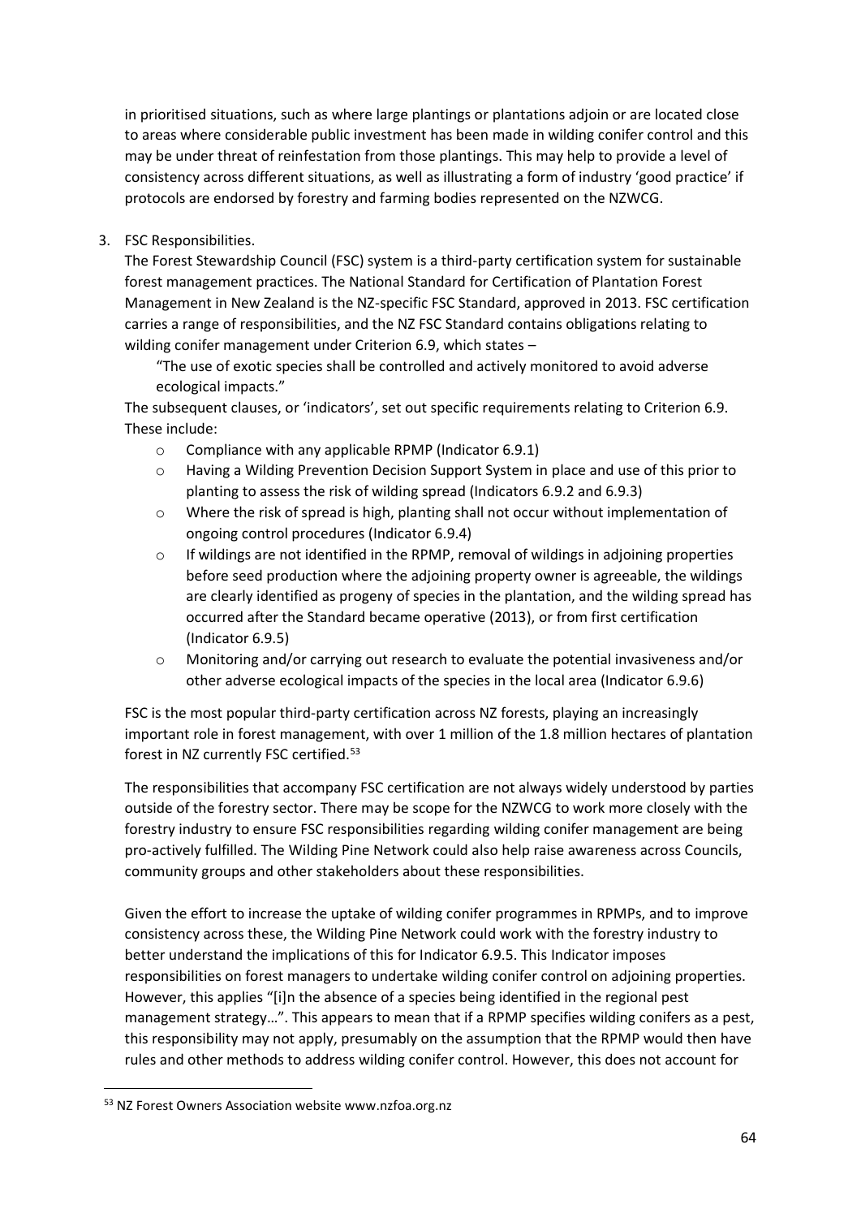in prioritised situations, such as where large plantings or plantations adjoin or are located close to areas where considerable public investment has been made in wilding conifer control and this may be under threat of reinfestation from those plantings. This may help to provide a level of consistency across different situations, as well as illustrating a form of industry 'good practice' if protocols are endorsed by forestry and farming bodies represented on the NZWCG.

3. FSC Responsibilities.

   The Forest Stewardship Council (FSC) system is a third-party certification system for sustainable forest management practices. The National Standard for Certification of Plantation Forest Management in New Zealand is the NZ-specific FSC Standard, approved in 2013. FSC certification carries a range of responsibilities, and the NZ FSC Standard contains obligations relating to wilding conifer management under Criterion 6.9, which states –

   > "The use of exotic species shall be controlled and actively monitored to avoid adverse ecological impacts."

   The subsequent clauses, or 'indicators', set out specific requirements relating to Criterion 6.9. These include:

   - Compliance with any applicable RPMP (Indicator 6.9.1)
   - Having a Wilding Prevention Decision Support System in place and use of this prior to planting to assess the risk of wilding spread (Indicators 6.9.2 and 6.9.3)
   - Where the risk of spread is high, planting shall not occur without implementation of ongoing control procedures (Indicator 6.9.4)
   - If wildings are not identified in the RPMP, removal of wildings in adjoining properties before seed production where the adjoining property owner is agreeable, the wildings are clearly identified as progeny of species in the plantation, and the wilding spread has occurred after the Standard became operative (2013), or from first certification (Indicator 6.9.5)
   - Monitoring and/or carrying out research to evaluate the potential invasiveness and/or other adverse ecological impacts of the species in the local area (Indicator 6.9.6)

   FSC is the most popular third-party certification across NZ forests, playing an increasingly important role in forest management, with over 1 million of the 1.8 million hectares of plantation forest in NZ currently FSC certified.[53]

   The responsibilities that accompany FSC certification are not always widely understood by parties outside of the forestry sector. There may be scope for the NZWCG to work more closely with the forestry industry to ensure FSC responsibilities regarding wilding conifer management are being pro-actively fulfilled. The Wilding Pine Network could also help raise awareness across Councils, community groups and other stakeholders about these responsibilities.

   Given the effort to increase the uptake of wilding conifer programmes in RPMPs, and to improve consistency across these, the Wilding Pine Network could work with the forestry industry to better understand the implications of this for Indicator 6.9.5. This Indicator imposes responsibilities on forest managers to undertake wilding conifer control on adjoining properties. However, this applies "[i]n the absence of a species being identified in the regional pest management strategy…". This appears to mean that if a RPMP specifies wilding conifers as a pest, this responsibility may not apply, presumably on the assumption that the RPMP would then have rules and other methods to address wilding conifer control. However, this does not account for

---

[53] NZ Forest Owners Association website www.nzfoa.org.nz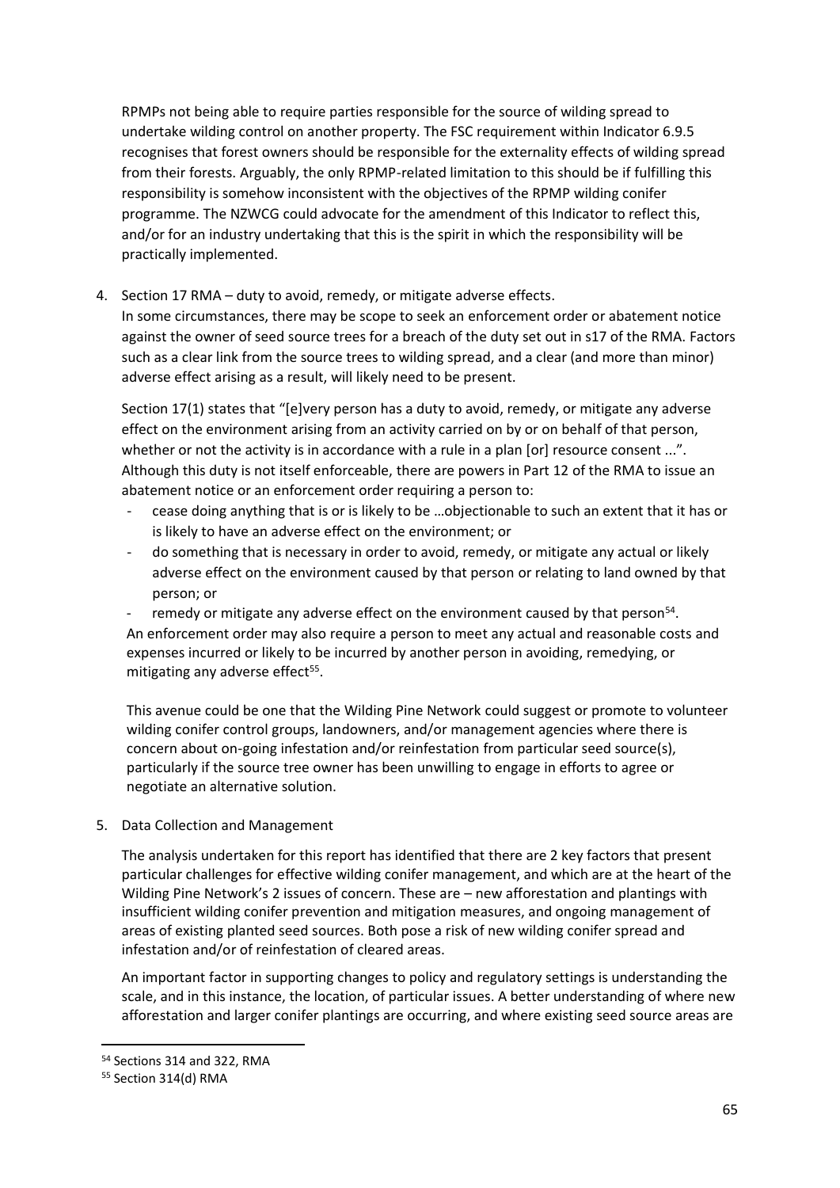RPMPs not being able to require parties responsible for the source of wilding spread to undertake wilding control on another property. The FSC requirement within Indicator 6.9.5 recognises that forest owners should be responsible for the externality effects of wilding spread from their forests. Arguably, the only RPMP-related limitation to this should be if fulfilling this responsibility is somehow inconsistent with the objectives of the RPMP wilding conifer programme. The NZWCG could advocate for the amendment of this Indicator to reflect this, and/or for an industry undertaking that this is the spirit in which the responsibility will be practically implemented.

4. Section 17 RMA – duty to avoid, remedy, or mitigate adverse effects.

   In some circumstances, there may be scope to seek an enforcement order or abatement notice against the owner of seed source trees for a breach of the duty set out in s17 of the RMA. Factors such as a clear link from the source trees to wilding spread, and a clear (and more than minor) adverse effect arising as a result, will likely need to be present.

   Section 17(1) states that "[e]very person has a duty to avoid, remedy, or mitigate any adverse effect on the environment arising from an activity carried on by or on behalf of that person, whether or not the activity is in accordance with a rule in a plan [or] resource consent ...". Although this duty is not itself enforceable, there are powers in Part 12 of the RMA to issue an abatement notice or an enforcement order requiring a person to:

   - cease doing anything that is or is likely to be …objectionable to such an extent that it has or is likely to have an adverse effect on the environment; or
   - do something that is necessary in order to avoid, remedy, or mitigate any actual or likely adverse effect on the environment caused by that person or relating to land owned by that person; or
   - remedy or mitigate any adverse effect on the environment caused by that person[54].

   An enforcement order may also require a person to meet any actual and reasonable costs and expenses incurred or likely to be incurred by another person in avoiding, remedying, or mitigating any adverse effect[55].

   This avenue could be one that the Wilding Pine Network could suggest or promote to volunteer wilding conifer control groups, landowners, and/or management agencies where there is concern about on-going infestation and/or reinfestation from particular seed source(s), particularly if the source tree owner has been unwilling to engage in efforts to agree or negotiate an alternative solution.

5. Data Collection and Management

   The analysis undertaken for this report has identified that there are 2 key factors that present particular challenges for effective wilding conifer management, and which are at the heart of the Wilding Pine Network's 2 issues of concern. These are – new afforestation and plantings with insufficient wilding conifer prevention and mitigation measures, and ongoing management of areas of existing planted seed sources. Both pose a risk of new wilding conifer spread and infestation and/or of reinfestation of cleared areas.

   An important factor in supporting changes to policy and regulatory settings is understanding the scale, and in this instance, the location, of particular issues. A better understanding of where new afforestation and larger conifer plantings are occurring, and where existing seed source areas are

[54] Sections 314 and 322, RMA

[55] Section 314(d) RMA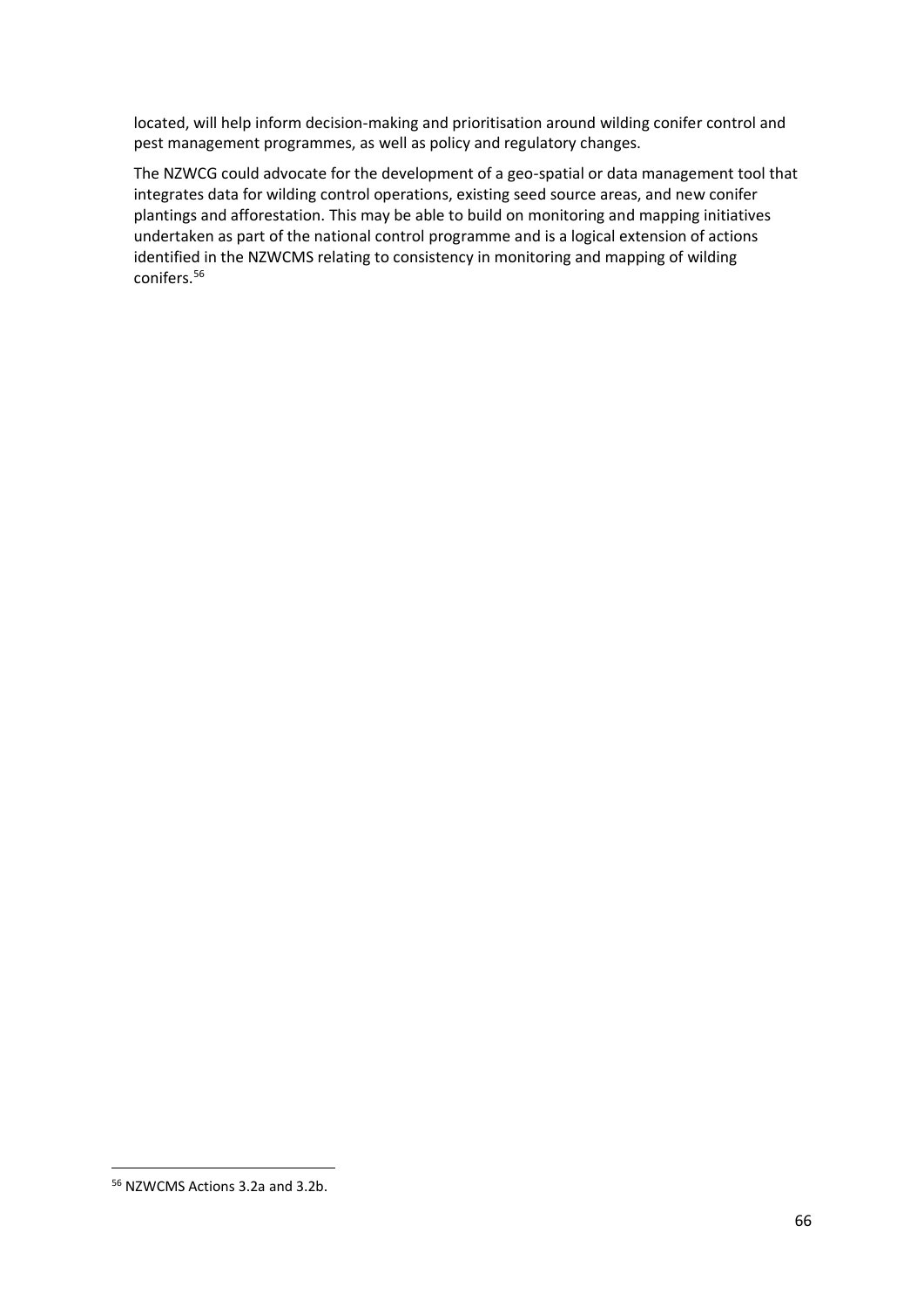located, will help inform decision-making and prioritisation around wilding conifer control and pest management programmes, as well as policy and regulatory changes.

The NZWCG could advocate for the development of a geo-spatial or data management tool that integrates data for wilding control operations, existing seed source areas, and new conifer plantings and afforestation. This may be able to build on monitoring and mapping initiatives undertaken as part of the national control programme and is a logical extension of actions identified in the NZWCMS relating to consistency in monitoring and mapping of wilding conifers.[56]

[56] NZWCMS Actions 3.2a and 3.2b.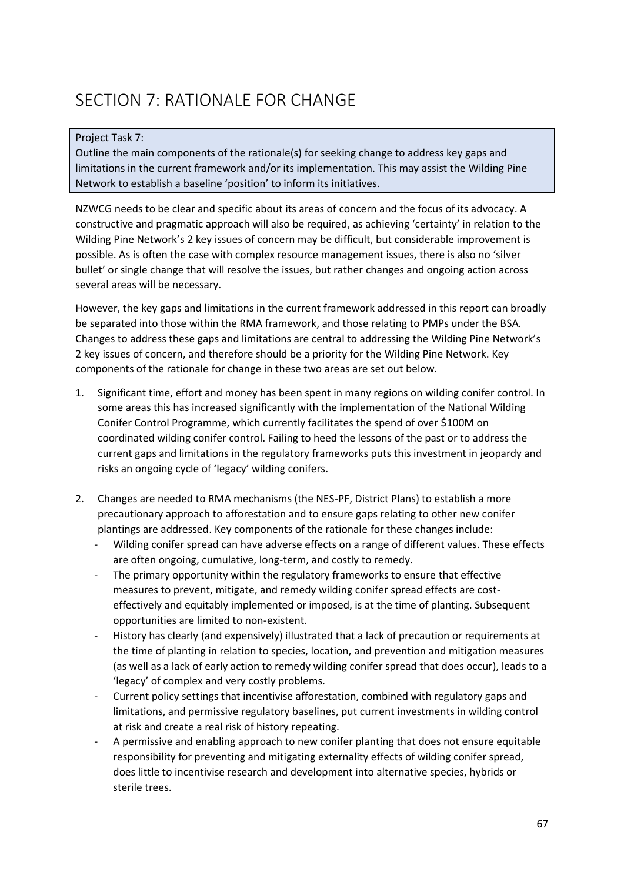# SECTION 7: RATIONALE FOR CHANGE

Project Task 7:
Outline the main components of the rationale(s) for seeking change to address key gaps and limitations in the current framework and/or its implementation. This may assist the Wilding Pine Network to establish a baseline 'position' to inform its initiatives.

NZWCG needs to be clear and specific about its areas of concern and the focus of its advocacy. A constructive and pragmatic approach will also be required, as achieving 'certainty' in relation to the Wilding Pine Network's 2 key issues of concern may be difficult, but considerable improvement is possible. As is often the case with complex resource management issues, there is also no 'silver bullet' or single change that will resolve the issues, but rather changes and ongoing action across several areas will be necessary.

However, the key gaps and limitations in the current framework addressed in this report can broadly be separated into those within the RMA framework, and those relating to PMPs under the BSA. Changes to address these gaps and limitations are central to addressing the Wilding Pine Network's 2 key issues of concern, and therefore should be a priority for the Wilding Pine Network. Key components of the rationale for change in these two areas are set out below.

1. Significant time, effort and money has been spent in many regions on wilding conifer control. In some areas this has increased significantly with the implementation of the National Wilding Conifer Control Programme, which currently facilitates the spend of over $100M on coordinated wilding conifer control. Failing to heed the lessons of the past or to address the current gaps and limitations in the regulatory frameworks puts this investment in jeopardy and risks an ongoing cycle of 'legacy' wilding conifers.

2. Changes are needed to RMA mechanisms (the NES-PF, District Plans) to establish a more precautionary approach to afforestation and to ensure gaps relating to other new conifer plantings are addressed. Key components of the rationale for these changes include:
   - Wilding conifer spread can have adverse effects on a range of different values. These effects are often ongoing, cumulative, long-term, and costly to remedy.
   - The primary opportunity within the regulatory frameworks to ensure that effective measures to prevent, mitigate, and remedy wilding conifer spread effects are cost-effectively and equitably implemented or imposed, is at the time of planting. Subsequent opportunities are limited to non-existent.
   - History has clearly (and expensively) illustrated that a lack of precaution or requirements at the time of planting in relation to species, location, and prevention and mitigation measures (as well as a lack of early action to remedy wilding conifer spread that does occur), leads to a 'legacy' of complex and very costly problems.
   - Current policy settings that incentivise afforestation, combined with regulatory gaps and limitations, and permissive regulatory baselines, put current investments in wilding control at risk and create a real risk of history repeating.
   - A permissive and enabling approach to new conifer planting that does not ensure equitable responsibility for preventing and mitigating externality effects of wilding conifer spread, does little to incentivise research and development into alternative species, hybrids or sterile trees.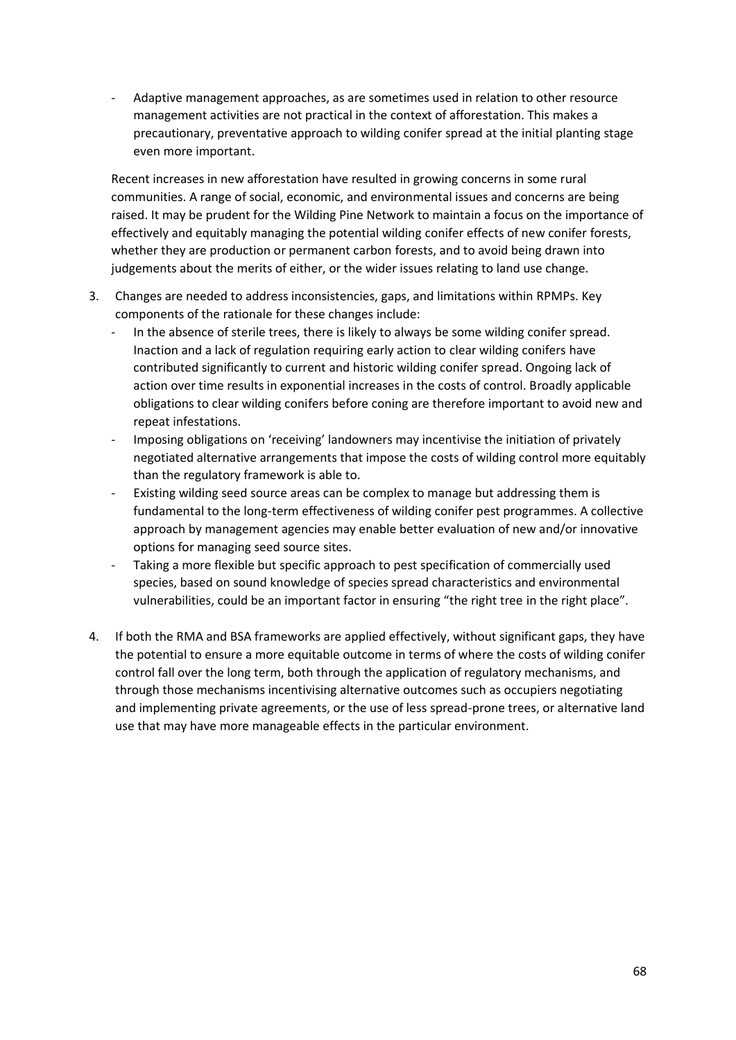- Adaptive management approaches, as are sometimes used in relation to other resource management activities are not practical in the context of afforestation. This makes a precautionary, preventative approach to wilding conifer spread at the initial planting stage even more important.

Recent increases in new afforestation have resulted in growing concerns in some rural communities. A range of social, economic, and environmental issues and concerns are being raised. It may be prudent for the Wilding Pine Network to maintain a focus on the importance of effectively and equitably managing the potential wilding conifer effects of new conifer forests, whether they are production or permanent carbon forests, and to avoid being drawn into judgements about the merits of either, or the wider issues relating to land use change.

3. Changes are needed to address inconsistencies, gaps, and limitations within RPMPs. Key components of the rationale for these changes include:
   - In the absence of sterile trees, there is likely to always be some wilding conifer spread. Inaction and a lack of regulation requiring early action to clear wilding conifers have contributed significantly to current and historic wilding conifer spread. Ongoing lack of action over time results in exponential increases in the costs of control. Broadly applicable obligations to clear wilding conifers before coning are therefore important to avoid new and repeat infestations.
   - Imposing obligations on 'receiving' landowners may incentivise the initiation of privately negotiated alternative arrangements that impose the costs of wilding control more equitably than the regulatory framework is able to.
   - Existing wilding seed source areas can be complex to manage but addressing them is fundamental to the long-term effectiveness of wilding conifer pest programmes. A collective approach by management agencies may enable better evaluation of new and/or innovative options for managing seed source sites.
   - Taking a more flexible but specific approach to pest specification of commercially used species, based on sound knowledge of species spread characteristics and environmental vulnerabilities, could be an important factor in ensuring "the right tree in the right place".

4. If both the RMA and BSA frameworks are applied effectively, without significant gaps, they have the potential to ensure a more equitable outcome in terms of where the costs of wilding conifer control fall over the long term, both through the application of regulatory mechanisms, and through those mechanisms incentivising alternative outcomes such as occupiers negotiating and implementing private agreements, or the use of less spread-prone trees, or alternative land use that may have more manageable effects in the particular environment.